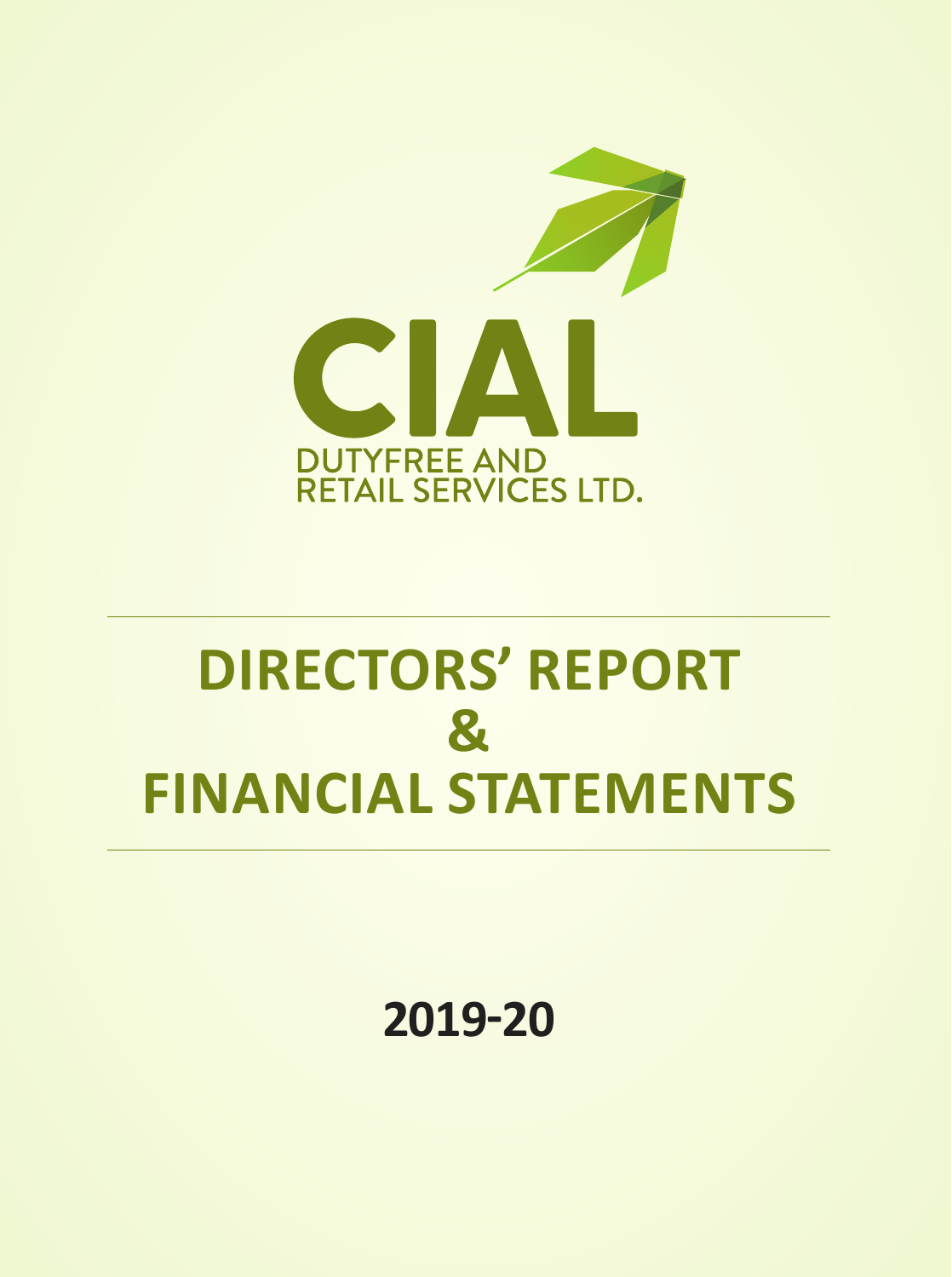CIAL

DUTYFREE AND RETAIL SERVICES LTD.

# DIRECTORS' REPORT & FINANCIAL STATEMENTS

## 2019-20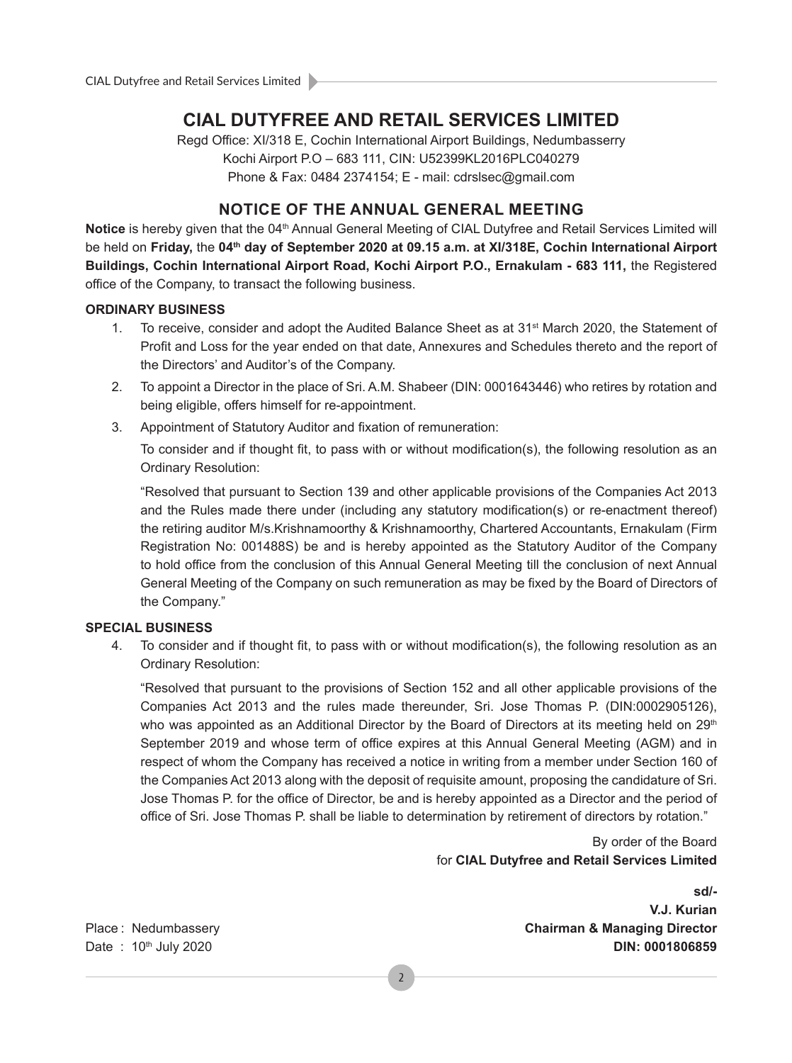# CIAL DUTYFREE AND RETAIL SERVICES LIMITED

Regd Office: XI/318 E, Cochin International Airport Buildings, Nedumbasserry
Kochi Airport P.O – 683 111, CIN: U52399KL2016PLC040279
Phone & Fax: 0484 2374154; E - mail: cdrslsec@gmail.com

## NOTICE OF THE ANNUAL GENERAL MEETING

**Notice** is hereby given that the 04th Annual General Meeting of CIAL Dutyfree and Retail Services Limited will be held on **Friday,** the **04th day of September 2020 at 09.15 a.m. at XI/318E, Cochin International Airport Buildings, Cochin International Airport Road, Kochi Airport P.O., Ernakulam - 683 111,** the Registered office of the Company, to transact the following business.

**ORDINARY BUSINESS**

1. To receive, consider and adopt the Audited Balance Sheet as at 31st March 2020, the Statement of Profit and Loss for the year ended on that date, Annexures and Schedules thereto and the report of the Directors' and Auditor's of the Company.
2. To appoint a Director in the place of Sri. A.M. Shabeer (DIN: 0001643446) who retires by rotation and being eligible, offers himself for re-appointment.
3. Appointment of Statutory Auditor and fixation of remuneration:

   To consider and if thought fit, to pass with or without modification(s), the following resolution as an Ordinary Resolution:

   "Resolved that pursuant to Section 139 and other applicable provisions of the Companies Act 2013 and the Rules made there under (including any statutory modification(s) or re-enactment thereof) the retiring auditor M/s.Krishnamoorthy & Krishnamoorthy, Chartered Accountants, Ernakulam (Firm Registration No: 001488S) be and is hereby appointed as the Statutory Auditor of the Company to hold office from the conclusion of this Annual General Meeting till the conclusion of next Annual General Meeting of the Company on such remuneration as may be fixed by the Board of Directors of the Company."

**SPECIAL BUSINESS**

4. To consider and if thought fit, to pass with or without modification(s), the following resolution as an Ordinary Resolution:

   "Resolved that pursuant to the provisions of Section 152 and all other applicable provisions of the Companies Act 2013 and the rules made thereunder, Sri. Jose Thomas P. (DIN:0002905126), who was appointed as an Additional Director by the Board of Directors at its meeting held on 29th September 2019 and whose term of office expires at this Annual General Meeting (AGM) and in respect of whom the Company has received a notice in writing from a member under Section 160 of the Companies Act 2013 along with the deposit of requisite amount, proposing the candidature of Sri. Jose Thomas P. for the office of Director, be and is hereby appointed as a Director and the period of office of Sri. Jose Thomas P. shall be liable to determination by retirement of directors by rotation."

By order of the Board
for **CIAL Dutyfree and Retail Services Limited**

**sd/-**
**V.J. Kurian**
**Chairman & Managing Director**
**DIN: 0001806859**

Place : Nedumbassery
Date : 10th July 2020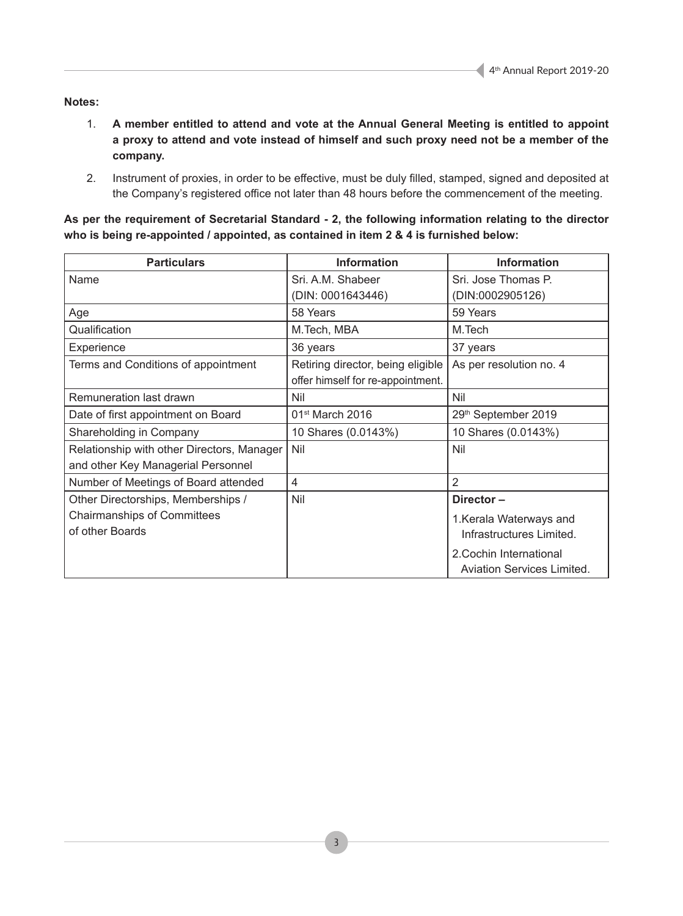**Notes:**

1. **A member entitled to attend and vote at the Annual General Meeting is entitled to appoint a proxy to attend and vote instead of himself and such proxy need not be a member of the company.**

2. Instrument of proxies, in order to be effective, must be duly filled, stamped, signed and deposited at the Company's registered office not later than 48 hours before the commencement of the meeting.

**As per the requirement of Secretarial Standard - 2, the following information relating to the director who is being re-appointed / appointed, as contained in item 2 & 4 is furnished below:**

| Particulars | Information | Information |
|---|---|---|
| Name | Sri. A.M. Shabeer (DIN: 0001643446) | Sri. Jose Thomas P. (DIN:0002905126) |
| Age | 58 Years | 59 Years |
| Qualification | M.Tech, MBA | M.Tech |
| Experience | 36 years | 37 years |
| Terms and Conditions of appointment | Retiring director, being eligible offer himself for re-appointment. | As per resolution no. 4 |
| Remuneration last drawn | Nil | Nil |
| Date of first appointment on Board | 01st March 2016 | 29th September 2019 |
| Shareholding in Company | 10 Shares (0.0143%) | 10 Shares (0.0143%) |
| Relationship with other Directors, Manager and other Key Managerial Personnel | Nil | Nil |
| Number of Meetings of Board attended | 4 | 2 |
| Other Directorships, Memberships / Chairmanships of Committees of other Boards | Nil | **Director –** 1.Kerala Waterways and Infrastructures Limited. 2.Cochin International Aviation Services Limited. |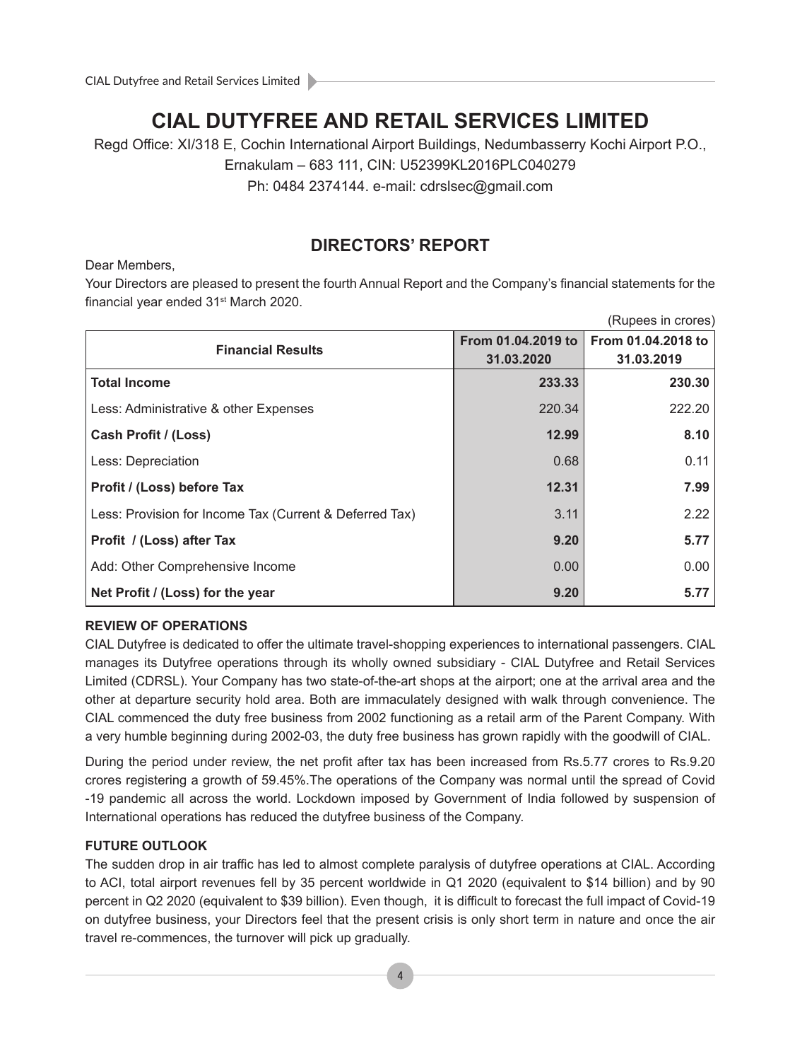# CIAL DUTYFREE AND RETAIL SERVICES LIMITED

Regd Office: XI/318 E, Cochin International Airport Buildings, Nedumbasserry Kochi Airport P.O., Ernakulam – 683 111, CIN: U52399KL2016PLC040279

Ph: 0484 2374144. e-mail: cdrslsec@gmail.com

## DIRECTORS' REPORT

Dear Members,

Your Directors are pleased to present the fourth Annual Report and the Company's financial statements for the financial year ended 31st March 2020.

(Rupees in crores)

| Financial Results | From 01.04.2019 to 31.03.2020 | From 01.04.2018 to 31.03.2019 |
|---|---|---|
| **Total Income** | **233.33** | **230.30** |
| Less: Administrative & other Expenses | 220.34 | 222.20 |
| **Cash Profit / (Loss)** | **12.99** | **8.10** |
| Less: Depreciation | 0.68 | 0.11 |
| **Profit / (Loss) before Tax** | **12.31** | **7.99** |
| Less: Provision for Income Tax (Current & Deferred Tax) | 3.11 | 2.22 |
| **Profit / (Loss) after Tax** | **9.20** | **5.77** |
| Add: Other Comprehensive Income | 0.00 | 0.00 |
| **Net Profit / (Loss) for the year** | **9.20** | **5.77** |

### REVIEW OF OPERATIONS

CIAL Dutyfree is dedicated to offer the ultimate travel-shopping experiences to international passengers. CIAL manages its Dutyfree operations through its wholly owned subsidiary - CIAL Dutyfree and Retail Services Limited (CDRSL). Your Company has two state-of-the-art shops at the airport; one at the arrival area and the other at departure security hold area. Both are immaculately designed with walk through convenience. The CIAL commenced the duty free business from 2002 functioning as a retail arm of the Parent Company. With a very humble beginning during 2002-03, the duty free business has grown rapidly with the goodwill of CIAL.

During the period under review, the net profit after tax has been increased from Rs.5.77 crores to Rs.9.20 crores registering a growth of 59.45%.The operations of the Company was normal until the spread of Covid -19 pandemic all across the world. Lockdown imposed by Government of India followed by suspension of International operations has reduced the dutyfree business of the Company.

### FUTURE OUTLOOK

The sudden drop in air traffic has led to almost complete paralysis of dutyfree operations at CIAL. According to ACI, total airport revenues fell by 35 percent worldwide in Q1 2020 (equivalent to $14 billion) and by 90 percent in Q2 2020 (equivalent to $39 billion). Even though, it is difficult to forecast the full impact of Covid-19 on dutyfree business, your Directors feel that the present crisis is only short term in nature and once the air travel re-commences, the turnover will pick up gradually.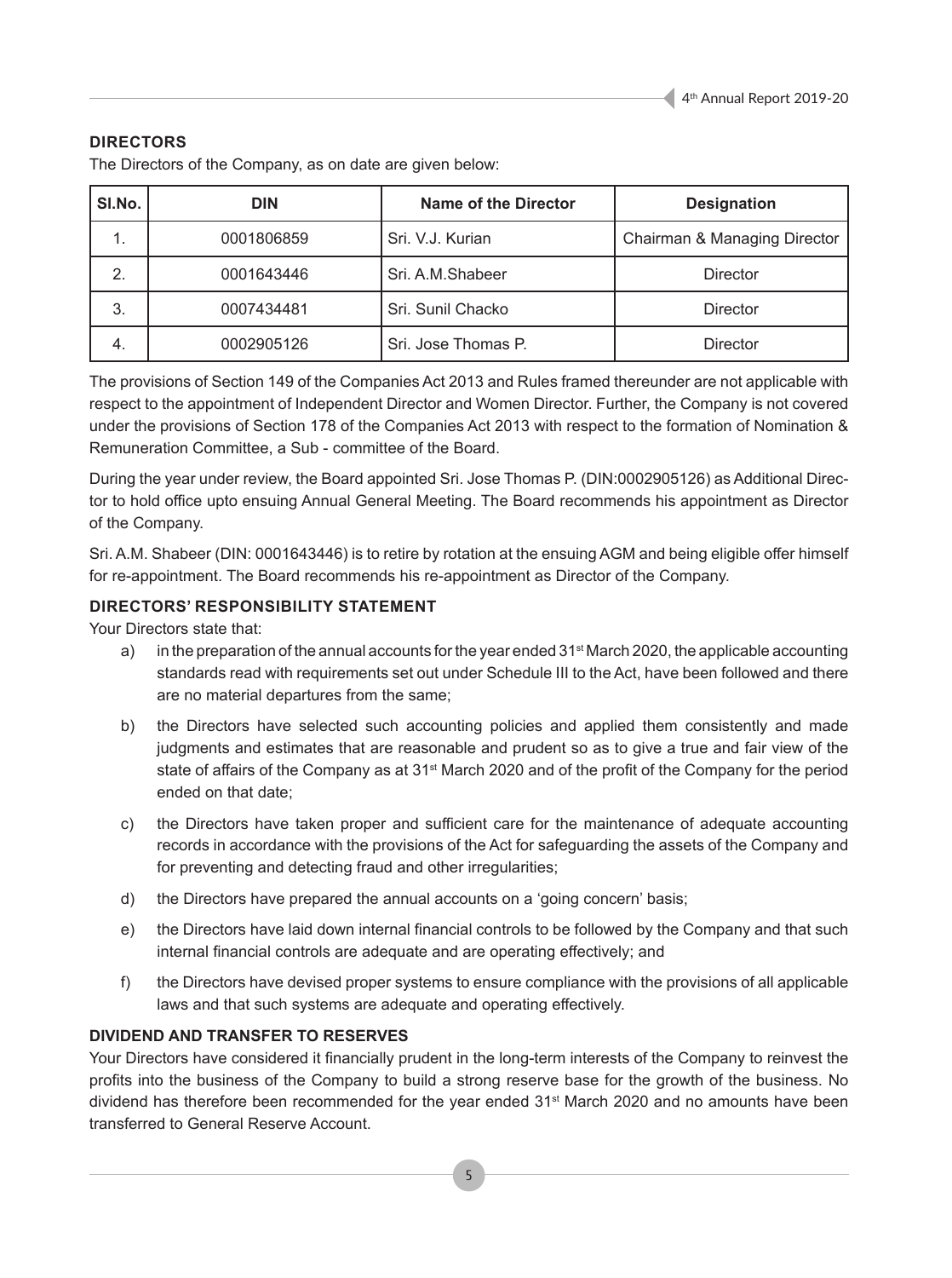## DIRECTORS

The Directors of the Company, as on date are given below:

| Sl.No. | DIN | Name of the Director | Designation |
|---|---|---|---|
| 1. | 0001806859 | Sri. V.J. Kurian | Chairman & Managing Director |
| 2. | 0001643446 | Sri. A.M.Shabeer | Director |
| 3. | 0007434481 | Sri. Sunil Chacko | Director |
| 4. | 0002905126 | Sri. Jose Thomas P. | Director |

The provisions of Section 149 of the Companies Act 2013 and Rules framed thereunder are not applicable with respect to the appointment of Independent Director and Women Director. Further, the Company is not covered under the provisions of Section 178 of the Companies Act 2013 with respect to the formation of Nomination & Remuneration Committee, a Sub - committee of the Board.

During the year under review, the Board appointed Sri. Jose Thomas P. (DIN:0002905126) as Additional Director to hold office upto ensuing Annual General Meeting. The Board recommends his appointment as Director of the Company.

Sri. A.M. Shabeer (DIN: 0001643446) is to retire by rotation at the ensuing AGM and being eligible offer himself for re-appointment. The Board recommends his re-appointment as Director of the Company.

## DIRECTORS' RESPONSIBILITY STATEMENT

Your Directors state that:

a) in the preparation of the annual accounts for the year ended 31st March 2020, the applicable accounting standards read with requirements set out under Schedule III to the Act, have been followed and there are no material departures from the same;

b) the Directors have selected such accounting policies and applied them consistently and made judgments and estimates that are reasonable and prudent so as to give a true and fair view of the state of affairs of the Company as at 31st March 2020 and of the profit of the Company for the period ended on that date;

c) the Directors have taken proper and sufficient care for the maintenance of adequate accounting records in accordance with the provisions of the Act for safeguarding the assets of the Company and for preventing and detecting fraud and other irregularities;

d) the Directors have prepared the annual accounts on a 'going concern' basis;

e) the Directors have laid down internal financial controls to be followed by the Company and that such internal financial controls are adequate and are operating effectively; and

f) the Directors have devised proper systems to ensure compliance with the provisions of all applicable laws and that such systems are adequate and operating effectively.

## DIVIDEND AND TRANSFER TO RESERVES

Your Directors have considered it financially prudent in the long-term interests of the Company to reinvest the profits into the business of the Company to build a strong reserve base for the growth of the business. No dividend has therefore been recommended for the year ended 31st March 2020 and no amounts have been transferred to General Reserve Account.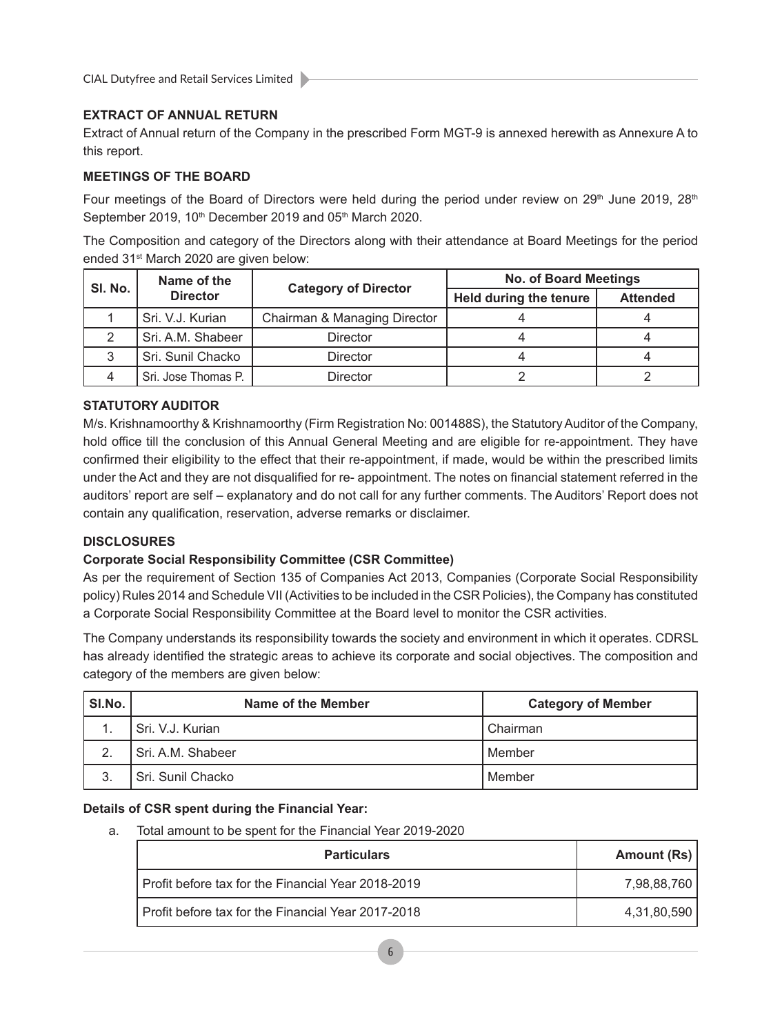## EXTRACT OF ANNUAL RETURN

Extract of Annual return of the Company in the prescribed Form MGT-9 is annexed herewith as Annexure A to this report.

## MEETINGS OF THE BOARD

Four meetings of the Board of Directors were held during the period under review on 29th June 2019, 28th September 2019, 10th December 2019 and 05th March 2020.

The Composition and category of the Directors along with their attendance at Board Meetings for the period ended 31st March 2020 are given below:

| Sl. No. | Name of the Director | Category of Director | No. of Board Meetings | |
|---|---|---|---|---|
| | | | Held during the tenure | Attended |
| 1 | Sri. V.J. Kurian | Chairman & Managing Director | 4 | 4 |
| 2 | Sri. A.M. Shabeer | Director | 4 | 4 |
| 3 | Sri. Sunil Chacko | Director | 4 | 4 |
| 4 | Sri. Jose Thomas P. | Director | 2 | 2 |

## STATUTORY AUDITOR

M/s. Krishnamoorthy & Krishnamoorthy (Firm Registration No: 001488S), the Statutory Auditor of the Company, hold office till the conclusion of this Annual General Meeting and are eligible for re-appointment. They have confirmed their eligibility to the effect that their re-appointment, if made, would be within the prescribed limits under the Act and they are not disqualified for re- appointment. The notes on financial statement referred in the auditors' report are self – explanatory and do not call for any further comments. The Auditors' Report does not contain any qualification, reservation, adverse remarks or disclaimer.

## DISCLOSURES

### Corporate Social Responsibility Committee (CSR Committee)

As per the requirement of Section 135 of Companies Act 2013, Companies (Corporate Social Responsibility policy) Rules 2014 and Schedule VII (Activities to be included in the CSR Policies), the Company has constituted a Corporate Social Responsibility Committee at the Board level to monitor the CSR activities.

The Company understands its responsibility towards the society and environment in which it operates. CDRSL has already identified the strategic areas to achieve its corporate and social objectives. The composition and category of the members are given below:

| Sl.No. | Name of the Member | Category of Member |
|---|---|---|
| 1. | Sri. V.J. Kurian | Chairman |
| 2. | Sri. A.M. Shabeer | Member |
| 3. | Sri. Sunil Chacko | Member |

**Details of CSR spent during the Financial Year:**

a. Total amount to be spent for the Financial Year 2019-2020

| Particulars | Amount (Rs) |
|---|---|
| Profit before tax for the Financial Year 2018-2019 | 7,98,88,760 |
| Profit before tax for the Financial Year 2017-2018 | 4,31,80,590 |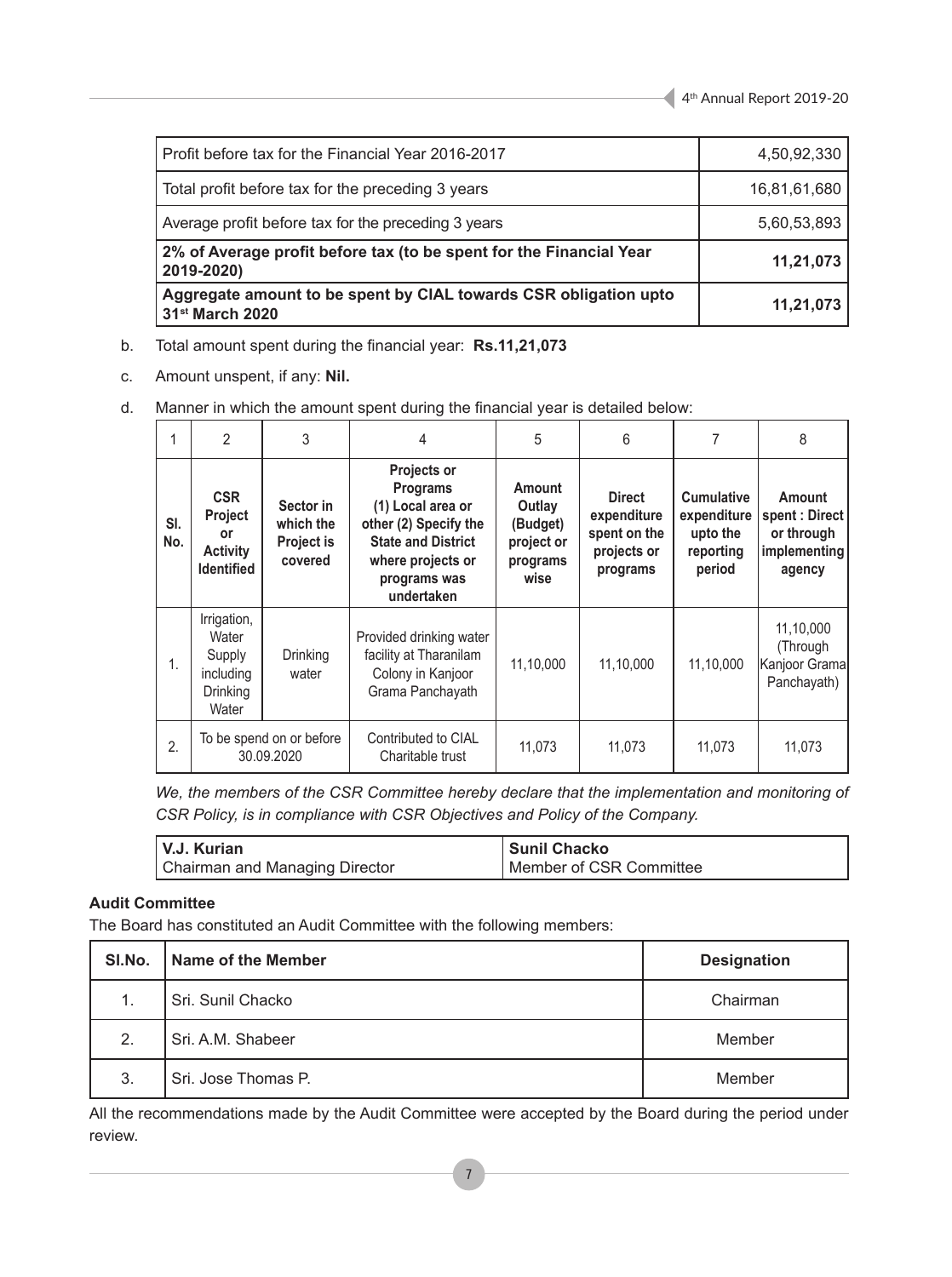| Profit before tax for the Financial Year 2016-2017 | 4,50,92,330 |
|---|---|
| Total profit before tax for the preceding 3 years | 16,81,61,680 |
| Average profit before tax for the preceding 3 years | 5,60,53,893 |
| **2% of Average profit before tax (to be spent for the Financial Year 2019-2020)** | **11,21,073** |
| **Aggregate amount to be spent by CIAL towards CSR obligation upto 31st March 2020** | **11,21,073** |

b. Total amount spent during the financial year: **Rs.11,21,073**

c. Amount unspent, if any: **Nil.**

d. Manner in which the amount spent during the financial year is detailed below:

| 1 | 2 | 3 | 4 | 5 | 6 | 7 | 8 |
|---|---|---|---|---|---|---|---|
| **Sl. No.** | **CSR Project or Activity Identified** | **Sector in which the Project is covered** | **Projects or Programs (1) Local area or other (2) Specify the State and District where projects or programs was undertaken** | **Amount Outlay (Budget) project or programs wise** | **Direct expenditure spent on the projects or programs** | **Cumulative expenditure upto the reporting period** | **Amount spent : Direct or through implementing agency** |
| 1. | Irrigation, Water Supply including Drinking Water | Drinking water | Provided drinking water facility at Tharanilam Colony in Kanjoor Grama Panchayath | 11,10,000 | 11,10,000 | 11,10,000 | 11,10,000 (Through Kanjoor Grama Panchayath) |
| 2. | To be spend on or before 30.09.2020 | | Contributed to CIAL Charitable trust | 11,073 | 11,073 | 11,073 | 11,073 |

*We, the members of the CSR Committee hereby declare that the implementation and monitoring of CSR Policy, is in compliance with CSR Objectives and Policy of the Company.*

| **V.J. Kurian** | **Sunil Chacko** |
|---|---|
| Chairman and Managing Director | Member of CSR Committee |

**Audit Committee**

The Board has constituted an Audit Committee with the following members:

| Sl.No. | Name of the Member | Designation |
|---|---|---|
| 1. | Sri. Sunil Chacko | Chairman |
| 2. | Sri. A.M. Shabeer | Member |
| 3. | Sri. Jose Thomas P. | Member |

All the recommendations made by the Audit Committee were accepted by the Board during the period under review.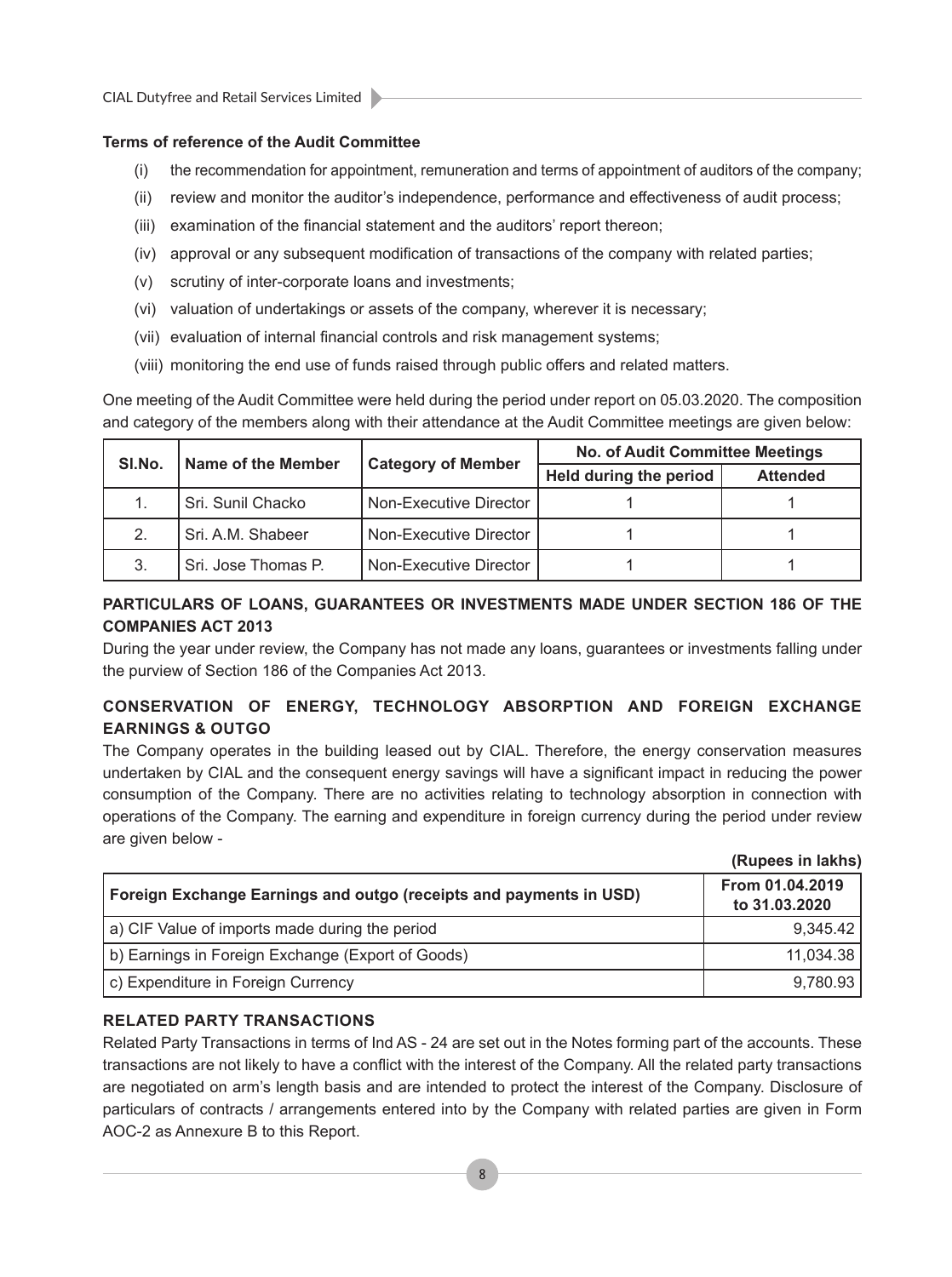**Terms of reference of the Audit Committee**

(i) the recommendation for appointment, remuneration and terms of appointment of auditors of the company;

(ii) review and monitor the auditor's independence, performance and effectiveness of audit process;

(iii) examination of the financial statement and the auditors' report thereon;

(iv) approval or any subsequent modification of transactions of the company with related parties;

(v) scrutiny of inter-corporate loans and investments;

(vi) valuation of undertakings or assets of the company, wherever it is necessary;

(vii) evaluation of internal financial controls and risk management systems;

(viii) monitoring the end use of funds raised through public offers and related matters.

One meeting of the Audit Committee were held during the period under report on 05.03.2020. The composition and category of the members along with their attendance at the Audit Committee meetings are given below:

| Sl.No. | Name of the Member | Category of Member | No. of Audit Committee Meetings | |
|---|---|---|---|---|
| | | | Held during the period | Attended |
| 1. | Sri. Sunil Chacko | Non-Executive Director | 1 | 1 |
| 2. | Sri. A.M. Shabeer | Non-Executive Director | 1 | 1 |
| 3. | Sri. Jose Thomas P. | Non-Executive Director | 1 | 1 |

## PARTICULARS OF LOANS, GUARANTEES OR INVESTMENTS MADE UNDER SECTION 186 OF THE COMPANIES ACT 2013

During the year under review, the Company has not made any loans, guarantees or investments falling under the purview of Section 186 of the Companies Act 2013.

## CONSERVATION OF ENERGY, TECHNOLOGY ABSORPTION AND FOREIGN EXCHANGE EARNINGS & OUTGO

The Company operates in the building leased out by CIAL. Therefore, the energy conservation measures undertaken by CIAL and the consequent energy savings will have a significant impact in reducing the power consumption of the Company. There are no activities relating to technology absorption in connection with operations of the Company. The earning and expenditure in foreign currency during the period under review are given below -

**(Rupees in lakhs)**

| Foreign Exchange Earnings and outgo (receipts and payments in USD) | From 01.04.2019 to 31.03.2020 |
|---|---|
| a) CIF Value of imports made during the period | 9,345.42 |
| b) Earnings in Foreign Exchange (Export of Goods) | 11,034.38 |
| c) Expenditure in Foreign Currency | 9,780.93 |

## RELATED PARTY TRANSACTIONS

Related Party Transactions in terms of Ind AS - 24 are set out in the Notes forming part of the accounts. These transactions are not likely to have a conflict with the interest of the Company. All the related party transactions are negotiated on arm's length basis and are intended to protect the interest of the Company. Disclosure of particulars of contracts / arrangements entered into by the Company with related parties are given in Form AOC-2 as Annexure B to this Report.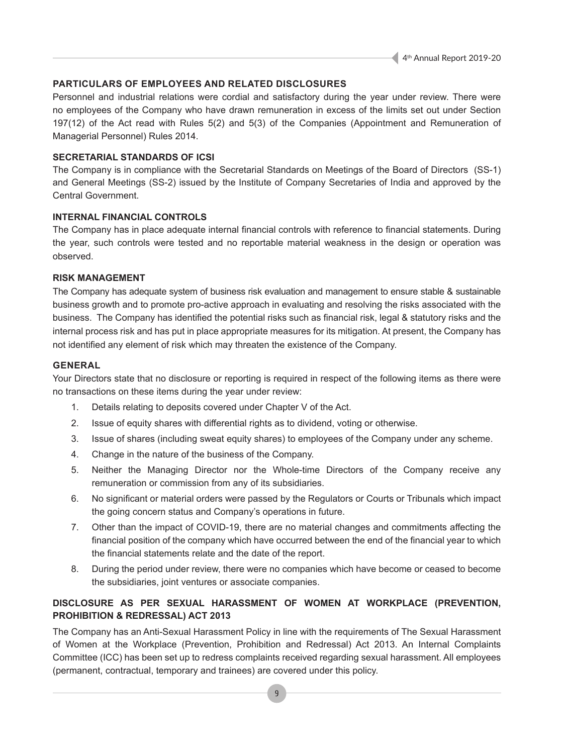## PARTICULARS OF EMPLOYEES AND RELATED DISCLOSURES

Personnel and industrial relations were cordial and satisfactory during the year under review. There were no employees of the Company who have drawn remuneration in excess of the limits set out under Section 197(12) of the Act read with Rules 5(2) and 5(3) of the Companies (Appointment and Remuneration of Managerial Personnel) Rules 2014.

## SECRETARIAL STANDARDS OF ICSI

The Company is in compliance with the Secretarial Standards on Meetings of the Board of Directors (SS-1) and General Meetings (SS-2) issued by the Institute of Company Secretaries of India and approved by the Central Government.

## INTERNAL FINANCIAL CONTROLS

The Company has in place adequate internal financial controls with reference to financial statements. During the year, such controls were tested and no reportable material weakness in the design or operation was observed.

## RISK MANAGEMENT

The Company has adequate system of business risk evaluation and management to ensure stable & sustainable business growth and to promote pro-active approach in evaluating and resolving the risks associated with the business. The Company has identified the potential risks such as financial risk, legal & statutory risks and the internal process risk and has put in place appropriate measures for its mitigation. At present, the Company has not identified any element of risk which may threaten the existence of the Company.

## GENERAL

Your Directors state that no disclosure or reporting is required in respect of the following items as there were no transactions on these items during the year under review:

1. Details relating to deposits covered under Chapter V of the Act.
2. Issue of equity shares with differential rights as to dividend, voting or otherwise.
3. Issue of shares (including sweat equity shares) to employees of the Company under any scheme.
4. Change in the nature of the business of the Company.
5. Neither the Managing Director nor the Whole-time Directors of the Company receive any remuneration or commission from any of its subsidiaries.
6. No significant or material orders were passed by the Regulators or Courts or Tribunals which impact the going concern status and Company's operations in future.
7. Other than the impact of COVID-19, there are no material changes and commitments affecting the financial position of the company which have occurred between the end of the financial year to which the financial statements relate and the date of the report.
8. During the period under review, there were no companies which have become or ceased to become the subsidiaries, joint ventures or associate companies.

## DISCLOSURE AS PER SEXUAL HARASSMENT OF WOMEN AT WORKPLACE (PREVENTION, PROHIBITION & REDRESSAL) ACT 2013

The Company has an Anti-Sexual Harassment Policy in line with the requirements of The Sexual Harassment of Women at the Workplace (Prevention, Prohibition and Redressal) Act 2013. An Internal Complaints Committee (ICC) has been set up to redress complaints received regarding sexual harassment. All employees (permanent, contractual, temporary and trainees) are covered under this policy.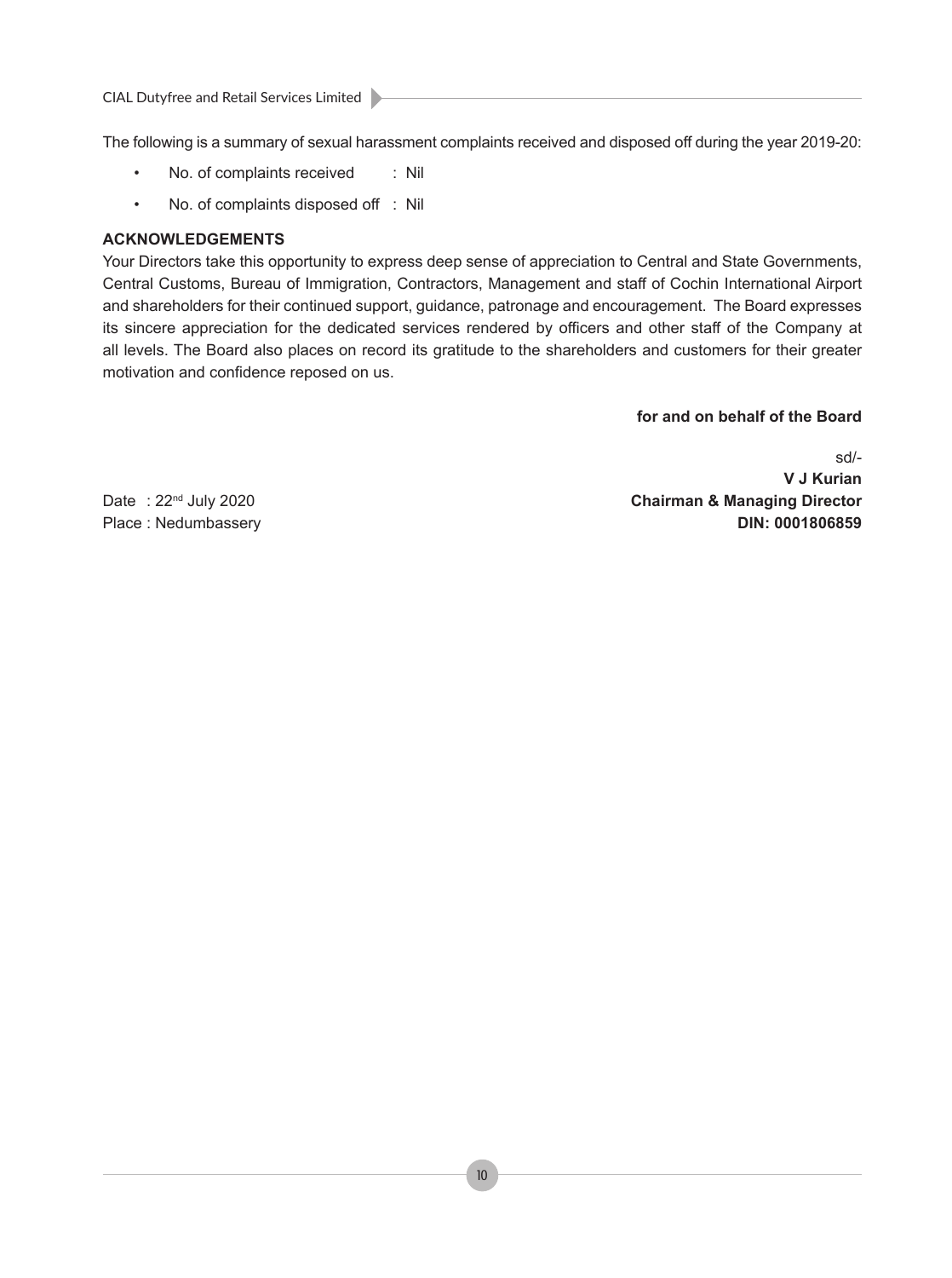The following is a summary of sexual harassment complaints received and disposed off during the year 2019-20:

- No. of complaints received : Nil
- No. of complaints disposed off : Nil

**ACKNOWLEDGEMENTS**

Your Directors take this opportunity to express deep sense of appreciation to Central and State Governments, Central Customs, Bureau of Immigration, Contractors, Management and staff of Cochin International Airport and shareholders for their continued support, guidance, patronage and encouragement. The Board expresses its sincere appreciation for the dedicated services rendered by officers and other staff of the Company at all levels. The Board also places on record its gratitude to the shareholders and customers for their greater motivation and confidence reposed on us.

**for and on behalf of the Board**

sd/-
**V J Kurian**
**Chairman & Managing Director**
**DIN: 0001806859**

Date : 22nd July 2020
Place : Nedumbassery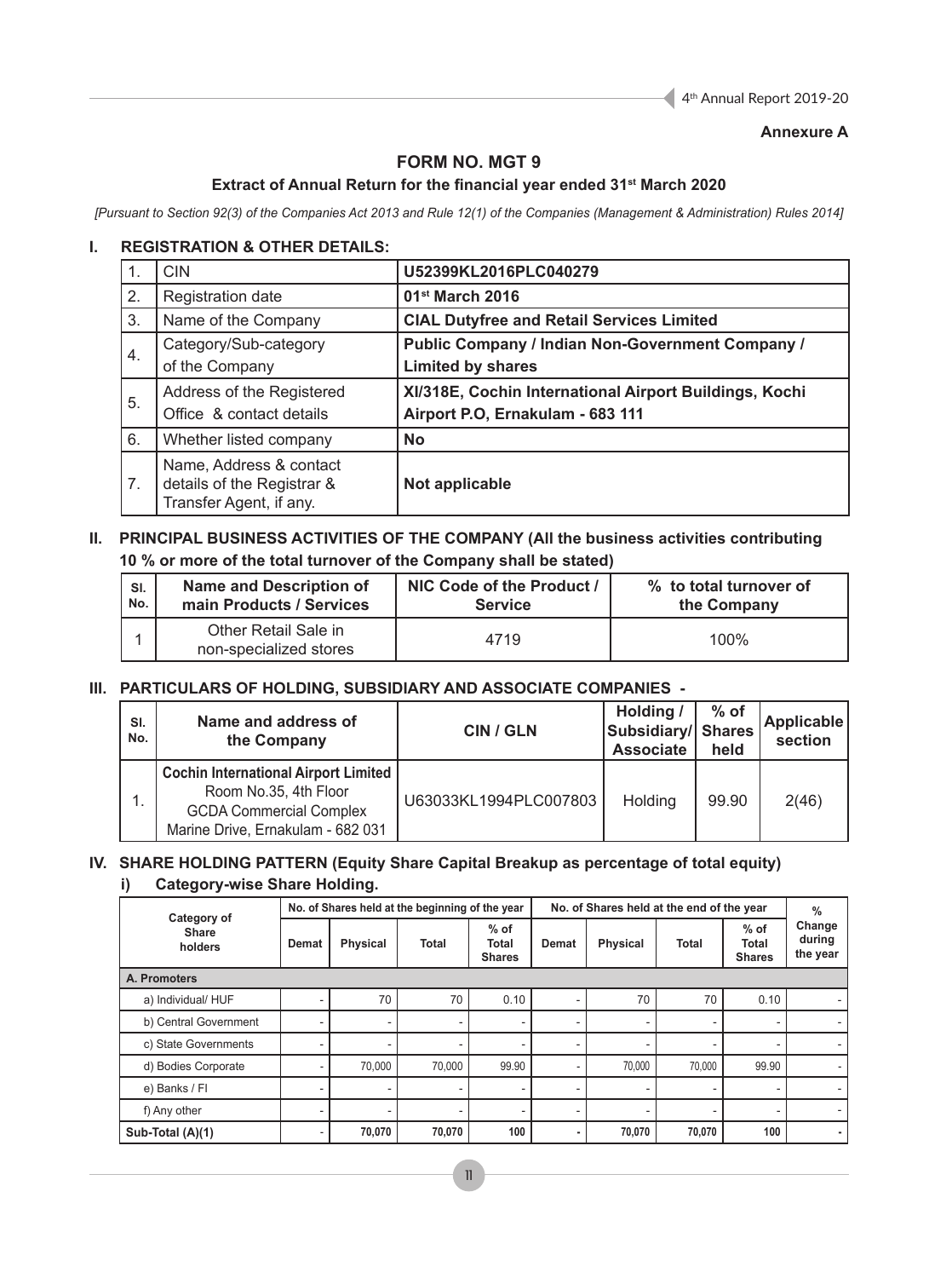**Annexure A**

# FORM NO. MGT 9

## Extract of Annual Return for the financial year ended 31st March 2020

*[Pursuant to Section 92(3) of the Companies Act 2013 and Rule 12(1) of the Companies (Management & Administration) Rules 2014]*

## I. REGISTRATION & OTHER DETAILS:

| | | |
|---|---|---|
| 1. | CIN | **U52399KL2016PLC040279** |
| 2. | Registration date | **01st March 2016** |
| 3. | Name of the Company | **CIAL Dutyfree and Retail Services Limited** |
| 4. | Category/Sub-category of the Company | **Public Company / Indian Non-Government Company / Limited by shares** |
| 5. | Address of the Registered Office & contact details | **XI/318E, Cochin International Airport Buildings, Kochi Airport P.O, Ernakulam - 683 111** |
| 6. | Whether listed company | **No** |
| 7. | Name, Address & contact details of the Registrar & Transfer Agent, if any. | **Not applicable** |

## II. PRINCIPAL BUSINESS ACTIVITIES OF THE COMPANY (All the business activities contributing 10 % or more of the total turnover of the Company shall be stated)

| Sl. No. | Name and Description of main Products / Services | NIC Code of the Product / Service | % to total turnover of the Company |
|---|---|---|---|
| 1 | Other Retail Sale in non-specialized stores | 4719 | 100% |

## III. PARTICULARS OF HOLDING, SUBSIDIARY AND ASSOCIATE COMPANIES -

| Sl. No. | Name and address of the Company | CIN / GLN | Holding / Subsidiary/ Associate | % of Shares held | Applicable section |
|---|---|---|---|---|---|
| 1. | **Cochin International Airport Limited** Room No.35, 4th Floor GCDA Commercial Complex Marine Drive, Ernakulam - 682 031 | U63033KL1994PLC007803 | Holding | 99.90 | 2(46) |

## IV. SHARE HOLDING PATTERN (Equity Share Capital Breakup as percentage of total equity)

### i) Category-wise Share Holding.

| Category of Share holders | No. of Shares held at the beginning of the year | | | | No. of Shares held at the end of the year | | | | % Change during the year |
|---|---|---|---|---|---|---|---|---|---|
| | Demat | Physical | Total | % of Total Shares | Demat | Physical | Total | % of Total Shares | |
| **A. Promoters** | | | | | | | | | |
| a) Individual/ HUF | - | 70 | 70 | 0.10 | - | 70 | 70 | 0.10 | - |
| b) Central Government | - | - | - | - | - | - | - | - | - |
| c) State Governments | - | - | - | - | - | - | - | - | - |
| d) Bodies Corporate | - | 70,000 | 70,000 | 99.90 | - | 70,000 | 70,000 | 99.90 | - |
| e) Banks / FI | - | - | - | - | - | - | - | - | - |
| f) Any other | - | - | - | - | - | - | - | - | - |
| **Sub-Total (A)(1)** | - | **70,070** | **70,070** | **100** | - | **70,070** | **70,070** | **100** | - |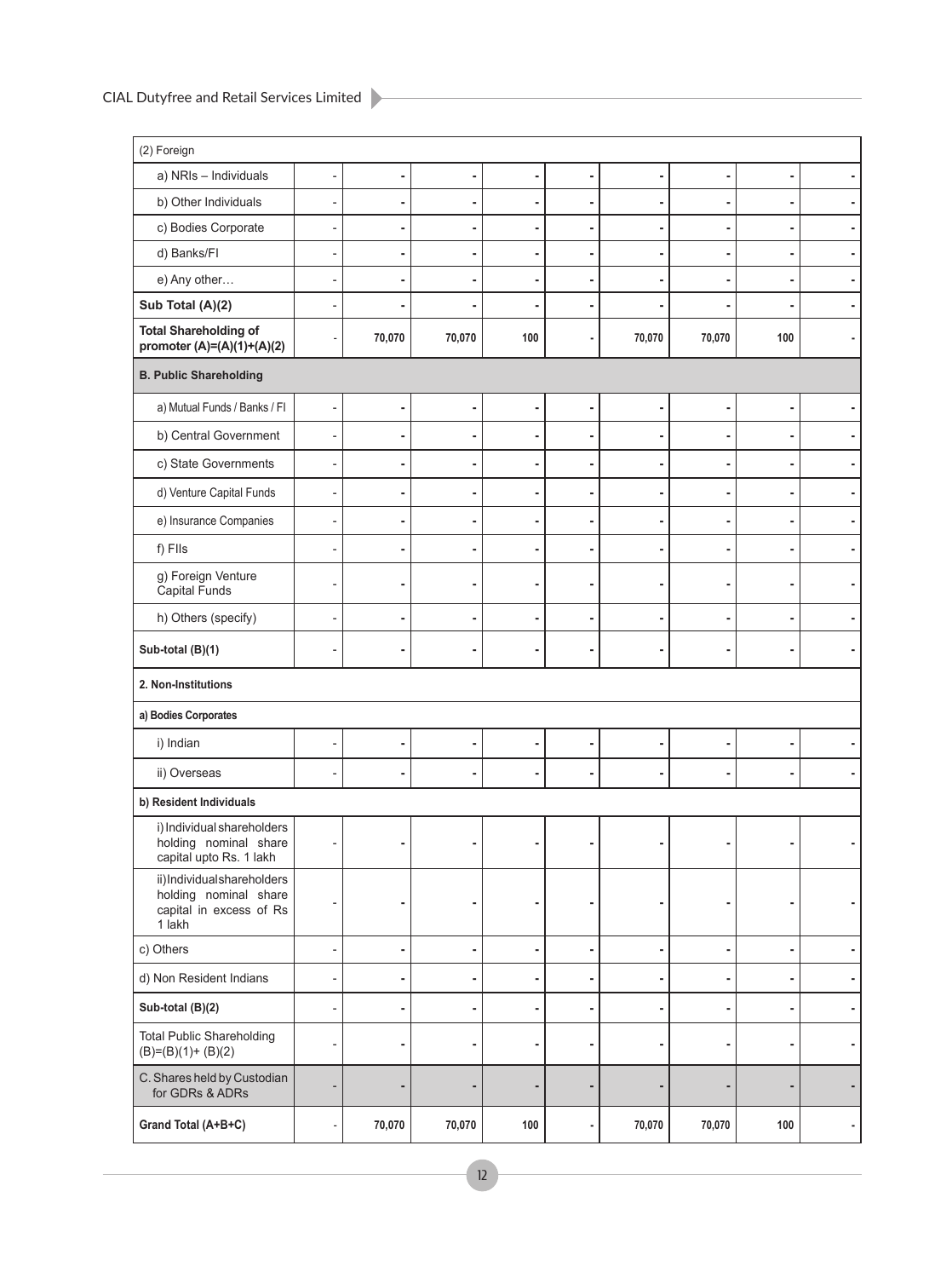| (2) Foreign | | | | | | | | | |
|---|---|---|---|---|---|---|---|---|---|
| a) NRIs – Individuals | - | - | - | - | - | - | - | - | - |
| b) Other Individuals | - | - | - | - | - | - | - | - | - |
| c) Bodies Corporate | - | - | - | - | - | - | - | - | - |
| d) Banks/FI | - | - | - | - | - | - | - | - | - |
| e) Any other… | - | - | - | - | - | - | - | - | - |
| **Sub Total (A)(2)** | - | - | - | - | - | - | - | - | - |
| **Total Shareholding of promoter (A)=(A)(1)+(A)(2)** | - | 70,070 | 70,070 | 100 | - | 70,070 | 70,070 | 100 | - |
| **B. Public Shareholding** | | | | | | | | | |
| a) Mutual Funds / Banks / FI | - | - | - | - | - | - | - | - | - |
| b) Central Government | - | - | - | - | - | - | - | - | - |
| c) State Governments | - | - | - | - | - | - | - | - | - |
| d) Venture Capital Funds | - | - | - | - | - | - | - | - | - |
| e) Insurance Companies | - | - | - | - | - | - | - | - | - |
| f) FIIs | - | - | - | - | - | - | - | - | - |
| g) Foreign Venture Capital Funds | - | - | - | - | - | - | - | - | - |
| h) Others (specify) | - | - | - | - | - | - | - | - | - |
| **Sub-total (B)(1)** | - | - | - | - | - | - | - | - | - |
| **2. Non-Institutions** | | | | | | | | | |
| **a) Bodies Corporates** | | | | | | | | | |
| i) Indian | - | - | - | - | - | - | - | - | - |
| ii) Overseas | - | - | - | - | - | - | - | - | - |
| **b) Resident Individuals** | | | | | | | | | |
| i) Individual shareholders holding nominal share capital upto Rs. 1 lakh | - | - | - | - | - | - | - | - | - |
| ii) Individual shareholders holding nominal share capital in excess of Rs 1 lakh | - | - | - | - | - | - | - | - | - |
| c) Others | - | - | - | - | - | - | - | - | - |
| d) Non Resident Indians | - | - | - | - | - | - | - | - | - |
| **Sub-total (B)(2)** | - | - | - | - | - | - | - | - | - |
| Total Public Shareholding (B)=(B)(1)+ (B)(2) | - | - | - | - | - | - | - | - | - |
| C. Shares held by Custodian for GDRs & ADRs | - | - | - | - | - | - | - | - | - |
| **Grand Total (A+B+C)** | - | 70,070 | 70,070 | 100 | - | 70,070 | 70,070 | 100 | - |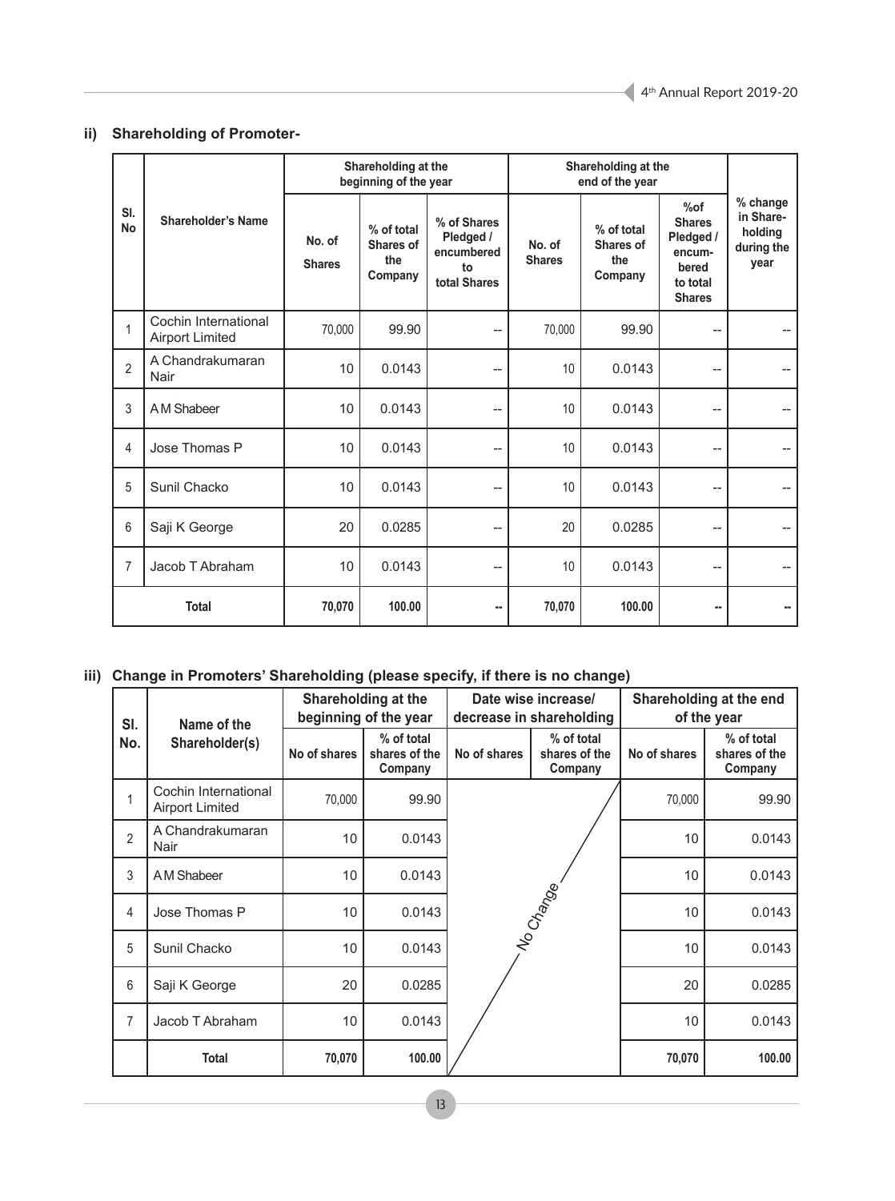### ii) Shareholding of Promoter-

| Sl. No | Shareholder's Name | Shareholding at the beginning of the year | | | Shareholding at the end of the year | | | % change in Share-holding during the year |
|---|---|---|---|---|---|---|---|---|
| | | No. of Shares | % of total Shares of the Company | % of Shares Pledged / encumbered to total Shares | No. of Shares | % of total Shares of the Company | %of Shares Pledged / encum-bered to total Shares | |
| 1 | Cochin International Airport Limited | 70,000 | 99.90 | -- | 70,000 | 99.90 | -- | -- |
| 2 | A Chandrakumaran Nair | 10 | 0.0143 | -- | 10 | 0.0143 | -- | -- |
| 3 | A M Shabeer | 10 | 0.0143 | -- | 10 | 0.0143 | -- | -- |
| 4 | Jose Thomas P | 10 | 0.0143 | -- | 10 | 0.0143 | -- | -- |
| 5 | Sunil Chacko | 10 | 0.0143 | -- | 10 | 0.0143 | -- | -- |
| 6 | Saji K George | 20 | 0.0285 | -- | 20 | 0.0285 | -- | -- |
| 7 | Jacob T Abraham | 10 | 0.0143 | -- | 10 | 0.0143 | -- | -- |
| **Total** | | **70,070** | **100.00** | **--** | **70,070** | **100.00** | **--** | **--** |

### iii) Change in Promoters' Shareholding (please specify, if there is no change)

| Sl. No. | Name of the Shareholder(s) | Shareholding at the beginning of the year | | Date wise increase/ decrease in shareholding | | Shareholding at the end of the year | |
|---|---|---|---|---|---|---|---|
| | | No of shares | % of total shares of the Company | No of shares | % of total shares of the Company | No of shares | % of total shares of the Company |
| 1 | Cochin International Airport Limited | 70,000 | 99.90 | No Change | | 70,000 | 99.90 |
| 2 | A Chandrakumaran Nair | 10 | 0.0143 | | | 10 | 0.0143 |
| 3 | A M Shabeer | 10 | 0.0143 | | | 10 | 0.0143 |
| 4 | Jose Thomas P | 10 | 0.0143 | | | 10 | 0.0143 |
| 5 | Sunil Chacko | 10 | 0.0143 | | | 10 | 0.0143 |
| 6 | Saji K George | 20 | 0.0285 | | | 20 | 0.0285 |
| 7 | Jacob T Abraham | 10 | 0.0143 | | | 10 | 0.0143 |
| | **Total** | **70,070** | **100.00** | | | **70,070** | **100.00** |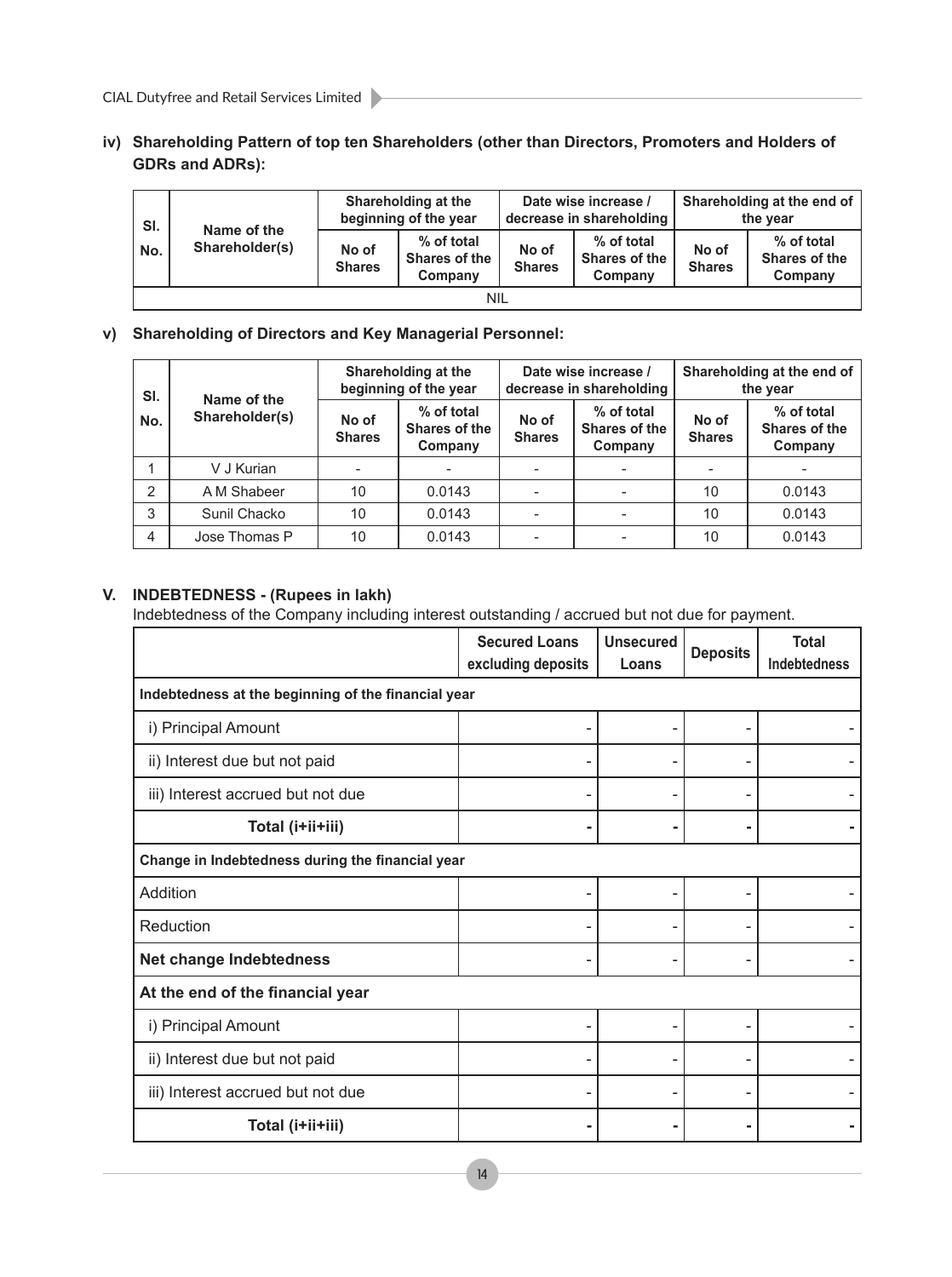**iv) Shareholding Pattern of top ten Shareholders (other than Directors, Promoters and Holders of GDRs and ADRs):**

| Sl. No. | Name of the Shareholder(s) | Shareholding at the beginning of the year | | Date wise increase / decrease in shareholding | | Shareholding at the end of the year | |
|---|---|---|---|---|---|---|---|
| | | No of Shares | % of total Shares of the Company | No of Shares | % of total Shares of the Company | No of Shares | % of total Shares of the Company |
| NIL | | | | | | | |

**v) Shareholding of Directors and Key Managerial Personnel:**

| Sl. No. | Name of the Shareholder(s) | Shareholding at the beginning of the year | | Date wise increase / decrease in shareholding | | Shareholding at the end of the year | |
|---|---|---|---|---|---|---|---|
| | | No of Shares | % of total Shares of the Company | No of Shares | % of total Shares of the Company | No of Shares | % of total Shares of the Company |
| 1 | V J Kurian | - | - | - | - | - | - |
| 2 | A M Shabeer | 10 | 0.0143 | - | - | 10 | 0.0143 |
| 3 | Sunil Chacko | 10 | 0.0143 | - | - | 10 | 0.0143 |
| 4 | Jose Thomas P | 10 | 0.0143 | - | - | 10 | 0.0143 |

## V. INDEBTEDNESS - (Rupees in lakh)

Indebtedness of the Company including interest outstanding / accrued but not due for payment.

| | Secured Loans excluding deposits | Unsecured Loans | Deposits | Total Indebtedness |
|---|---|---|---|---|
| **Indebtedness at the beginning of the financial year** | | | | |
| i) Principal Amount | - | - | - | - |
| ii) Interest due but not paid | - | - | - | - |
| iii) Interest accrued but not due | - | - | - | - |
| **Total (i+ii+iii)** | **-** | **-** | **-** | **-** |
| **Change in Indebtedness during the financial year** | | | | |
| Addition | - | - | - | - |
| Reduction | - | - | - | - |
| **Net change Indebtedness** | - | - | - | - |
| **At the end of the financial year** | | | | |
| i) Principal Amount | - | - | - | - |
| ii) Interest due but not paid | - | - | - | - |
| iii) Interest accrued but not due | - | - | - | - |
| **Total (i+ii+iii)** | **-** | **-** | **-** | **-** |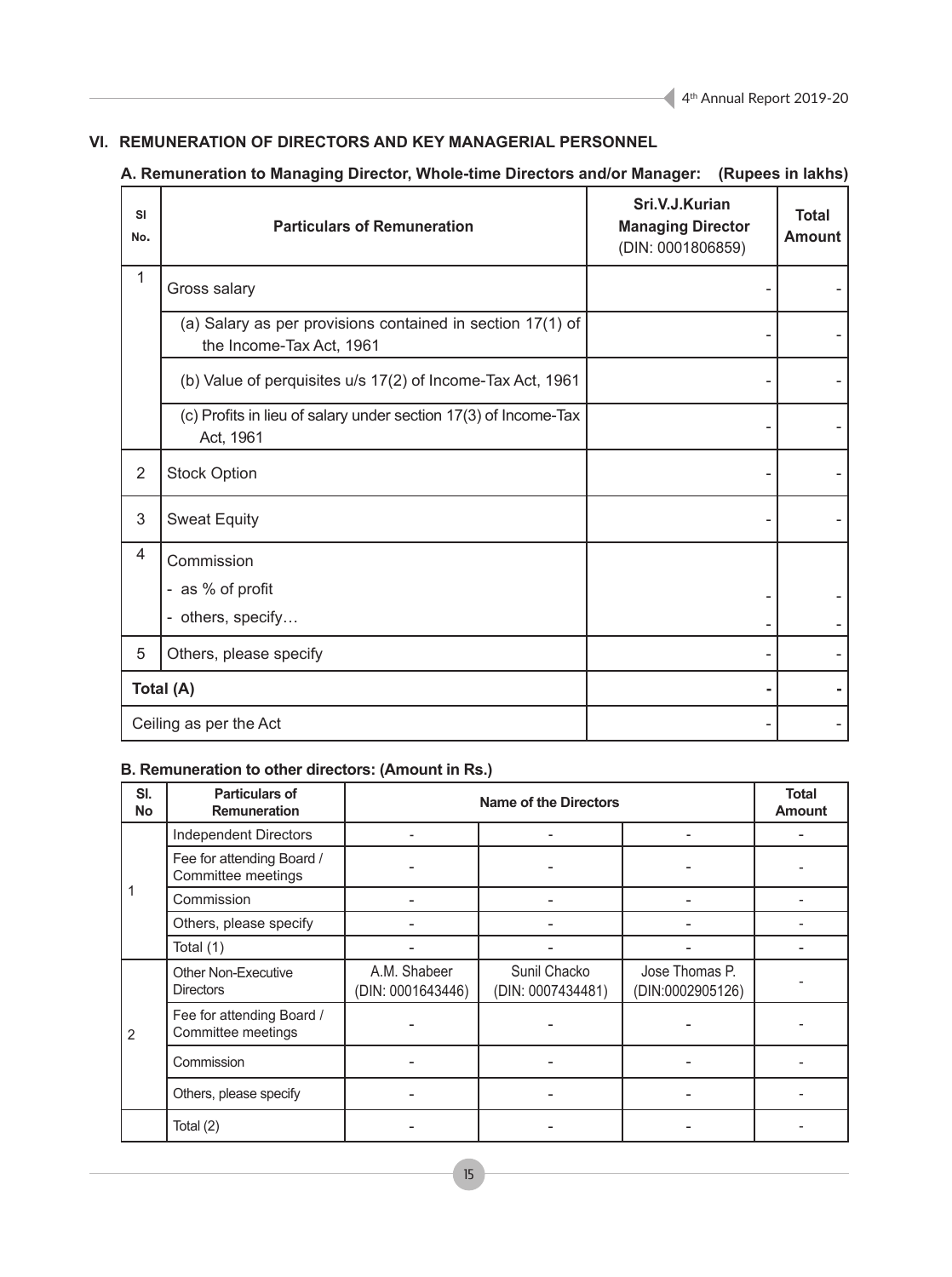## VI. REMUNERATION OF DIRECTORS AND KEY MANAGERIAL PERSONNEL

**A. Remuneration to Managing Director, Whole-time Directors and/or Manager: (Rupees in lakhs)**

| Sl No. | Particulars of Remuneration | Sri.V.J.Kurian Managing Director (DIN: 0001806859) | Total Amount |
|---|---|---|---|
| 1 | Gross salary | - | - |
| | (a) Salary as per provisions contained in section 17(1) of the Income-Tax Act, 1961 | - | - |
| | (b) Value of perquisites u/s 17(2) of Income-Tax Act, 1961 | - | - |
| | (c) Profits in lieu of salary under section 17(3) of Income-Tax Act, 1961 | - | - |
| 2 | Stock Option | - | - |
| 3 | Sweat Equity | - | - |
| 4 | Commission<br>- as % of profit<br>- others, specify… | -<br>- | -<br>- |
| 5 | Others, please specify | - | - |
| **Total (A)** | | **-** | **-** |
| Ceiling as per the Act | | - | - |

**B. Remuneration to other directors: (Amount in Rs.)**

| Sl. No | Particulars of Remuneration | Name of the Directors | | | Total Amount |
|---|---|---|---|---|---|
| 1 | Independent Directors | - | - | - | - |
| | Fee for attending Board / Committee meetings | - | - | - | - |
| | Commission | - | - | - | - |
| | Others, please specify | - | - | - | - |
| | Total (1) | - | - | - | - |
| 2 | Other Non-Executive Directors | A.M. Shabeer (DIN: 0001643446) | Sunil Chacko (DIN: 0007434481) | Jose Thomas P. (DIN:0002905126) | - |
| | Fee for attending Board / Committee meetings | - | - | - | - |
| | Commission | - | - | - | - |
| | Others, please specify | - | - | - | - |
| | Total (2) | - | - | - | - |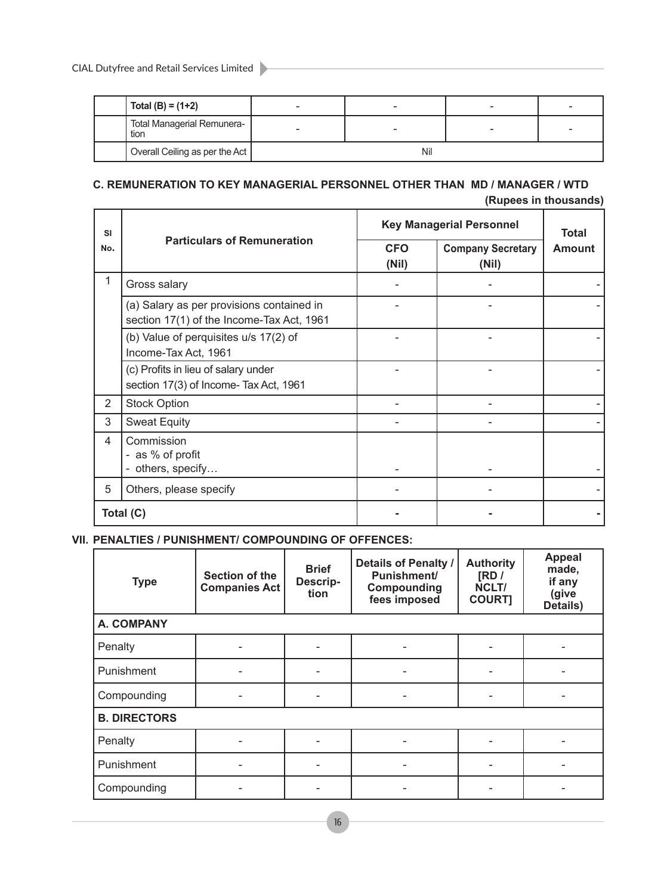| | Total (B) = (1+2) | - | - | - | - |
|---|---|---|---|---|---|
| | Total Managerial Remuneration | - | - | - | - |
| | Overall Ceiling as per the Act | Nil | | | |

### C. REMUNERATION TO KEY MANAGERIAL PERSONNEL OTHER THAN MD / MANAGER / WTD

**(Rupees in thousands)**

| Sl No. | Particulars of Remuneration | Key Managerial Personnel | | Total Amount |
|---|---|---|---|---|
| | | CFO (Nil) | Company Secretary (Nil) | |
| 1 | Gross salary | - | - | - |
| | (a) Salary as per provisions contained in section 17(1) of the Income-Tax Act, 1961 | - | - | - |
| | (b) Value of perquisites u/s 17(2) of Income-Tax Act, 1961 | - | - | - |
| | (c) Profits in lieu of salary under section 17(3) of Income- Tax Act, 1961 | - | - | - |
| 2 | Stock Option | - | - | - |
| 3 | Sweat Equity | - | - | - |
| 4 | Commission<br>- as % of profit<br>- others, specify… | - | - | - |
| 5 | Others, please specify | - | - | - |
| Total (C) | | - | - | - |

### VII. PENALTIES / PUNISHMENT/ COMPOUNDING OF OFFENCES:

| Type | Section of the Companies Act | Brief Description | Details of Penalty / Punishment/ Compounding fees imposed | Authority [RD / NCLT/ COURT] | Appeal made, if any (give Details) |
|---|---|---|---|---|---|
| **A. COMPANY** | | | | | |
| Penalty | - | - | - | - | - |
| Punishment | - | - | - | - | - |
| Compounding | - | - | - | - | - |
| **B. DIRECTORS** | | | | | |
| Penalty | - | - | - | - | - |
| Punishment | - | - | - | - | - |
| Compounding | - | - | - | - | - |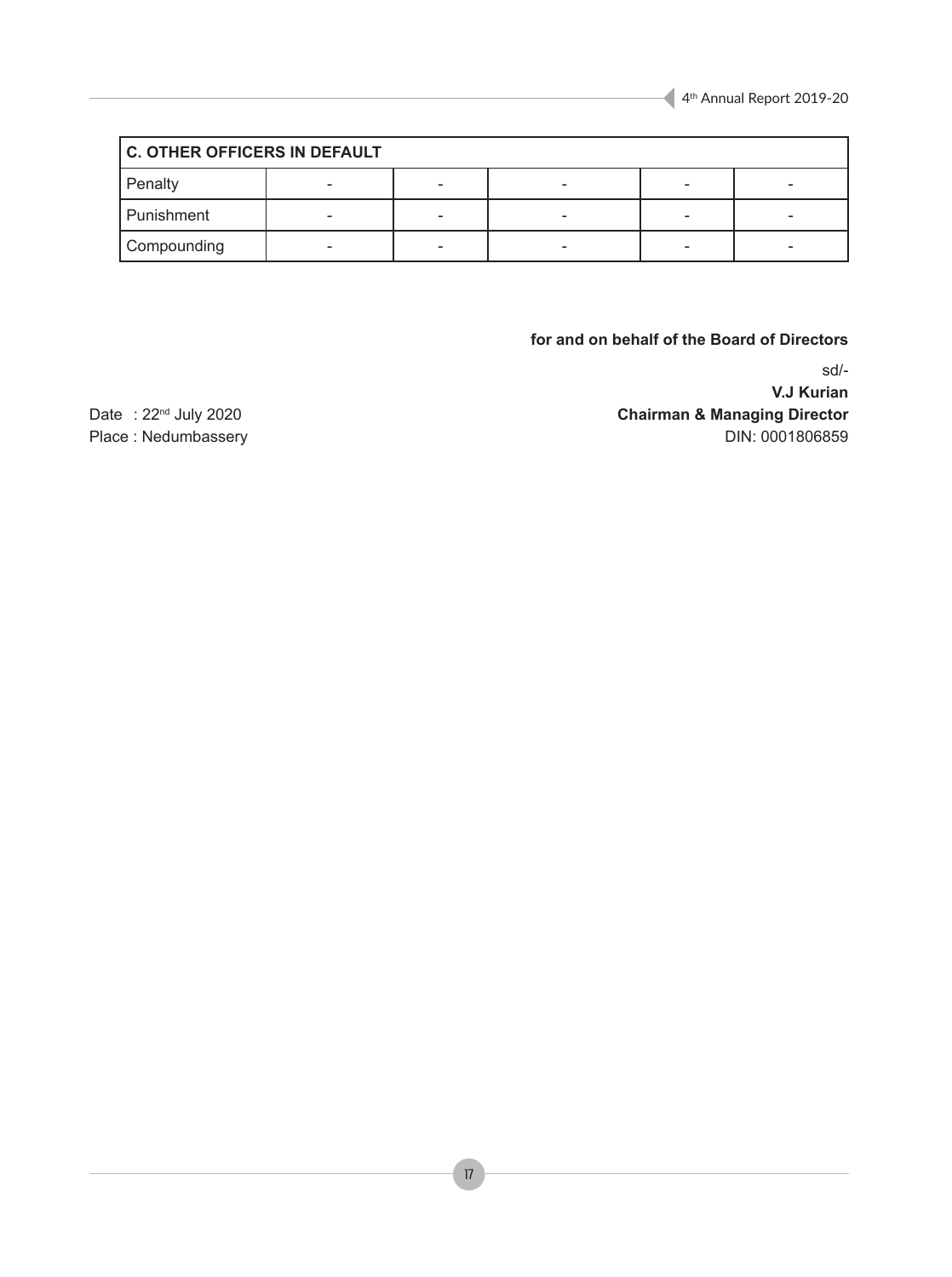| C. OTHER OFFICERS IN DEFAULT | | | | | |
|---|---|---|---|---|---|
| Penalty | - | - | - | - | - |
| Punishment | - | - | - | - | - |
| Compounding | - | - | - | - | - |

**for and on behalf of the Board of Directors**

sd/-

**V.J Kurian**

**Chairman & Managing Director**

DIN: 0001806859

Date : 22nd July 2020

Place : Nedumbassery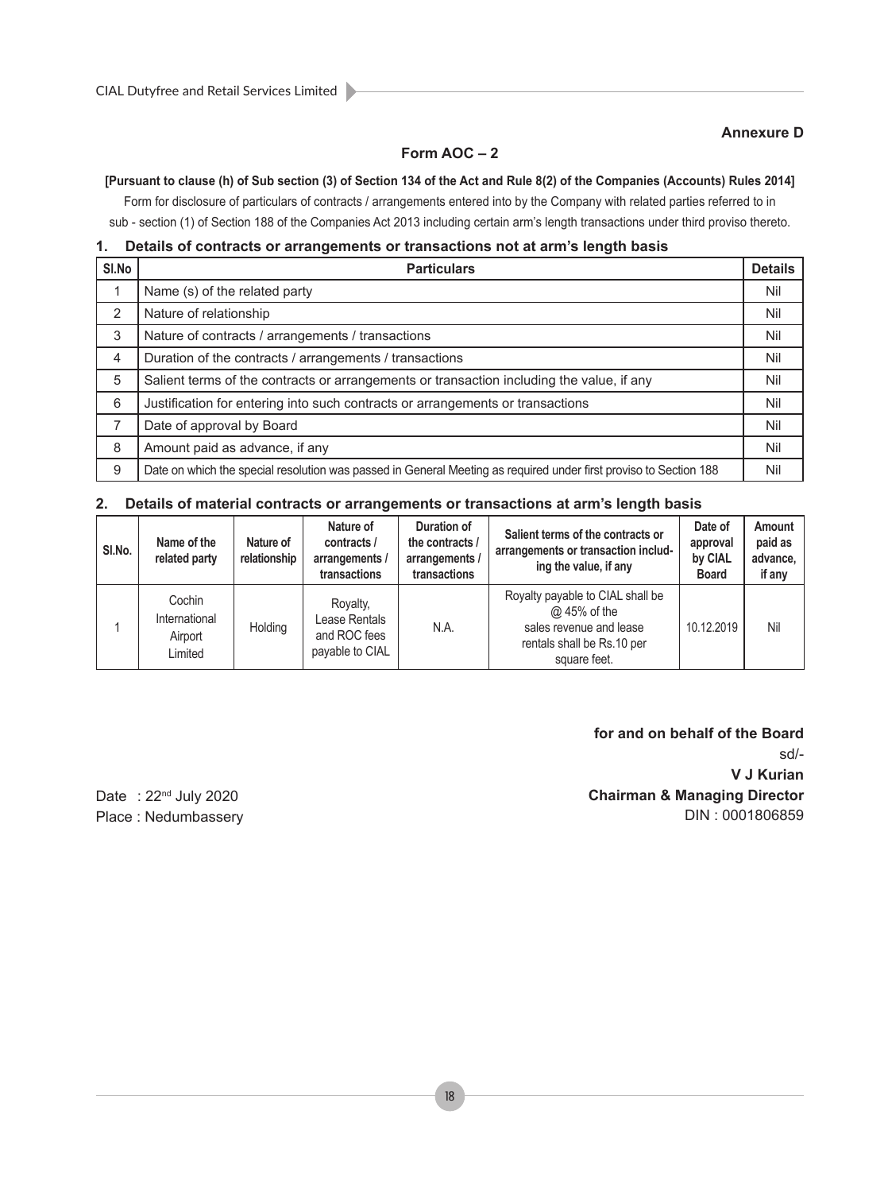**Annexure D**

## Form AOC – 2

**[Pursuant to clause (h) of Sub section (3) of Section 134 of the Act and Rule 8(2) of the Companies (Accounts) Rules 2014]**

Form for disclosure of particulars of contracts / arrangements entered into by the Company with related parties referred to in sub - section (1) of Section 188 of the Companies Act 2013 including certain arm's length transactions under third proviso thereto.

### 1. Details of contracts or arrangements or transactions not at arm's length basis

| Sl.No | Particulars | Details |
|---|---|---|
| 1 | Name (s) of the related party | Nil |
| 2 | Nature of relationship | Nil |
| 3 | Nature of contracts / arrangements / transactions | Nil |
| 4 | Duration of the contracts / arrangements / transactions | Nil |
| 5 | Salient terms of the contracts or arrangements or transaction including the value, if any | Nil |
| 6 | Justification for entering into such contracts or arrangements or transactions | Nil |
| 7 | Date of approval by Board | Nil |
| 8 | Amount paid as advance, if any | Nil |
| 9 | Date on which the special resolution was passed in General Meeting as required under first proviso to Section 188 | Nil |

### 2. Details of material contracts or arrangements or transactions at arm's length basis

| Sl.No. | Name of the related party | Nature of relationship | Nature of contracts / arrangements / transactions | Duration of the contracts / arrangements / transactions | Salient terms of the contracts or arrangements or transaction including the value, if any | Date of approval by CIAL Board | Amount paid as advance, if any |
|---|---|---|---|---|---|---|---|
| 1 | Cochin International Airport Limited | Holding | Royalty, Lease Rentals and ROC fees payable to CIAL | N.A. | Royalty payable to CIAL shall be @ 45% of the sales revenue and lease rentals shall be Rs.10 per square feet. | 10.12.2019 | Nil |

**for and on behalf of the Board**

sd/-

**V J Kurian**

**Chairman & Managing Director**

DIN : 0001806859

Date : 22nd July 2020

Place : Nedumbassery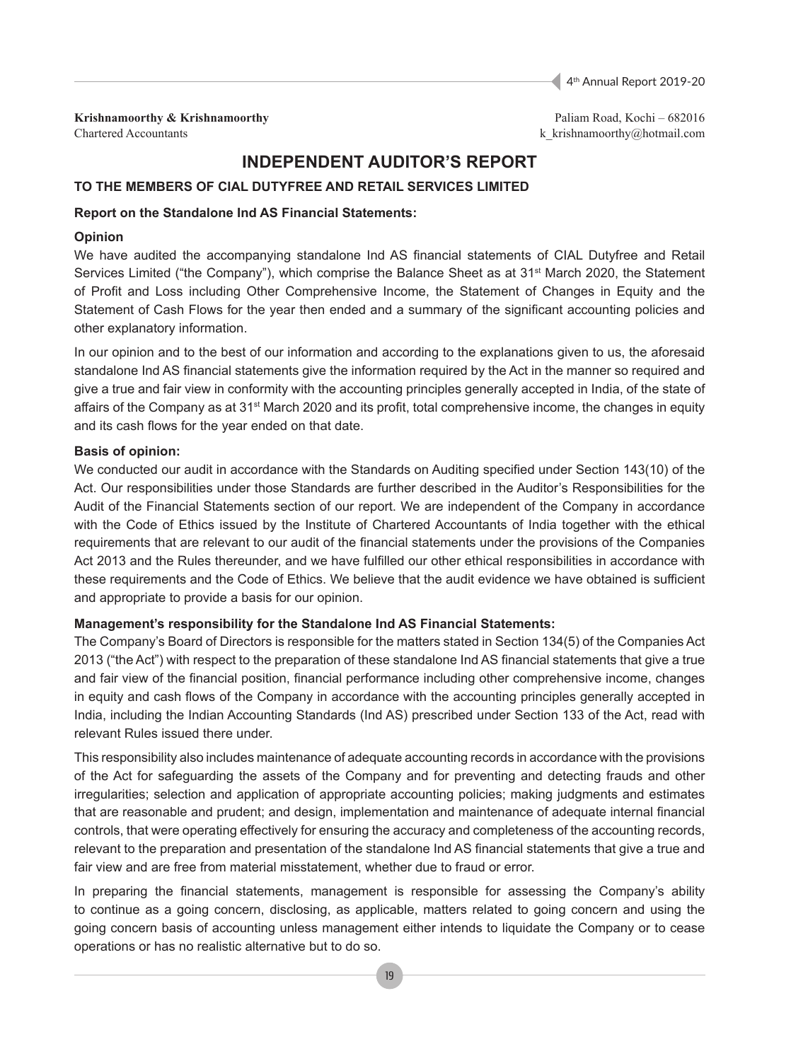**Krishnamoorthy & Krishnamoorthy**
Chartered Accountants

Paliam Road, Kochi – 682016
k_krishnamoorthy@hotmail.com

# INDEPENDENT AUDITOR'S REPORT

**TO THE MEMBERS OF CIAL DUTYFREE AND RETAIL SERVICES LIMITED**

**Report on the Standalone Ind AS Financial Statements:**

**Opinion**

We have audited the accompanying standalone Ind AS financial statements of CIAL Dutyfree and Retail Services Limited ("the Company"), which comprise the Balance Sheet as at 31st March 2020, the Statement of Profit and Loss including Other Comprehensive Income, the Statement of Changes in Equity and the Statement of Cash Flows for the year then ended and a summary of the significant accounting policies and other explanatory information.

In our opinion and to the best of our information and according to the explanations given to us, the aforesaid standalone Ind AS financial statements give the information required by the Act in the manner so required and give a true and fair view in conformity with the accounting principles generally accepted in India, of the state of affairs of the Company as at 31st March 2020 and its profit, total comprehensive income, the changes in equity and its cash flows for the year ended on that date.

**Basis of opinion:**

We conducted our audit in accordance with the Standards on Auditing specified under Section 143(10) of the Act. Our responsibilities under those Standards are further described in the Auditor's Responsibilities for the Audit of the Financial Statements section of our report. We are independent of the Company in accordance with the Code of Ethics issued by the Institute of Chartered Accountants of India together with the ethical requirements that are relevant to our audit of the financial statements under the provisions of the Companies Act 2013 and the Rules thereunder, and we have fulfilled our other ethical responsibilities in accordance with these requirements and the Code of Ethics. We believe that the audit evidence we have obtained is sufficient and appropriate to provide a basis for our opinion.

**Management's responsibility for the Standalone Ind AS Financial Statements:**

The Company's Board of Directors is responsible for the matters stated in Section 134(5) of the Companies Act 2013 ("the Act") with respect to the preparation of these standalone Ind AS financial statements that give a true and fair view of the financial position, financial performance including other comprehensive income, changes in equity and cash flows of the Company in accordance with the accounting principles generally accepted in India, including the Indian Accounting Standards (Ind AS) prescribed under Section 133 of the Act, read with relevant Rules issued there under.

This responsibility also includes maintenance of adequate accounting records in accordance with the provisions of the Act for safeguarding the assets of the Company and for preventing and detecting frauds and other irregularities; selection and application of appropriate accounting policies; making judgments and estimates that are reasonable and prudent; and design, implementation and maintenance of adequate internal financial controls, that were operating effectively for ensuring the accuracy and completeness of the accounting records, relevant to the preparation and presentation of the standalone Ind AS financial statements that give a true and fair view and are free from material misstatement, whether due to fraud or error.

In preparing the financial statements, management is responsible for assessing the Company's ability to continue as a going concern, disclosing, as applicable, matters related to going concern and using the going concern basis of accounting unless management either intends to liquidate the Company or to cease operations or has no realistic alternative but to do so.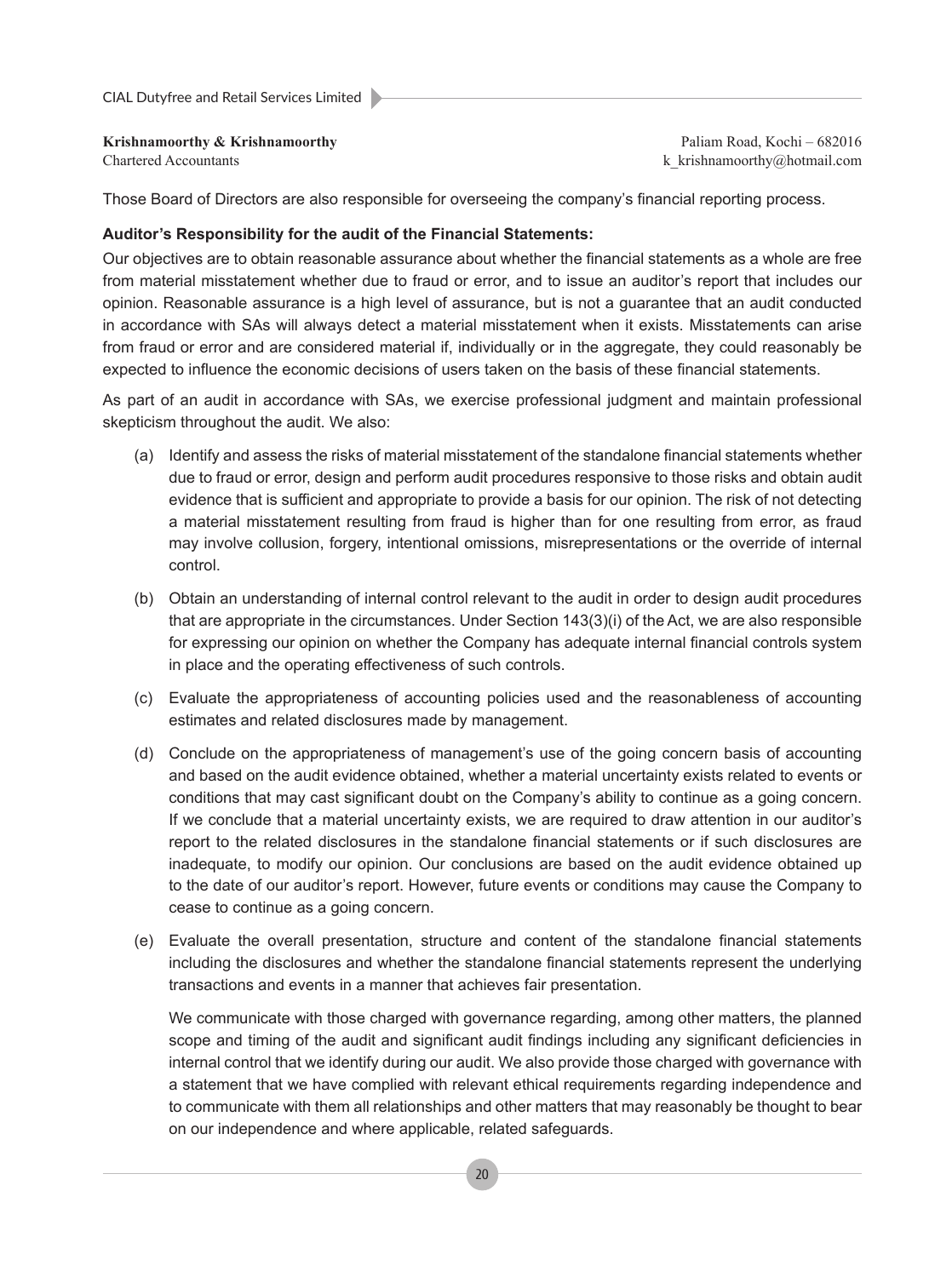**Krishnamoorthy & Krishnamoorthy**
Chartered Accountants

Paliam Road, Kochi – 682016
k_krishnamoorthy@hotmail.com

Those Board of Directors are also responsible for overseeing the company's financial reporting process.

**Auditor's Responsibility for the audit of the Financial Statements:**

Our objectives are to obtain reasonable assurance about whether the financial statements as a whole are free from material misstatement whether due to fraud or error, and to issue an auditor's report that includes our opinion. Reasonable assurance is a high level of assurance, but is not a guarantee that an audit conducted in accordance with SAs will always detect a material misstatement when it exists. Misstatements can arise from fraud or error and are considered material if, individually or in the aggregate, they could reasonably be expected to influence the economic decisions of users taken on the basis of these financial statements.

As part of an audit in accordance with SAs, we exercise professional judgment and maintain professional skepticism throughout the audit. We also:

(a) Identify and assess the risks of material misstatement of the standalone financial statements whether due to fraud or error, design and perform audit procedures responsive to those risks and obtain audit evidence that is sufficient and appropriate to provide a basis for our opinion. The risk of not detecting a material misstatement resulting from fraud is higher than for one resulting from error, as fraud may involve collusion, forgery, intentional omissions, misrepresentations or the override of internal control.

(b) Obtain an understanding of internal control relevant to the audit in order to design audit procedures that are appropriate in the circumstances. Under Section 143(3)(i) of the Act, we are also responsible for expressing our opinion on whether the Company has adequate internal financial controls system in place and the operating effectiveness of such controls.

(c) Evaluate the appropriateness of accounting policies used and the reasonableness of accounting estimates and related disclosures made by management.

(d) Conclude on the appropriateness of management's use of the going concern basis of accounting and based on the audit evidence obtained, whether a material uncertainty exists related to events or conditions that may cast significant doubt on the Company's ability to continue as a going concern. If we conclude that a material uncertainty exists, we are required to draw attention in our auditor's report to the related disclosures in the standalone financial statements or if such disclosures are inadequate, to modify our opinion. Our conclusions are based on the audit evidence obtained up to the date of our auditor's report. However, future events or conditions may cause the Company to cease to continue as a going concern.

(e) Evaluate the overall presentation, structure and content of the standalone financial statements including the disclosures and whether the standalone financial statements represent the underlying transactions and events in a manner that achieves fair presentation.

We communicate with those charged with governance regarding, among other matters, the planned scope and timing of the audit and significant audit findings including any significant deficiencies in internal control that we identify during our audit. We also provide those charged with governance with a statement that we have complied with relevant ethical requirements regarding independence and to communicate with them all relationships and other matters that may reasonably be thought to bear on our independence and where applicable, related safeguards.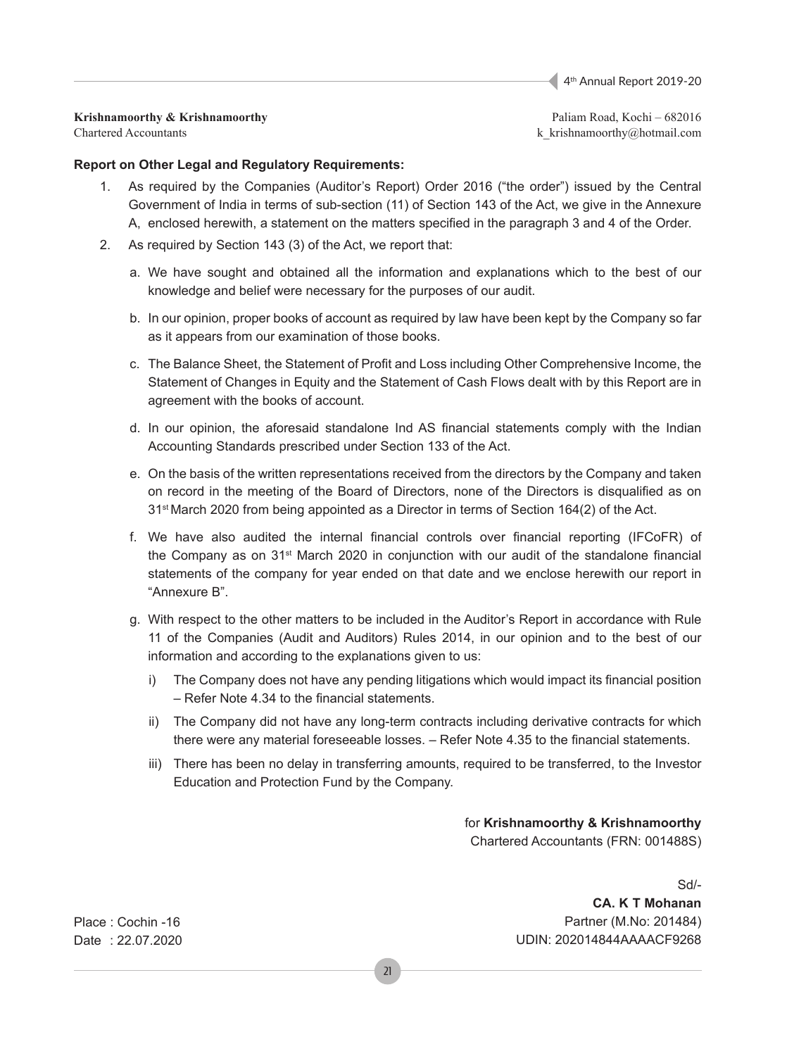**Krishnamoorthy & Krishnamoorthy**
Chartered Accountants

Paliam Road, Kochi – 682016
k_krishnamoorthy@hotmail.com

**Report on Other Legal and Regulatory Requirements:**

1. As required by the Companies (Auditor's Report) Order 2016 ("the order") issued by the Central Government of India in terms of sub-section (11) of Section 143 of the Act, we give in the Annexure A, enclosed herewith, a statement on the matters specified in the paragraph 3 and 4 of the Order.
2. As required by Section 143 (3) of the Act, we report that:
   a. We have sought and obtained all the information and explanations which to the best of our knowledge and belief were necessary for the purposes of our audit.
   b. In our opinion, proper books of account as required by law have been kept by the Company so far as it appears from our examination of those books.
   c. The Balance Sheet, the Statement of Profit and Loss including Other Comprehensive Income, the Statement of Changes in Equity and the Statement of Cash Flows dealt with by this Report are in agreement with the books of account.
   d. In our opinion, the aforesaid standalone Ind AS financial statements comply with the Indian Accounting Standards prescribed under Section 133 of the Act.
   e. On the basis of the written representations received from the directors by the Company and taken on record in the meeting of the Board of Directors, none of the Directors is disqualified as on 31st March 2020 from being appointed as a Director in terms of Section 164(2) of the Act.
   f. We have also audited the internal financial controls over financial reporting (IFCoFR) of the Company as on 31st March 2020 in conjunction with our audit of the standalone financial statements of the company for year ended on that date and we enclose herewith our report in "Annexure B".
   g. With respect to the other matters to be included in the Auditor's Report in accordance with Rule 11 of the Companies (Audit and Auditors) Rules 2014, in our opinion and to the best of our information and according to the explanations given to us:
      i) The Company does not have any pending litigations which would impact its financial position – Refer Note 4.34 to the financial statements.
      ii) The Company did not have any long-term contracts including derivative contracts for which there were any material foreseeable losses. – Refer Note 4.35 to the financial statements.
      iii) There has been no delay in transferring amounts, required to be transferred, to the Investor Education and Protection Fund by the Company.

for **Krishnamoorthy & Krishnamoorthy**
Chartered Accountants (FRN: 001488S)

Sd/-
**CA. K T Mohanan**
Partner (M.No: 201484)
UDIN: 202014844AAAACF9268

Place : Cochin -16
Date : 22.07.2020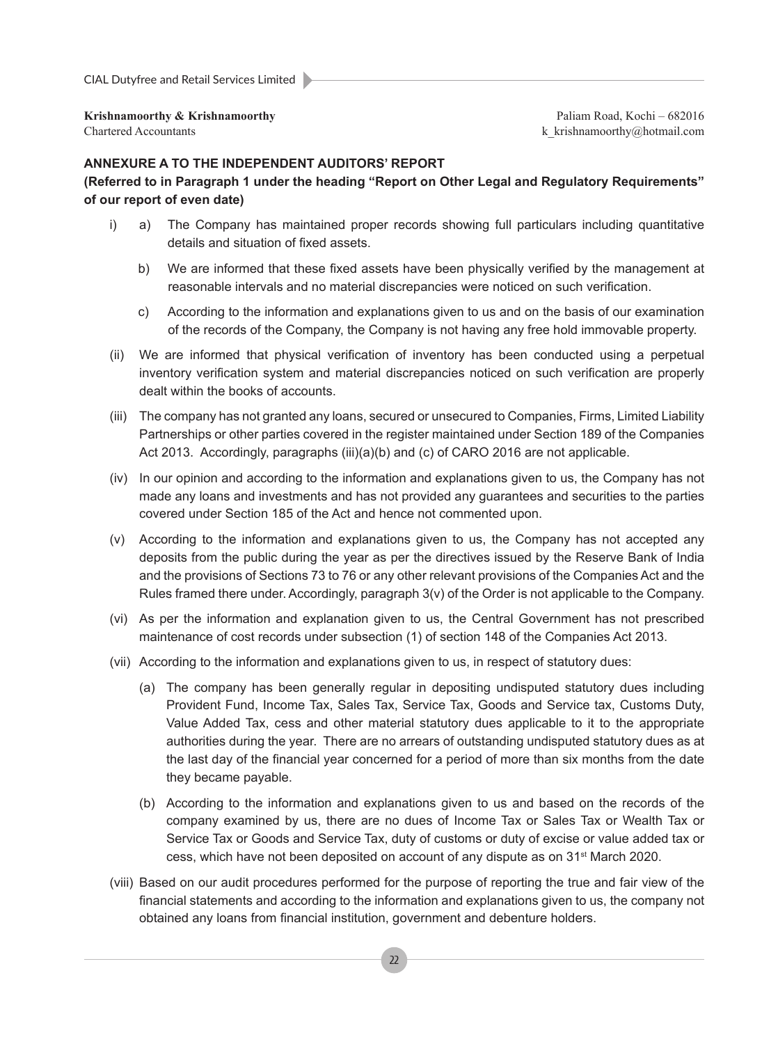**Krishnamoorthy & Krishnamoorthy**
Chartered Accountants

Paliam Road, Kochi – 682016
k_krishnamoorthy@hotmail.com

## ANNEXURE A TO THE INDEPENDENT AUDITORS' REPORT

**(Referred to in Paragraph 1 under the heading "Report on Other Legal and Regulatory Requirements" of our report of even date)**

i) a) The Company has maintained proper records showing full particulars including quantitative details and situation of fixed assets.

   b) We are informed that these fixed assets have been physically verified by the management at reasonable intervals and no material discrepancies were noticed on such verification.

   c) According to the information and explanations given to us and on the basis of our examination of the records of the Company, the Company is not having any free hold immovable property.

(ii) We are informed that physical verification of inventory has been conducted using a perpetual inventory verification system and material discrepancies noticed on such verification are properly dealt within the books of accounts.

(iii) The company has not granted any loans, secured or unsecured to Companies, Firms, Limited Liability Partnerships or other parties covered in the register maintained under Section 189 of the Companies Act 2013. Accordingly, paragraphs (iii)(a)(b) and (c) of CARO 2016 are not applicable.

(iv) In our opinion and according to the information and explanations given to us, the Company has not made any loans and investments and has not provided any guarantees and securities to the parties covered under Section 185 of the Act and hence not commented upon.

(v) According to the information and explanations given to us, the Company has not accepted any deposits from the public during the year as per the directives issued by the Reserve Bank of India and the provisions of Sections 73 to 76 or any other relevant provisions of the Companies Act and the Rules framed there under. Accordingly, paragraph 3(v) of the Order is not applicable to the Company.

(vi) As per the information and explanation given to us, the Central Government has not prescribed maintenance of cost records under subsection (1) of section 148 of the Companies Act 2013.

(vii) According to the information and explanations given to us, in respect of statutory dues:

   (a) The company has been generally regular in depositing undisputed statutory dues including Provident Fund, Income Tax, Sales Tax, Service Tax, Goods and Service tax, Customs Duty, Value Added Tax, cess and other material statutory dues applicable to it to the appropriate authorities during the year. There are no arrears of outstanding undisputed statutory dues as at the last day of the financial year concerned for a period of more than six months from the date they became payable.

   (b) According to the information and explanations given to us and based on the records of the company examined by us, there are no dues of Income Tax or Sales Tax or Wealth Tax or Service Tax or Goods and Service Tax, duty of customs or duty of excise or value added tax or cess, which have not been deposited on account of any dispute as on 31st March 2020.

(viii) Based on our audit procedures performed for the purpose of reporting the true and fair view of the financial statements and according to the information and explanations given to us, the company not obtained any loans from financial institution, government and debenture holders.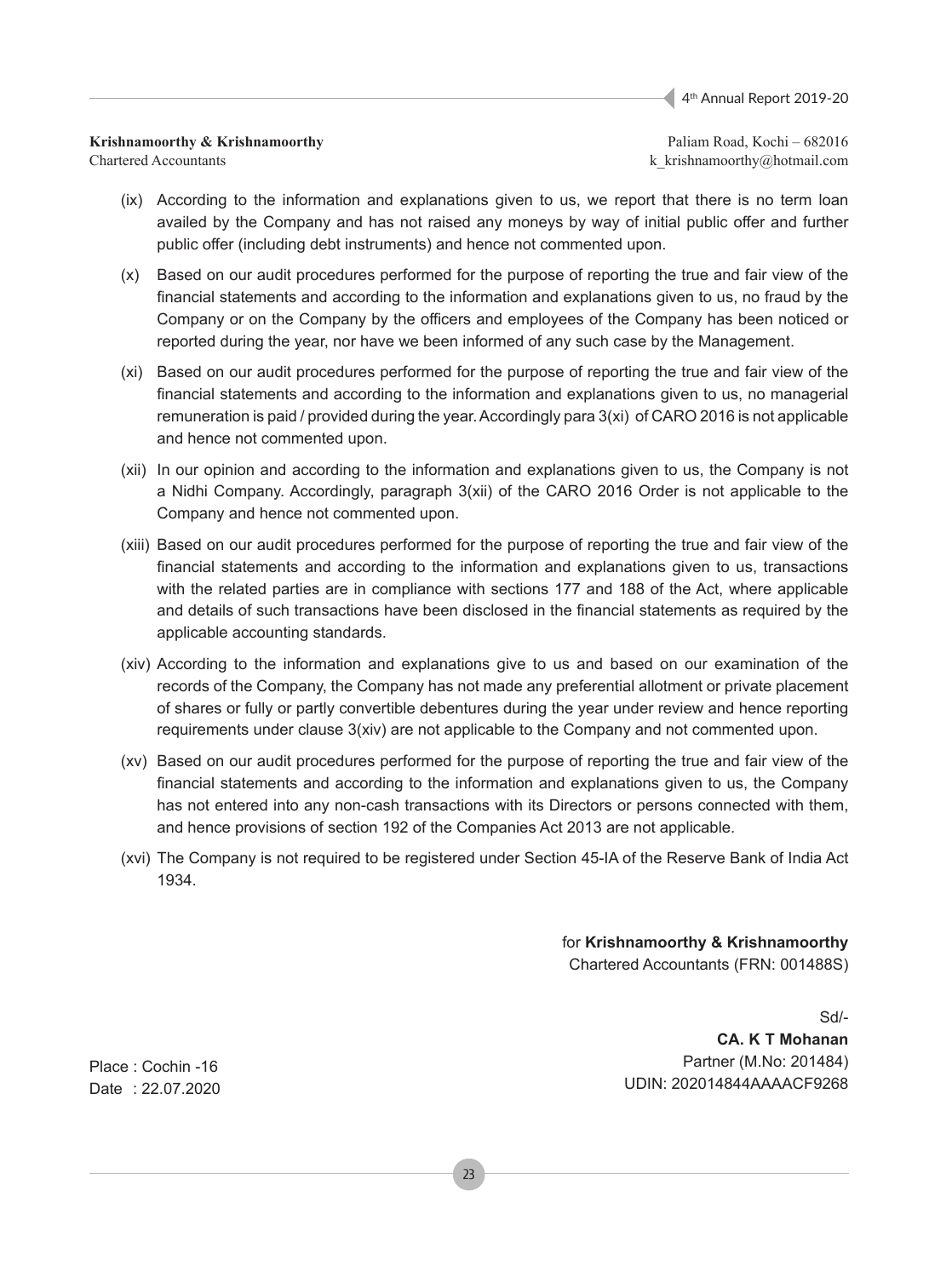**Krishnamoorthy & Krishnamoorthy**
Chartered Accountants

Paliam Road, Kochi – 682016
k_krishnamoorthy@hotmail.com

(ix) According to the information and explanations given to us, we report that there is no term loan availed by the Company and has not raised any moneys by way of initial public offer and further public offer (including debt instruments) and hence not commented upon.

(x) Based on our audit procedures performed for the purpose of reporting the true and fair view of the financial statements and according to the information and explanations given to us, no fraud by the Company or on the Company by the officers and employees of the Company has been noticed or reported during the year, nor have we been informed of any such case by the Management.

(xi) Based on our audit procedures performed for the purpose of reporting the true and fair view of the financial statements and according to the information and explanations given to us, no managerial remuneration is paid / provided during the year. Accordingly para 3(xi) of CARO 2016 is not applicable and hence not commented upon.

(xii) In our opinion and according to the information and explanations given to us, the Company is not a Nidhi Company. Accordingly, paragraph 3(xii) of the CARO 2016 Order is not applicable to the Company and hence not commented upon.

(xiii) Based on our audit procedures performed for the purpose of reporting the true and fair view of the financial statements and according to the information and explanations given to us, transactions with the related parties are in compliance with sections 177 and 188 of the Act, where applicable and details of such transactions have been disclosed in the financial statements as required by the applicable accounting standards.

(xiv) According to the information and explanations give to us and based on our examination of the records of the Company, the Company has not made any preferential allotment or private placement of shares or fully or partly convertible debentures during the year under review and hence reporting requirements under clause 3(xiv) are not applicable to the Company and not commented upon.

(xv) Based on our audit procedures performed for the purpose of reporting the true and fair view of the financial statements and according to the information and explanations given to us, the Company has not entered into any non-cash transactions with its Directors or persons connected with them, and hence provisions of section 192 of the Companies Act 2013 are not applicable.

(xvi) The Company is not required to be registered under Section 45-IA of the Reserve Bank of India Act 1934.

for **Krishnamoorthy & Krishnamoorthy**
Chartered Accountants (FRN: 001488S)

Sd/-
**CA. K T Mohanan**
Partner (M.No: 201484)
UDIN: 202014844AAAACF9268

Place : Cochin -16
Date : 22.07.2020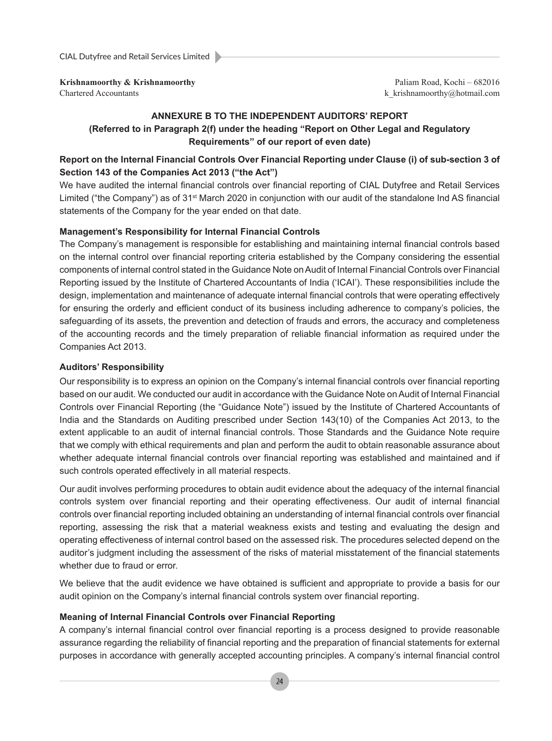**Krishnamoorthy & Krishnamoorthy**
Chartered Accountants

Paliam Road, Kochi – 682016
k_krishnamoorthy@hotmail.com

## ANNEXURE B TO THE INDEPENDENT AUDITORS' REPORT

**(Referred to in Paragraph 2(f) under the heading "Report on Other Legal and Regulatory Requirements" of our report of even date)**

### Report on the Internal Financial Controls Over Financial Reporting under Clause (i) of sub-section 3 of Section 143 of the Companies Act 2013 ("the Act")

We have audited the internal financial controls over financial reporting of CIAL Dutyfree and Retail Services Limited ("the Company") as of 31st March 2020 in conjunction with our audit of the standalone Ind AS financial statements of the Company for the year ended on that date.

### Management's Responsibility for Internal Financial Controls

The Company's management is responsible for establishing and maintaining internal financial controls based on the internal control over financial reporting criteria established by the Company considering the essential components of internal control stated in the Guidance Note on Audit of Internal Financial Controls over Financial Reporting issued by the Institute of Chartered Accountants of India ('ICAI'). These responsibilities include the design, implementation and maintenance of adequate internal financial controls that were operating effectively for ensuring the orderly and efficient conduct of its business including adherence to company's policies, the safeguarding of its assets, the prevention and detection of frauds and errors, the accuracy and completeness of the accounting records and the timely preparation of reliable financial information as required under the Companies Act 2013.

### Auditors' Responsibility

Our responsibility is to express an opinion on the Company's internal financial controls over financial reporting based on our audit. We conducted our audit in accordance with the Guidance Note on Audit of Internal Financial Controls over Financial Reporting (the "Guidance Note") issued by the Institute of Chartered Accountants of India and the Standards on Auditing prescribed under Section 143(10) of the Companies Act 2013, to the extent applicable to an audit of internal financial controls. Those Standards and the Guidance Note require that we comply with ethical requirements and plan and perform the audit to obtain reasonable assurance about whether adequate internal financial controls over financial reporting was established and maintained and if such controls operated effectively in all material respects.

Our audit involves performing procedures to obtain audit evidence about the adequacy of the internal financial controls system over financial reporting and their operating effectiveness. Our audit of internal financial controls over financial reporting included obtaining an understanding of internal financial controls over financial reporting, assessing the risk that a material weakness exists and testing and evaluating the design and operating effectiveness of internal control based on the assessed risk. The procedures selected depend on the auditor's judgment including the assessment of the risks of material misstatement of the financial statements whether due to fraud or error.

We believe that the audit evidence we have obtained is sufficient and appropriate to provide a basis for our audit opinion on the Company's internal financial controls system over financial reporting.

### Meaning of Internal Financial Controls over Financial Reporting

A company's internal financial control over financial reporting is a process designed to provide reasonable assurance regarding the reliability of financial reporting and the preparation of financial statements for external purposes in accordance with generally accepted accounting principles. A company's internal financial control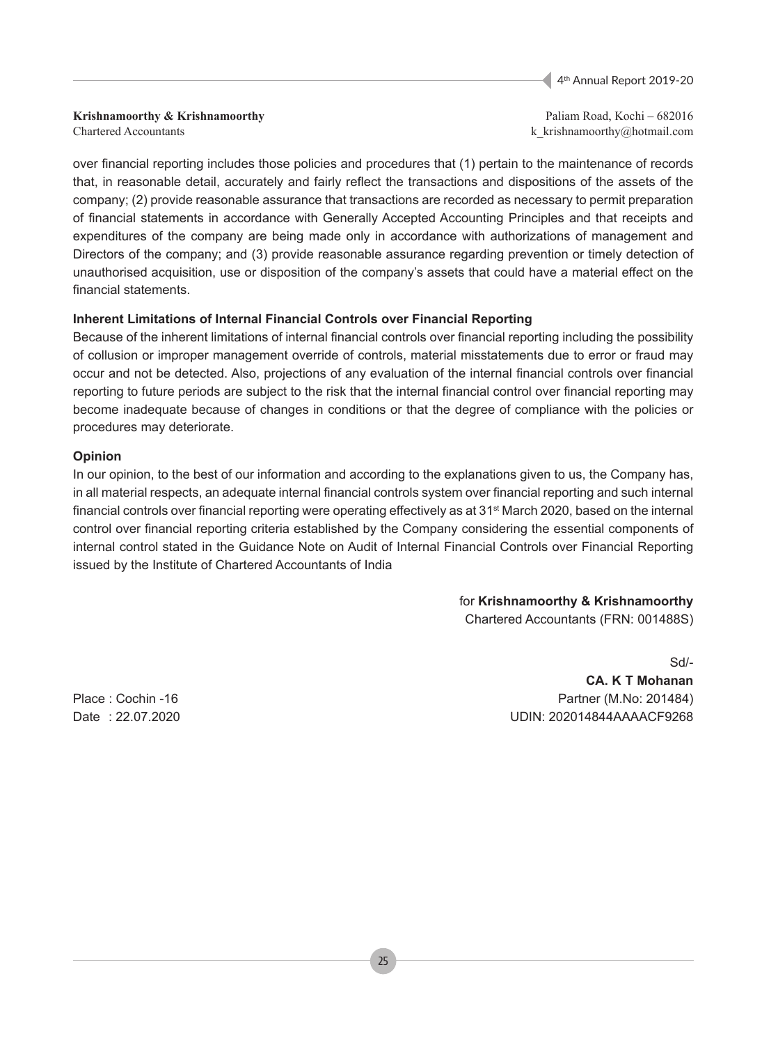**Krishnamoorthy & Krishnamoorthy**
Chartered Accountants

Paliam Road, Kochi – 682016
k_krishnamoorthy@hotmail.com

over financial reporting includes those policies and procedures that (1) pertain to the maintenance of records that, in reasonable detail, accurately and fairly reflect the transactions and dispositions of the assets of the company; (2) provide reasonable assurance that transactions are recorded as necessary to permit preparation of financial statements in accordance with Generally Accepted Accounting Principles and that receipts and expenditures of the company are being made only in accordance with authorizations of management and Directors of the company; and (3) provide reasonable assurance regarding prevention or timely detection of unauthorised acquisition, use or disposition of the company's assets that could have a material effect on the financial statements.

**Inherent Limitations of Internal Financial Controls over Financial Reporting**

Because of the inherent limitations of internal financial controls over financial reporting including the possibility of collusion or improper management override of controls, material misstatements due to error or fraud may occur and not be detected. Also, projections of any evaluation of the internal financial controls over financial reporting to future periods are subject to the risk that the internal financial control over financial reporting may become inadequate because of changes in conditions or that the degree of compliance with the policies or procedures may deteriorate.

**Opinion**

In our opinion, to the best of our information and according to the explanations given to us, the Company has, in all material respects, an adequate internal financial controls system over financial reporting and such internal financial controls over financial reporting were operating effectively as at 31st March 2020, based on the internal control over financial reporting criteria established by the Company considering the essential components of internal control stated in the Guidance Note on Audit of Internal Financial Controls over Financial Reporting issued by the Institute of Chartered Accountants of India

for **Krishnamoorthy & Krishnamoorthy**
Chartered Accountants (FRN: 001488S)

Sd/-
**CA. K T Mohanan**
Partner (M.No: 201484)
UDIN: 202014844AAAACF9268

Place : Cochin -16
Date : 22.07.2020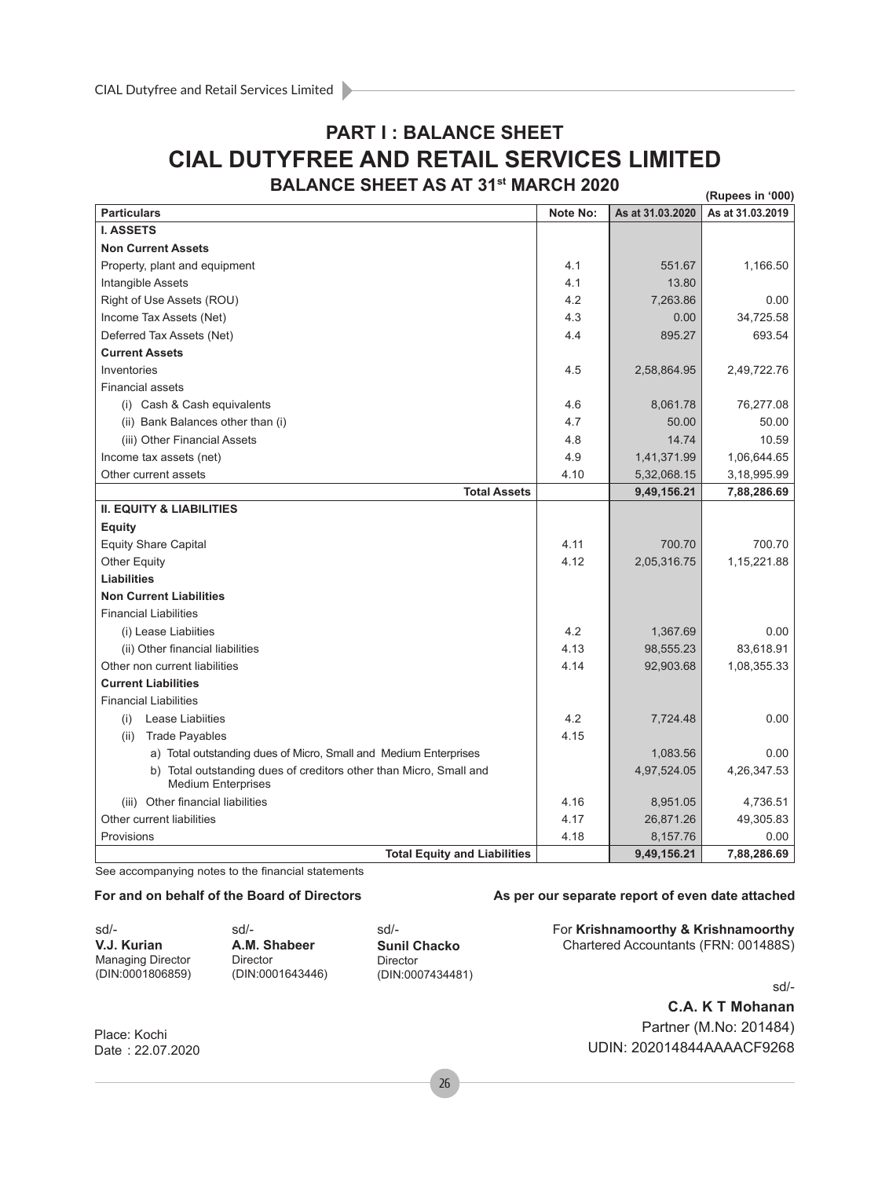# PART I : BALANCE SHEET

# CIAL DUTYFREE AND RETAIL SERVICES LIMITED

## BALANCE SHEET AS AT 31st MARCH 2020

(Rupees in '000)

| Particulars | Note No: | As at 31.03.2020 | As at 31.03.2019 |
|---|---|---|---|
| **I. ASSETS** | | | |
| **Non Current Assets** | | | |
| Property, plant and equipment | 4.1 | 551.67 | 1,166.50 |
| Intangible Assets | 4.1 | 13.80 | |
| Right of Use Assets (ROU) | 4.2 | 7,263.86 | 0.00 |
| Income Tax Assets (Net) | 4.3 | 0.00 | 34,725.58 |
| Deferred Tax Assets (Net) | 4.4 | 895.27 | 693.54 |
| **Current Assets** | | | |
| Inventories | 4.5 | 2,58,864.95 | 2,49,722.76 |
| Financial assets | | | |
| (i) Cash & Cash equivalents | 4.6 | 8,061.78 | 76,277.08 |
| (ii) Bank Balances other than (i) | 4.7 | 50.00 | 50.00 |
| (iii) Other Financial Assets | 4.8 | 14.74 | 10.59 |
| Income tax assets (net) | 4.9 | 1,41,371.99 | 1,06,644.65 |
| Other current assets | 4.10 | 5,32,068.15 | 3,18,995.99 |
| **Total Assets** | | **9,49,156.21** | **7,88,286.69** |
| **II. EQUITY & LIABILITIES** | | | |
| **Equity** | | | |
| Equity Share Capital | 4.11 | 700.70 | 700.70 |
| Other Equity | 4.12 | 2,05,316.75 | 1,15,221.88 |
| **Liabilities** | | | |
| **Non Current Liabilities** | | | |
| Financial Liabilities | | | |
| (i) Lease Liabiities | 4.2 | 1,367.69 | 0.00 |
| (ii) Other financial liabilities | 4.13 | 98,555.23 | 83,618.91 |
| Other non current liabilities | 4.14 | 92,903.68 | 1,08,355.33 |
| **Current Liabilities** | | | |
| Financial Liabilities | | | |
| (i) Lease Liabiities | 4.2 | 7,724.48 | 0.00 |
| (ii) Trade Payables | 4.15 | | |
| a) Total outstanding dues of Micro, Small and Medium Enterprises | | 1,083.56 | 0.00 |
| b) Total outstanding dues of creditors other than Micro, Small and Medium Enterprises | | 4,97,524.05 | 4,26,347.53 |
| (iii) Other financial liabilities | 4.16 | 8,951.05 | 4,736.51 |
| Other current liabilities | 4.17 | 26,871.26 | 49,305.83 |
| Provisions | 4.18 | 8,157.76 | 0.00 |
| **Total Equity and Liabilities** | | **9,49,156.21** | **7,88,286.69** |

See accompanying notes to the financial statements

**For and on behalf of the Board of Directors**

sd/-
**V.J. Kurian**
Managing Director
(DIN:0001806859)

sd/-
**A.M. Shabeer**
Director
(DIN:0001643446)

sd/-
**Sunil Chacko**
Director
(DIN:0007434481)

**As per our separate report of even date attached**

For **Krishnamoorthy & Krishnamoorthy**
Chartered Accountants (FRN: 001488S)

sd/-
**C.A. K T Mohanan**
Partner (M.No: 201484)
UDIN: 202014844AAAACF9268

Place: Kochi
Date : 22.07.2020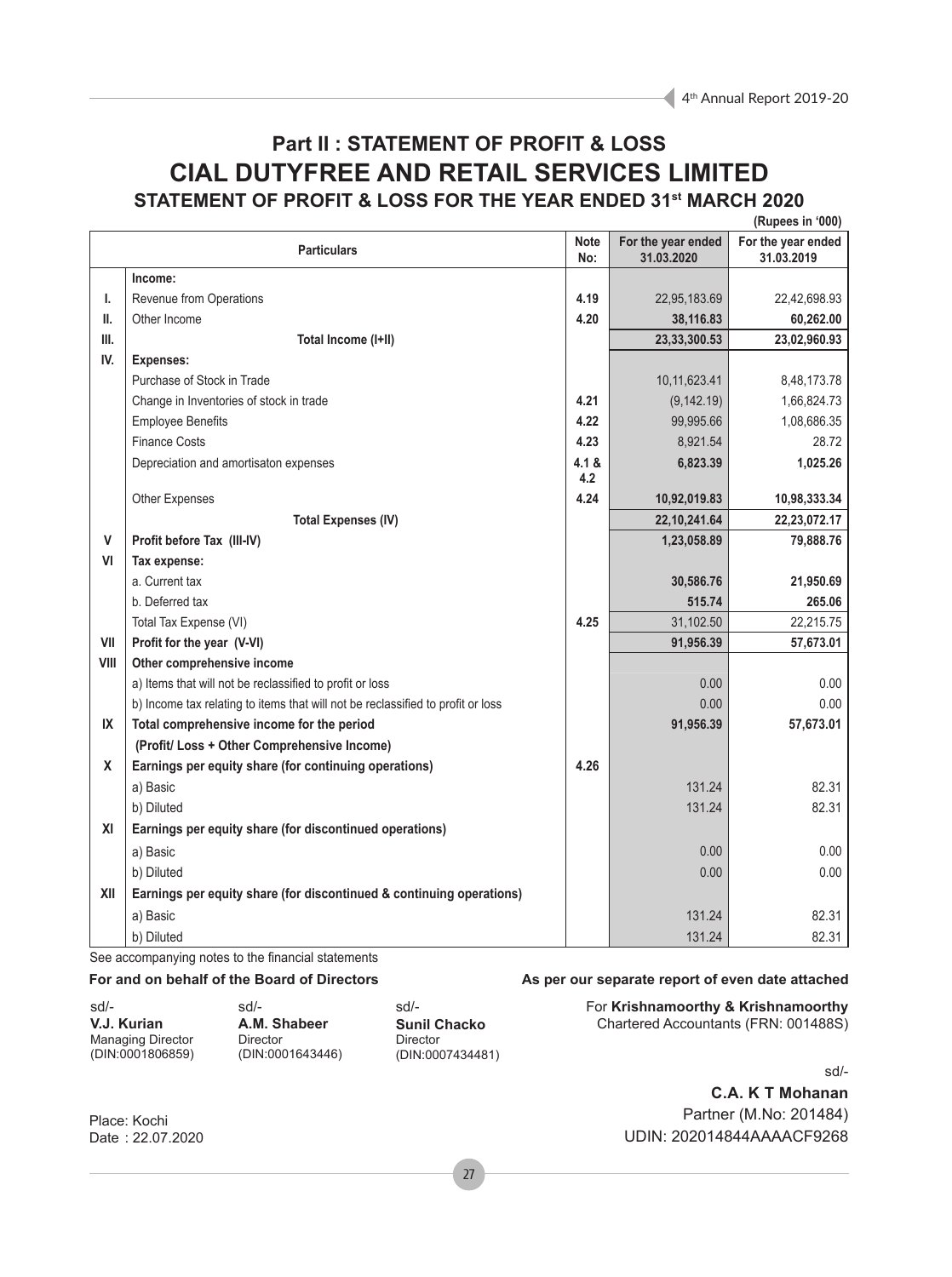# Part II : STATEMENT OF PROFIT & LOSS

# CIAL DUTYFREE AND RETAIL SERVICES LIMITED

## STATEMENT OF PROFIT & LOSS FOR THE YEAR ENDED 31st MARCH 2020

(Rupees in '000)

| | Particulars | Note No: | For the year ended 31.03.2020 | For the year ended 31.03.2019 |
|---|---|---|---|---|
| | **Income:** | | | |
| I. | Revenue from Operations | **4.19** | 22,95,183.69 | 22,42,698.93 |
| II. | Other Income | **4.20** | **38,116.83** | **60,262.00** |
| III. | **Total Income (I+II)** | | **23,33,300.53** | **23,02,960.93** |
| IV. | **Expenses:** | | | |
| | Purchase of Stock in Trade | | 10,11,623.41 | 8,48,173.78 |
| | Change in Inventories of stock in trade | **4.21** | (9,142.19) | 1,66,824.73 |
| | Employee Benefits | **4.22** | 99,995.66 | 1,08,686.35 |
| | Finance Costs | **4.23** | 8,921.54 | 28.72 |
| | Depreciation and amortisaton expenses | **4.1 & 4.2** | **6,823.39** | **1,025.26** |
| | Other Expenses | **4.24** | **10,92,019.83** | **10,98,333.34** |
| | **Total Expenses (IV)** | | **22,10,241.64** | **22,23,072.17** |
| V | **Profit before Tax (III-IV)** | | **1,23,058.89** | **79,888.76** |
| VI | **Tax expense:** | | | |
| | a. Current tax | | **30,586.76** | **21,950.69** |
| | b. Deferred tax | | **515.74** | **265.06** |
| | Total Tax Expense (VI) | **4.25** | 31,102.50 | 22,215.75 |
| VII | **Profit for the year (V-VI)** | | **91,956.39** | **57,673.01** |
| VIII | **Other comprehensive income** | | | |
| | a) Items that will not be reclassified to profit or loss | | 0.00 | 0.00 |
| | b) Income tax relating to items that will not be reclassified to profit or loss | | 0.00 | 0.00 |
| IX | **Total comprehensive income for the period** | | **91,956.39** | **57,673.01** |
| | **(Profit/ Loss + Other Comprehensive Income)** | | | |
| X | **Earnings per equity share (for continuing operations)** | **4.26** | | |
| | a) Basic | | 131.24 | 82.31 |
| | b) Diluted | | 131.24 | 82.31 |
| XI | **Earnings per equity share (for discontinued operations)** | | | |
| | a) Basic | | 0.00 | 0.00 |
| | b) Diluted | | 0.00 | 0.00 |
| XII | **Earnings per equity share (for discontinued & continuing operations)** | | | |
| | a) Basic | | 131.24 | 82.31 |
| | b) Diluted | | 131.24 | 82.31 |

See accompanying notes to the financial statements

**For and on behalf of the Board of Directors**

sd/-
**V.J. Kurian**
Managing Director
(DIN:0001806859)

sd/-
**A.M. Shabeer**
Director
(DIN:0001643446)

sd/-
**Sunil Chacko**
Director
(DIN:0007434481)

Place: Kochi
Date : 22.07.2020

**As per our separate report of even date attached**

For **Krishnamoorthy & Krishnamoorthy**
Chartered Accountants (FRN: 001488S)

sd/-
**C.A. K T Mohanan**
Partner (M.No: 201484)
UDIN: 202014844AAAACF9268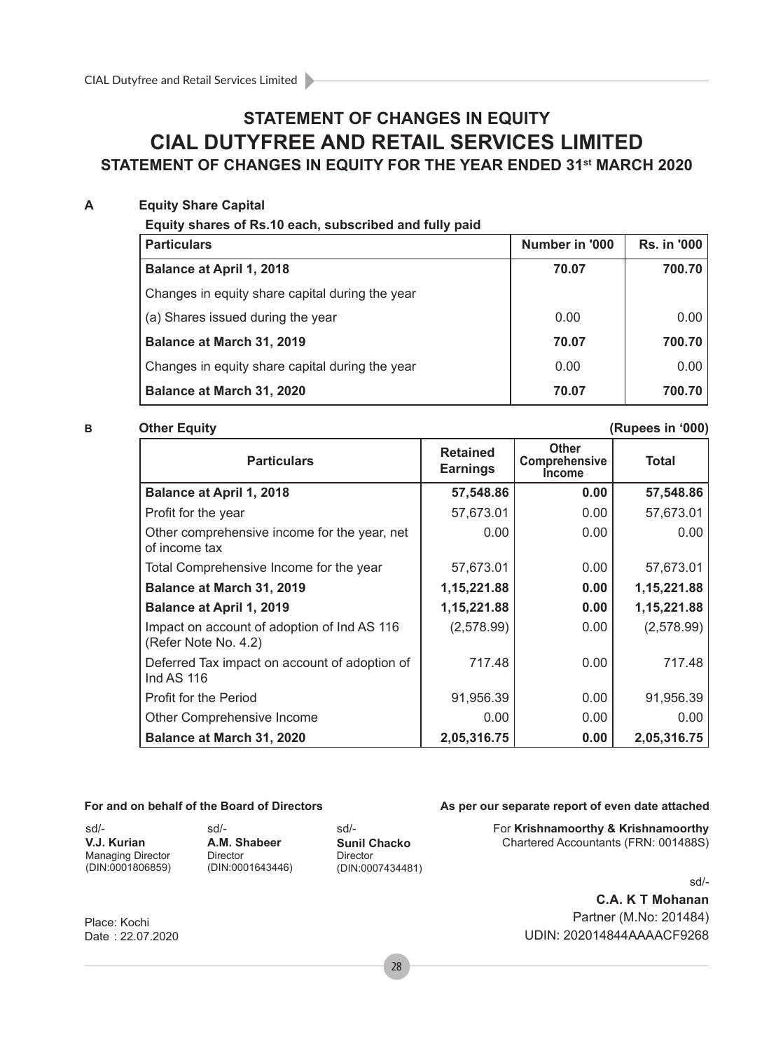# STATEMENT OF CHANGES IN EQUITY

# CIAL DUTYFREE AND RETAIL SERVICES LIMITED

## STATEMENT OF CHANGES IN EQUITY FOR THE YEAR ENDED 31st MARCH 2020

### A Equity Share Capital

**Equity shares of Rs.10 each, subscribed and fully paid**

| Particulars | Number in '000 | Rs. in '000 |
|---|---|---|
| **Balance at April 1, 2018** | **70.07** | **700.70** |
| Changes in equity share capital during the year | | |
| (a) Shares issued during the year | 0.00 | 0.00 |
| **Balance at March 31, 2019** | **70.07** | **700.70** |
| Changes in equity share capital during the year | 0.00 | 0.00 |
| **Balance at March 31, 2020** | **70.07** | **700.70** |

### B Other Equity

(Rupees in '000)

| Particulars | Retained Earnings | Other Comprehensive Income | Total |
|---|---|---|---|
| **Balance at April 1, 2018** | **57,548.86** | **0.00** | **57,548.86** |
| Profit for the year | 57,673.01 | 0.00 | 57,673.01 |
| Other comprehensive income for the year, net of income tax | 0.00 | 0.00 | 0.00 |
| Total Comprehensive Income for the year | 57,673.01 | 0.00 | 57,673.01 |
| **Balance at March 31, 2019** | **1,15,221.88** | **0.00** | **1,15,221.88** |
| **Balance at April 1, 2019** | **1,15,221.88** | **0.00** | **1,15,221.88** |
| Impact on account of adoption of Ind AS 116 (Refer Note No. 4.2) | (2,578.99) | 0.00 | (2,578.99) |
| Deferred Tax impact on account of adoption of Ind AS 116 | 717.48 | 0.00 | 717.48 |
| Profit for the Period | 91,956.39 | 0.00 | 91,956.39 |
| Other Comprehensive Income | 0.00 | 0.00 | 0.00 |
| **Balance at March 31, 2020** | **2,05,316.75** | **0.00** | **2,05,316.75** |

**For and on behalf of the Board of Directors**

sd/-
**V.J. Kurian**
Managing Director
(DIN:0001806859)

sd/-
**A.M. Shabeer**
Director
(DIN:0001643446)

sd/-
**Sunil Chacko**
Director
(DIN:0007434481)

Place: Kochi
Date : 22.07.2020

**As per our separate report of even date attached**

For **Krishnamoorthy & Krishnamoorthy**
Chartered Accountants (FRN: 001488S)

sd/-
**C.A. K T Mohanan**
Partner (M.No: 201484)
UDIN: 202014844AAAACF9268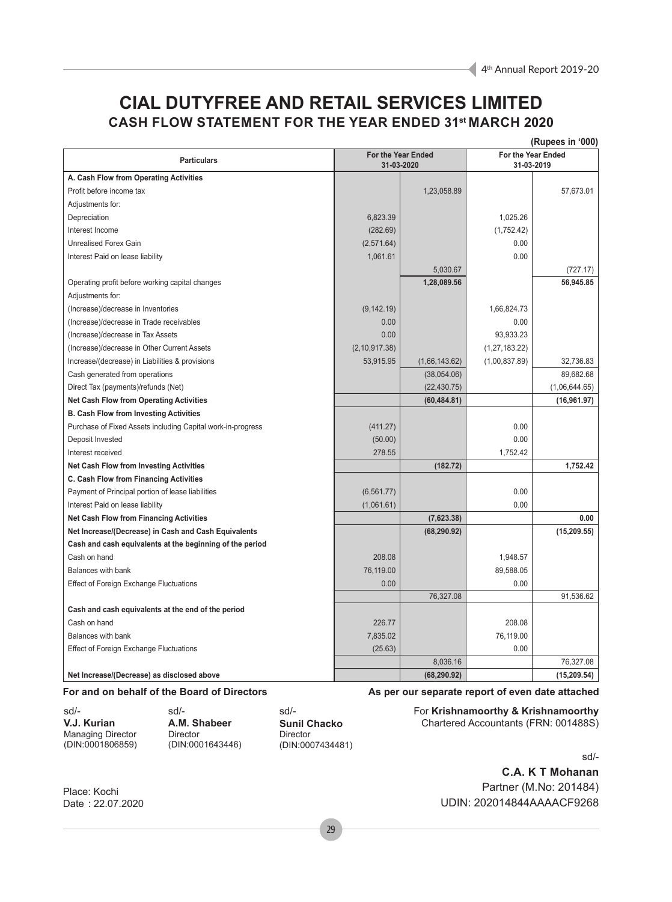# CIAL DUTYFREE AND RETAIL SERVICES LIMITED

## CASH FLOW STATEMENT FOR THE YEAR ENDED 31st MARCH 2020

(Rupees in '000)

| Particulars | For the Year Ended 31-03-2020 | | For the Year Ended 31-03-2019 | |
|---|---|---|---|---|
| **A. Cash Flow from Operating Activities** | | | | |
| Profit before income tax | | 1,23,058.89 | | 57,673.01 |
| Adjustments for: | | | | |
| Depreciation | 6,823.39 | | 1,025.26 | |
| Interest Income | (282.69) | | (1,752.42) | |
| Unrealised Forex Gain | (2,571.64) | | 0.00 | |
| Interest Paid on lease liability | 1,061.61 | | 0.00 | |
| | | 5,030.67 | | (727.17) |
| Operating profit before working capital changes | | **1,28,089.56** | | **56,945.85** |
| Adjustments for: | | | | |
| (Increase)/decrease in Inventories | (9,142.19) | | 1,66,824.73 | |
| (Increase)/decrease in Trade receivables | 0.00 | | 0.00 | |
| (Increase)/decrease in Tax Assets | 0.00 | | 93,933.23 | |
| (Increase)/decrease in Other Current Assets | (2,10,917.38) | | (1,27,183.22) | |
| Increase/(decrease) in Liabilities & provisions | 53,915.95 | (1,66,143.62) | (1,00,837.89) | 32,736.83 |
| Cash generated from operations | | (38,054.06) | | 89,682.68 |
| Direct Tax (payments)/refunds (Net) | | (22,430.75) | | (1,06,644.65) |
| **Net Cash Flow from Operating Activities** | | **(60,484.81)** | | **(16,961.97)** |
| **B. Cash Flow from Investing Activities** | | | | |
| Purchase of Fixed Assets including Capital work-in-progress | (411.27) | | 0.00 | |
| Deposit Invested | (50.00) | | 0.00 | |
| Interest received | 278.55 | | 1,752.42 | |
| **Net Cash Flow from Investing Activities** | | **(182.72)** | | **1,752.42** |
| **C. Cash Flow from Financing Activities** | | | | |
| Payment of Principal portion of lease liabilities | (6,561.77) | | 0.00 | |
| Interest Paid on lease liability | (1,061.61) | | 0.00 | |
| **Net Cash Flow from Financing Activities** | | **(7,623.38)** | | **0.00** |
| **Net Increase/(Decrease) in Cash and Cash Equivalents** | | **(68,290.92)** | | **(15,209.55)** |
| **Cash and cash equivalents at the beginning of the period** | | | | |
| Cash on hand | 208.08 | | 1,948.57 | |
| Balances with bank | 76,119.00 | | 89,588.05 | |
| Effect of Foreign Exchange Fluctuations | 0.00 | | 0.00 | |
| | | 76,327.08 | | 91,536.62 |
| **Cash and cash equivalents at the end of the period** | | | | |
| Cash on hand | 226.77 | | 208.08 | |
| Balances with bank | 7,835.02 | | 76,119.00 | |
| Effect of Foreign Exchange Fluctuations | (25.63) | | 0.00 | |
| | | 8,036.16 | | 76,327.08 |
| **Net Increase/(Decrease) as disclosed above** | | **(68,290.92)** | | **(15,209.54)** |

**For and on behalf of the Board of Directors**

sd/-
**V.J. Kurian**
Managing Director
(DIN:0001806859)

sd/-
**A.M. Shabeer**
Director
(DIN:0001643446)

sd/-
**Sunil Chacko**
Director
(DIN:0007434481)

**As per our separate report of even date attached**

For **Krishnamoorthy & Krishnamoorthy**
Chartered Accountants (FRN: 001488S)

sd/-
**C.A. K T Mohanan**
Partner (M.No: 201484)
UDIN: 202014844AAAACF9268

Place: Kochi
Date : 22.07.2020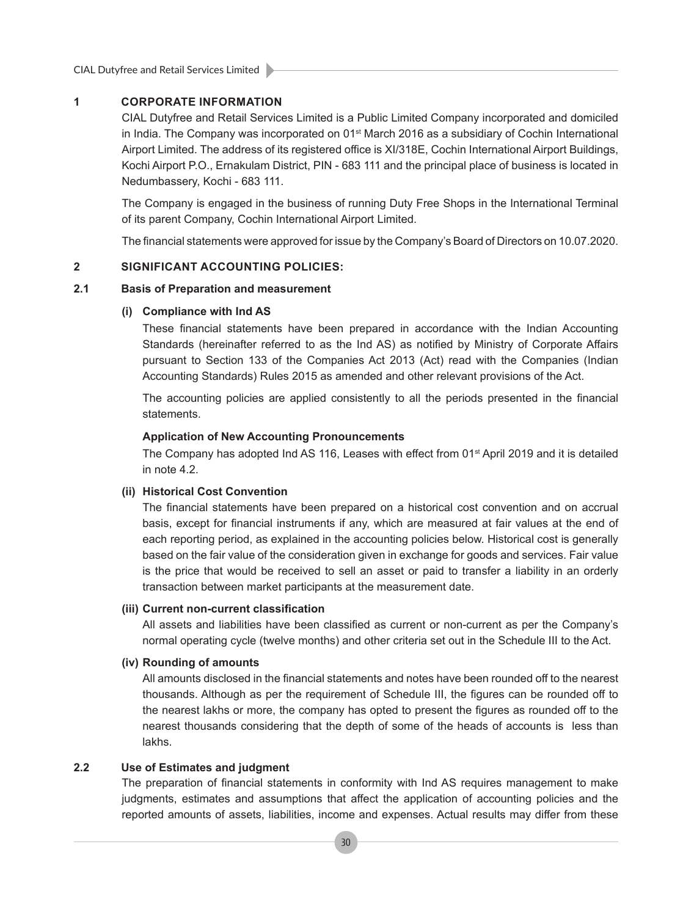## 1 CORPORATE INFORMATION

CIAL Dutyfree and Retail Services Limited is a Public Limited Company incorporated and domiciled in India. The Company was incorporated on 01st March 2016 as a subsidiary of Cochin International Airport Limited. The address of its registered office is XI/318E, Cochin International Airport Buildings, Kochi Airport P.O., Ernakulam District, PIN - 683 111 and the principal place of business is located in Nedumbassery, Kochi - 683 111.

The Company is engaged in the business of running Duty Free Shops in the International Terminal of its parent Company, Cochin International Airport Limited.

The financial statements were approved for issue by the Company's Board of Directors on 10.07.2020.

## 2 SIGNIFICANT ACCOUNTING POLICIES:

### 2.1 Basis of Preparation and measurement

**(i) Compliance with Ind AS**

These financial statements have been prepared in accordance with the Indian Accounting Standards (hereinafter referred to as the Ind AS) as notified by Ministry of Corporate Affairs pursuant to Section 133 of the Companies Act 2013 (Act) read with the Companies (Indian Accounting Standards) Rules 2015 as amended and other relevant provisions of the Act.

The accounting policies are applied consistently to all the periods presented in the financial statements.

**Application of New Accounting Pronouncements**

The Company has adopted Ind AS 116, Leases with effect from 01st April 2019 and it is detailed in note 4.2.

**(ii) Historical Cost Convention**

The financial statements have been prepared on a historical cost convention and on accrual basis, except for financial instruments if any, which are measured at fair values at the end of each reporting period, as explained in the accounting policies below. Historical cost is generally based on the fair value of the consideration given in exchange for goods and services. Fair value is the price that would be received to sell an asset or paid to transfer a liability in an orderly transaction between market participants at the measurement date.

**(iii) Current non-current classification**

All assets and liabilities have been classified as current or non-current as per the Company's normal operating cycle (twelve months) and other criteria set out in the Schedule III to the Act.

**(iv) Rounding of amounts**

All amounts disclosed in the financial statements and notes have been rounded off to the nearest thousands. Although as per the requirement of Schedule III, the figures can be rounded off to the nearest lakhs or more, the company has opted to present the figures as rounded off to the nearest thousands considering that the depth of some of the heads of accounts is less than lakhs.

### 2.2 Use of Estimates and judgment

The preparation of financial statements in conformity with Ind AS requires management to make judgments, estimates and assumptions that affect the application of accounting policies and the reported amounts of assets, liabilities, income and expenses. Actual results may differ from these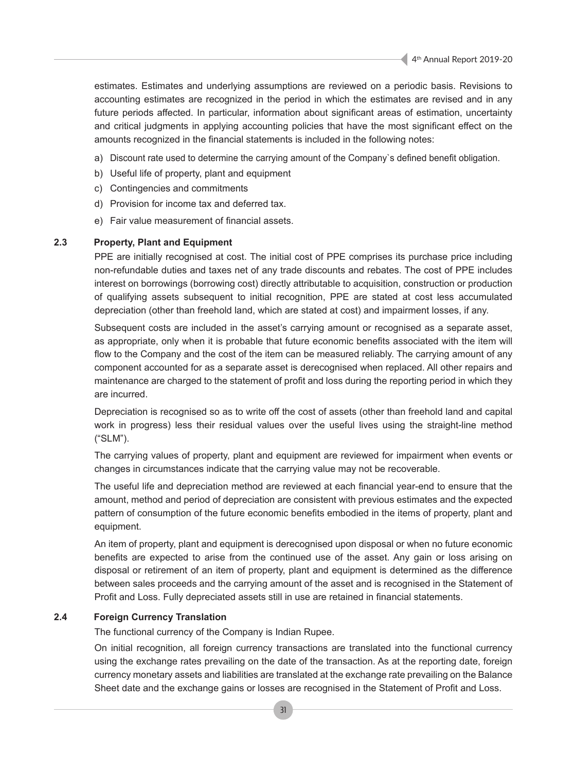estimates. Estimates and underlying assumptions are reviewed on a periodic basis. Revisions to accounting estimates are recognized in the period in which the estimates are revised and in any future periods affected. In particular, information about significant areas of estimation, uncertainty and critical judgments in applying accounting policies that have the most significant effect on the amounts recognized in the financial statements is included in the following notes:

a) Discount rate used to determine the carrying amount of the Company`s defined benefit obligation.

b) Useful life of property, plant and equipment

c) Contingencies and commitments

d) Provision for income tax and deferred tax.

e) Fair value measurement of financial assets.

### 2.3 Property, Plant and Equipment

PPE are initially recognised at cost. The initial cost of PPE comprises its purchase price including non-refundable duties and taxes net of any trade discounts and rebates. The cost of PPE includes interest on borrowings (borrowing cost) directly attributable to acquisition, construction or production of qualifying assets subsequent to initial recognition, PPE are stated at cost less accumulated depreciation (other than freehold land, which are stated at cost) and impairment losses, if any.

Subsequent costs are included in the asset's carrying amount or recognised as a separate asset, as appropriate, only when it is probable that future economic benefits associated with the item will flow to the Company and the cost of the item can be measured reliably. The carrying amount of any component accounted for as a separate asset is derecognised when replaced. All other repairs and maintenance are charged to the statement of profit and loss during the reporting period in which they are incurred.

Depreciation is recognised so as to write off the cost of assets (other than freehold land and capital work in progress) less their residual values over the useful lives using the straight-line method ("SLM").

The carrying values of property, plant and equipment are reviewed for impairment when events or changes in circumstances indicate that the carrying value may not be recoverable.

The useful life and depreciation method are reviewed at each financial year-end to ensure that the amount, method and period of depreciation are consistent with previous estimates and the expected pattern of consumption of the future economic benefits embodied in the items of property, plant and equipment.

An item of property, plant and equipment is derecognised upon disposal or when no future economic benefits are expected to arise from the continued use of the asset. Any gain or loss arising on disposal or retirement of an item of property, plant and equipment is determined as the difference between sales proceeds and the carrying amount of the asset and is recognised in the Statement of Profit and Loss. Fully depreciated assets still in use are retained in financial statements.

### 2.4 Foreign Currency Translation

The functional currency of the Company is Indian Rupee.

On initial recognition, all foreign currency transactions are translated into the functional currency using the exchange rates prevailing on the date of the transaction. As at the reporting date, foreign currency monetary assets and liabilities are translated at the exchange rate prevailing on the Balance Sheet date and the exchange gains or losses are recognised in the Statement of Profit and Loss.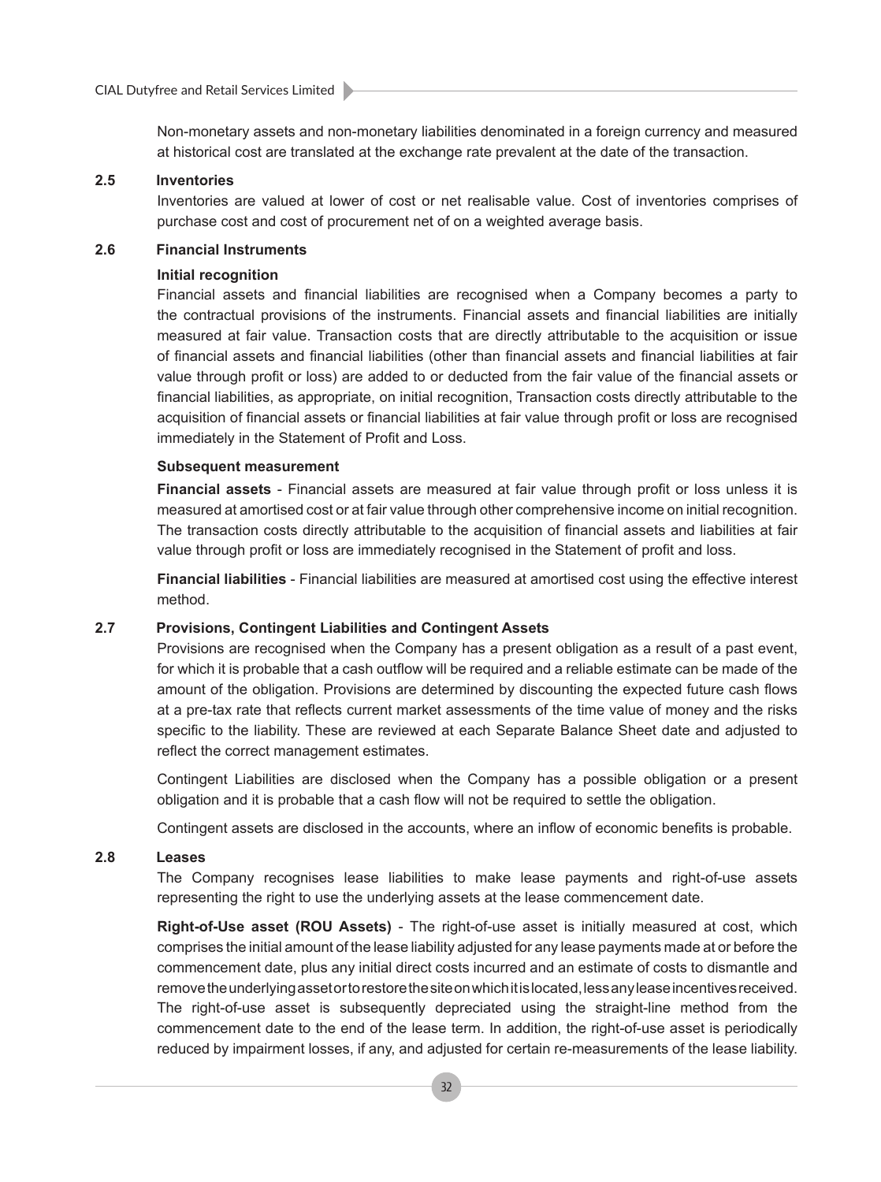Non-monetary assets and non-monetary liabilities denominated in a foreign currency and measured at historical cost are translated at the exchange rate prevalent at the date of the transaction.

### 2.5 Inventories

Inventories are valued at lower of cost or net realisable value. Cost of inventories comprises of purchase cost and cost of procurement net of on a weighted average basis.

### 2.6 Financial Instruments

**Initial recognition**

Financial assets and financial liabilities are recognised when a Company becomes a party to the contractual provisions of the instruments. Financial assets and financial liabilities are initially measured at fair value. Transaction costs that are directly attributable to the acquisition or issue of financial assets and financial liabilities (other than financial assets and financial liabilities at fair value through profit or loss) are added to or deducted from the fair value of the financial assets or financial liabilities, as appropriate, on initial recognition, Transaction costs directly attributable to the acquisition of financial assets or financial liabilities at fair value through profit or loss are recognised immediately in the Statement of Profit and Loss.

**Subsequent measurement**

**Financial assets** - Financial assets are measured at fair value through profit or loss unless it is measured at amortised cost or at fair value through other comprehensive income on initial recognition. The transaction costs directly attributable to the acquisition of financial assets and liabilities at fair value through profit or loss are immediately recognised in the Statement of profit and loss.

**Financial liabilities** - Financial liabilities are measured at amortised cost using the effective interest method.

### 2.7 Provisions, Contingent Liabilities and Contingent Assets

Provisions are recognised when the Company has a present obligation as a result of a past event, for which it is probable that a cash outflow will be required and a reliable estimate can be made of the amount of the obligation. Provisions are determined by discounting the expected future cash flows at a pre-tax rate that reflects current market assessments of the time value of money and the risks specific to the liability. These are reviewed at each Separate Balance Sheet date and adjusted to reflect the correct management estimates.

Contingent Liabilities are disclosed when the Company has a possible obligation or a present obligation and it is probable that a cash flow will not be required to settle the obligation.

Contingent assets are disclosed in the accounts, where an inflow of economic benefits is probable.

### 2.8 Leases

The Company recognises lease liabilities to make lease payments and right-of-use assets representing the right to use the underlying assets at the lease commencement date.

**Right-of-Use asset (ROU Assets)** - The right-of-use asset is initially measured at cost, which comprises the initial amount of the lease liability adjusted for any lease payments made at or before the commencement date, plus any initial direct costs incurred and an estimate of costs to dismantle and remove the underlying asset or to restore the site on which it is located, less any lease incentives received. The right-of-use asset is subsequently depreciated using the straight-line method from the commencement date to the end of the lease term. In addition, the right-of-use asset is periodically reduced by impairment losses, if any, and adjusted for certain re-measurements of the lease liability.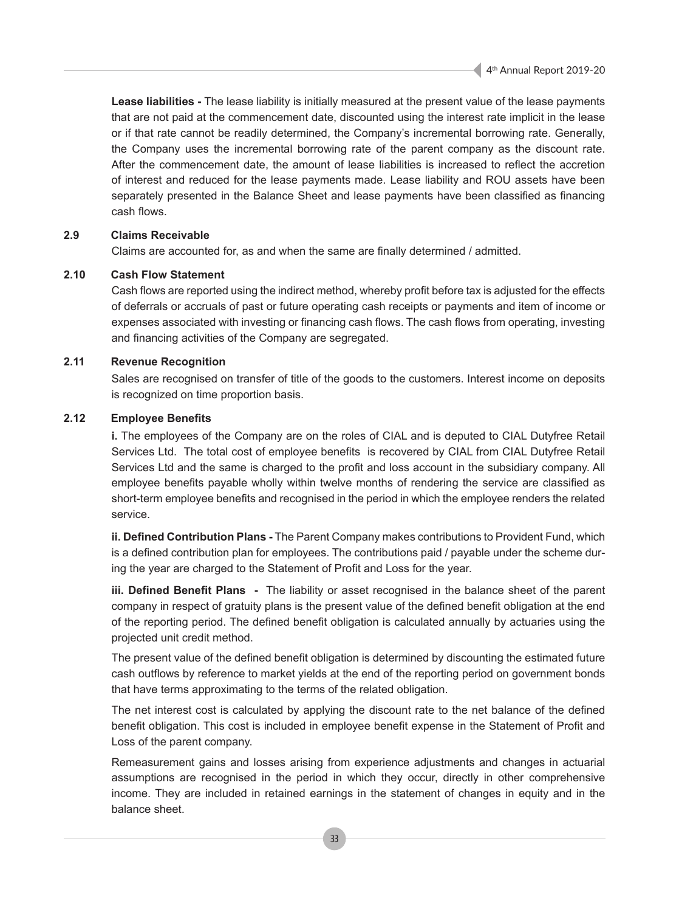**Lease liabilities -** The lease liability is initially measured at the present value of the lease payments that are not paid at the commencement date, discounted using the interest rate implicit in the lease or if that rate cannot be readily determined, the Company's incremental borrowing rate. Generally, the Company uses the incremental borrowing rate of the parent company as the discount rate. After the commencement date, the amount of lease liabilities is increased to reflect the accretion of interest and reduced for the lease payments made. Lease liability and ROU assets have been separately presented in the Balance Sheet and lease payments have been classified as financing cash flows.

### 2.9 Claims Receivable

Claims are accounted for, as and when the same are finally determined / admitted.

### 2.10 Cash Flow Statement

Cash flows are reported using the indirect method, whereby profit before tax is adjusted for the effects of deferrals or accruals of past or future operating cash receipts or payments and item of income or expenses associated with investing or financing cash flows. The cash flows from operating, investing and financing activities of the Company are segregated.

### 2.11 Revenue Recognition

Sales are recognised on transfer of title of the goods to the customers. Interest income on deposits is recognized on time proportion basis.

### 2.12 Employee Benefits

**i.** The employees of the Company are on the roles of CIAL and is deputed to CIAL Dutyfree Retail Services Ltd. The total cost of employee benefits is recovered by CIAL from CIAL Dutyfree Retail Services Ltd and the same is charged to the profit and loss account in the subsidiary company. All employee benefits payable wholly within twelve months of rendering the service are classified as short-term employee benefits and recognised in the period in which the employee renders the related service.

**ii. Defined Contribution Plans -** The Parent Company makes contributions to Provident Fund, which is a defined contribution plan for employees. The contributions paid / payable under the scheme during the year are charged to the Statement of Profit and Loss for the year.

**iii. Defined Benefit Plans -** The liability or asset recognised in the balance sheet of the parent company in respect of gratuity plans is the present value of the defined benefit obligation at the end of the reporting period. The defined benefit obligation is calculated annually by actuaries using the projected unit credit method.

The present value of the defined benefit obligation is determined by discounting the estimated future cash outflows by reference to market yields at the end of the reporting period on government bonds that have terms approximating to the terms of the related obligation.

The net interest cost is calculated by applying the discount rate to the net balance of the defined benefit obligation. This cost is included in employee benefit expense in the Statement of Profit and Loss of the parent company.

Remeasurement gains and losses arising from experience adjustments and changes in actuarial assumptions are recognised in the period in which they occur, directly in other comprehensive income. They are included in retained earnings in the statement of changes in equity and in the balance sheet.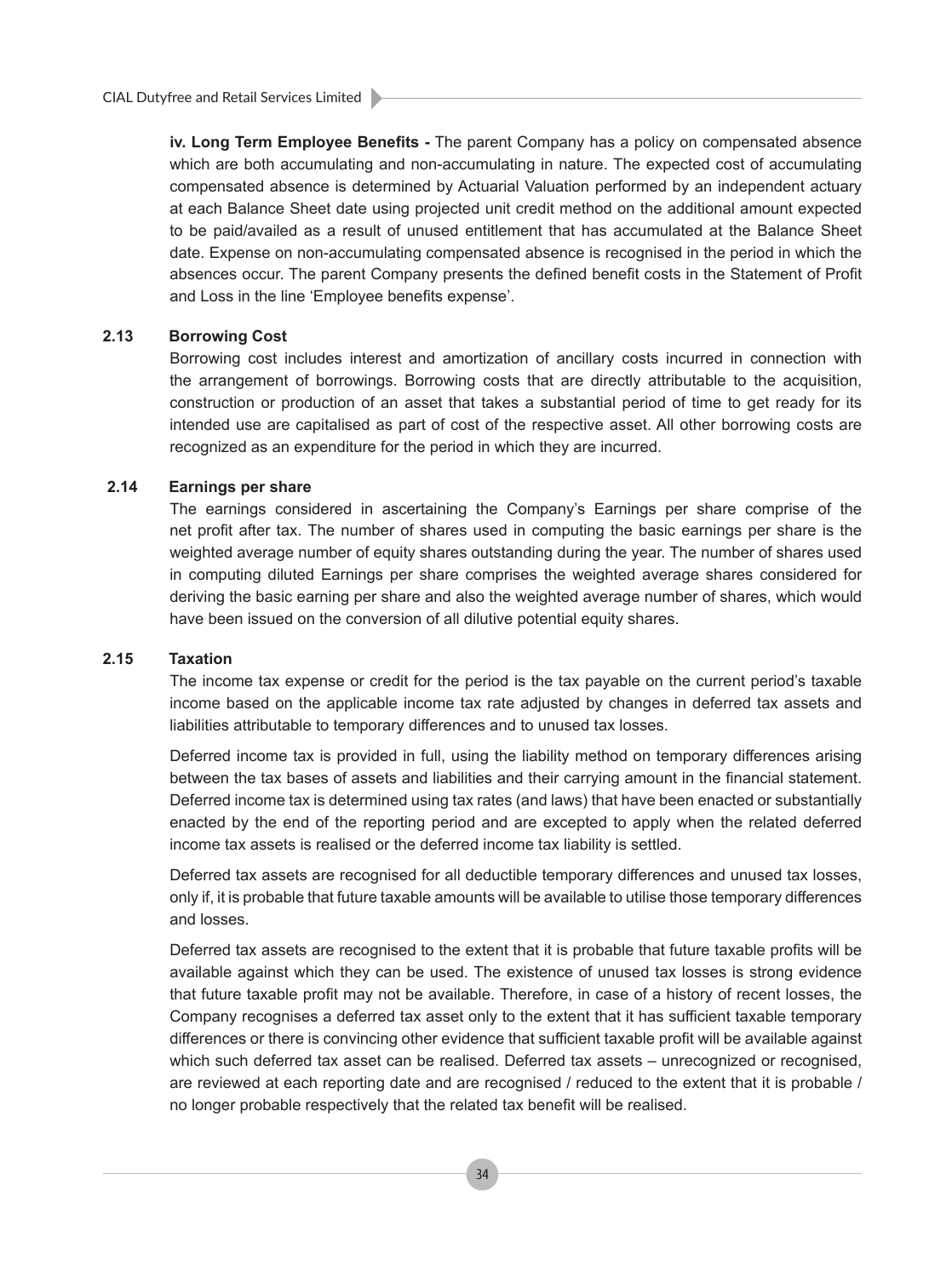**iv. Long Term Employee Benefits -** The parent Company has a policy on compensated absence which are both accumulating and non-accumulating in nature. The expected cost of accumulating compensated absence is determined by Actuarial Valuation performed by an independent actuary at each Balance Sheet date using projected unit credit method on the additional amount expected to be paid/availed as a result of unused entitlement that has accumulated at the Balance Sheet date. Expense on non-accumulating compensated absence is recognised in the period in which the absences occur. The parent Company presents the defined benefit costs in the Statement of Profit and Loss in the line 'Employee benefits expense'.

### 2.13 Borrowing Cost

Borrowing cost includes interest and amortization of ancillary costs incurred in connection with the arrangement of borrowings. Borrowing costs that are directly attributable to the acquisition, construction or production of an asset that takes a substantial period of time to get ready for its intended use are capitalised as part of cost of the respective asset. All other borrowing costs are recognized as an expenditure for the period in which they are incurred.

### 2.14 Earnings per share

The earnings considered in ascertaining the Company's Earnings per share comprise of the net profit after tax. The number of shares used in computing the basic earnings per share is the weighted average number of equity shares outstanding during the year. The number of shares used in computing diluted Earnings per share comprises the weighted average shares considered for deriving the basic earning per share and also the weighted average number of shares, which would have been issued on the conversion of all dilutive potential equity shares.

### 2.15 Taxation

The income tax expense or credit for the period is the tax payable on the current period's taxable income based on the applicable income tax rate adjusted by changes in deferred tax assets and liabilities attributable to temporary differences and to unused tax losses.

Deferred income tax is provided in full, using the liability method on temporary differences arising between the tax bases of assets and liabilities and their carrying amount in the financial statement. Deferred income tax is determined using tax rates (and laws) that have been enacted or substantially enacted by the end of the reporting period and are excepted to apply when the related deferred income tax assets is realised or the deferred income tax liability is settled.

Deferred tax assets are recognised for all deductible temporary differences and unused tax losses, only if, it is probable that future taxable amounts will be available to utilise those temporary differences and losses.

Deferred tax assets are recognised to the extent that it is probable that future taxable profits will be available against which they can be used. The existence of unused tax losses is strong evidence that future taxable profit may not be available. Therefore, in case of a history of recent losses, the Company recognises a deferred tax asset only to the extent that it has sufficient taxable temporary differences or there is convincing other evidence that sufficient taxable profit will be available against which such deferred tax asset can be realised. Deferred tax assets – unrecognized or recognised, are reviewed at each reporting date and are recognised / reduced to the extent that it is probable / no longer probable respectively that the related tax benefit will be realised.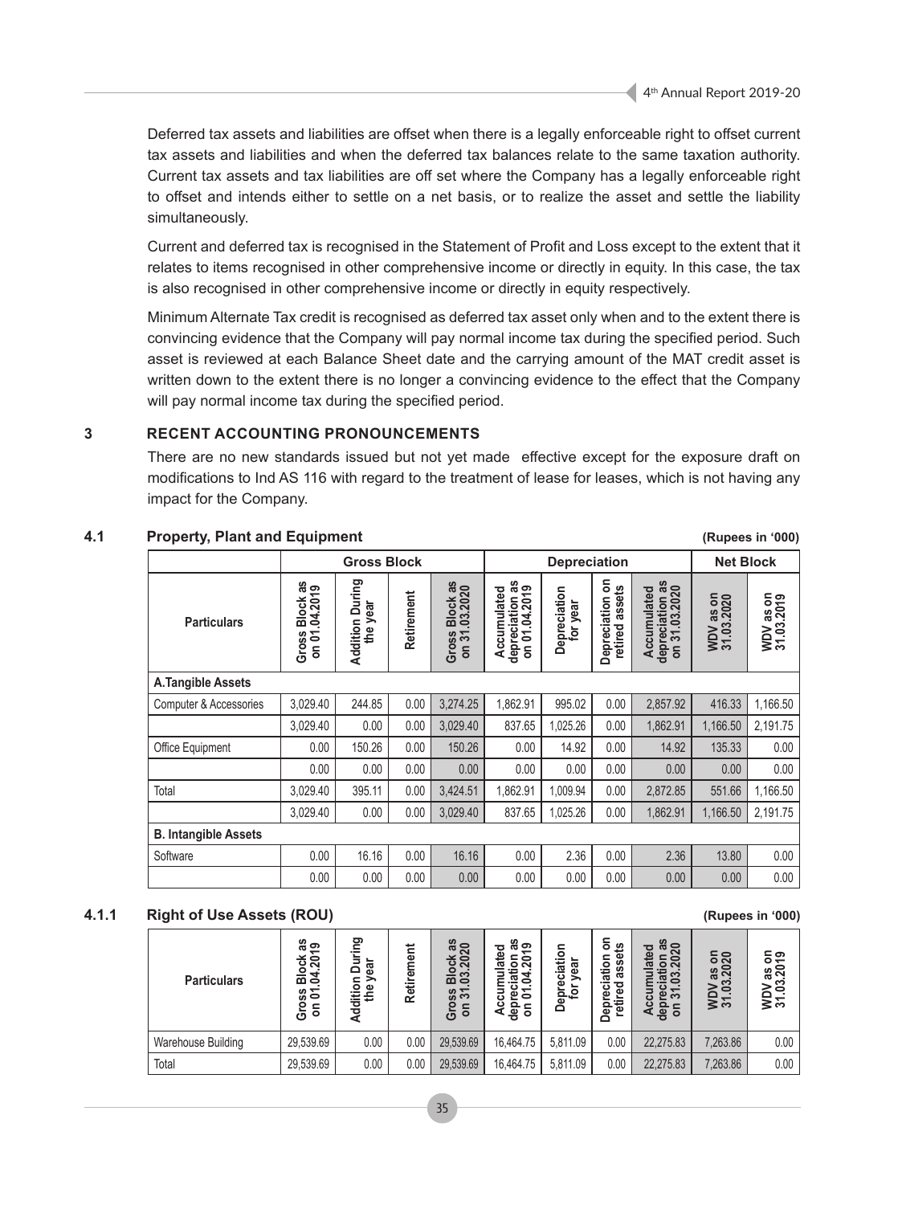Deferred tax assets and liabilities are offset when there is a legally enforceable right to offset current tax assets and liabilities and when the deferred tax balances relate to the same taxation authority. Current tax assets and tax liabilities are off set where the Company has a legally enforceable right to offset and intends either to settle on a net basis, or to realize the asset and settle the liability simultaneously.

Current and deferred tax is recognised in the Statement of Profit and Loss except to the extent that it relates to items recognised in other comprehensive income or directly in equity. In this case, the tax is also recognised in other comprehensive income or directly in equity respectively.

Minimum Alternate Tax credit is recognised as deferred tax asset only when and to the extent there is convincing evidence that the Company will pay normal income tax during the specified period. Such asset is reviewed at each Balance Sheet date and the carrying amount of the MAT credit asset is written down to the extent there is no longer a convincing evidence to the effect that the Company will pay normal income tax during the specified period.

## 3 RECENT ACCOUNTING PRONOUNCEMENTS

There are no new standards issued but not yet made effective except for the exposure draft on modifications to Ind AS 116 with regard to the treatment of lease for leases, which is not having any impact for the Company.

## 4.1 Property, Plant and Equipment

(Rupees in '000)

| | Gross Block | | | | Depreciation | | | | Net Block | |
|---|---|---|---|---|---|---|---|---|---|---|
| Particulars | Gross Block as on 01.04.2019 | Addition During the year | Retirement | Gross Block as on 31.03.2020 | Accumulated depreciation as on 01.04.2019 | Depreciation for year | Depreciation on retired assets | Accumulated depreciation as on 31.03.2020 | WDV as on 31.03.2020 | WDV as on 31.03.2019 |
| **A.Tangible Assets** | | | | | | | | | | |
| Computer & Accessories | 3,029.40 | 244.85 | 0.00 | 3,274.25 | 1,862.91 | 995.02 | 0.00 | 2,857.92 | 416.33 | 1,166.50 |
| | 3,029.40 | 0.00 | 0.00 | 3,029.40 | 837.65 | 1,025.26 | 0.00 | 1,862.91 | 1,166.50 | 2,191.75 |
| Office Equipment | 0.00 | 150.26 | 0.00 | 150.26 | 0.00 | 14.92 | 0.00 | 14.92 | 135.33 | 0.00 |
| | 0.00 | 0.00 | 0.00 | 0.00 | 0.00 | 0.00 | 0.00 | 0.00 | 0.00 | 0.00 |
| Total | 3,029.40 | 395.11 | 0.00 | 3,424.51 | 1,862.91 | 1,009.94 | 0.00 | 2,872.85 | 551.66 | 1,166.50 |
| | 3,029.40 | 0.00 | 0.00 | 3,029.40 | 837.65 | 1,025.26 | 0.00 | 1,862.91 | 1,166.50 | 2,191.75 |
| **B. Intangible Assets** | | | | | | | | | | |
| Software | 0.00 | 16.16 | 0.00 | 16.16 | 0.00 | 2.36 | 0.00 | 2.36 | 13.80 | 0.00 |
| | 0.00 | 0.00 | 0.00 | 0.00 | 0.00 | 0.00 | 0.00 | 0.00 | 0.00 | 0.00 |

## 4.1.1 Right of Use Assets (ROU)

(Rupees in '000)

| Particulars | Gross Block as on 01.04.2019 | Addition During the year | Retirement | Gross Block as on 31.03.2020 | Accumulated depreciation as on 01.04.2019 | Depreciation for year | Depreciation on retired assets | Accumulated depreciation as on 31.03.2020 | WDV as on 31.03.2020 | WDV as on 31.03.2019 |
|---|---|---|---|---|---|---|---|---|---|---|
| Warehouse Building | 29,539.69 | 0.00 | 0.00 | 29,539.69 | 16,464.75 | 5,811.09 | 0.00 | 22,275.83 | 7,263.86 | 0.00 |
| Total | 29,539.69 | 0.00 | 0.00 | 29,539.69 | 16,464.75 | 5,811.09 | 0.00 | 22,275.83 | 7,263.86 | 0.00 |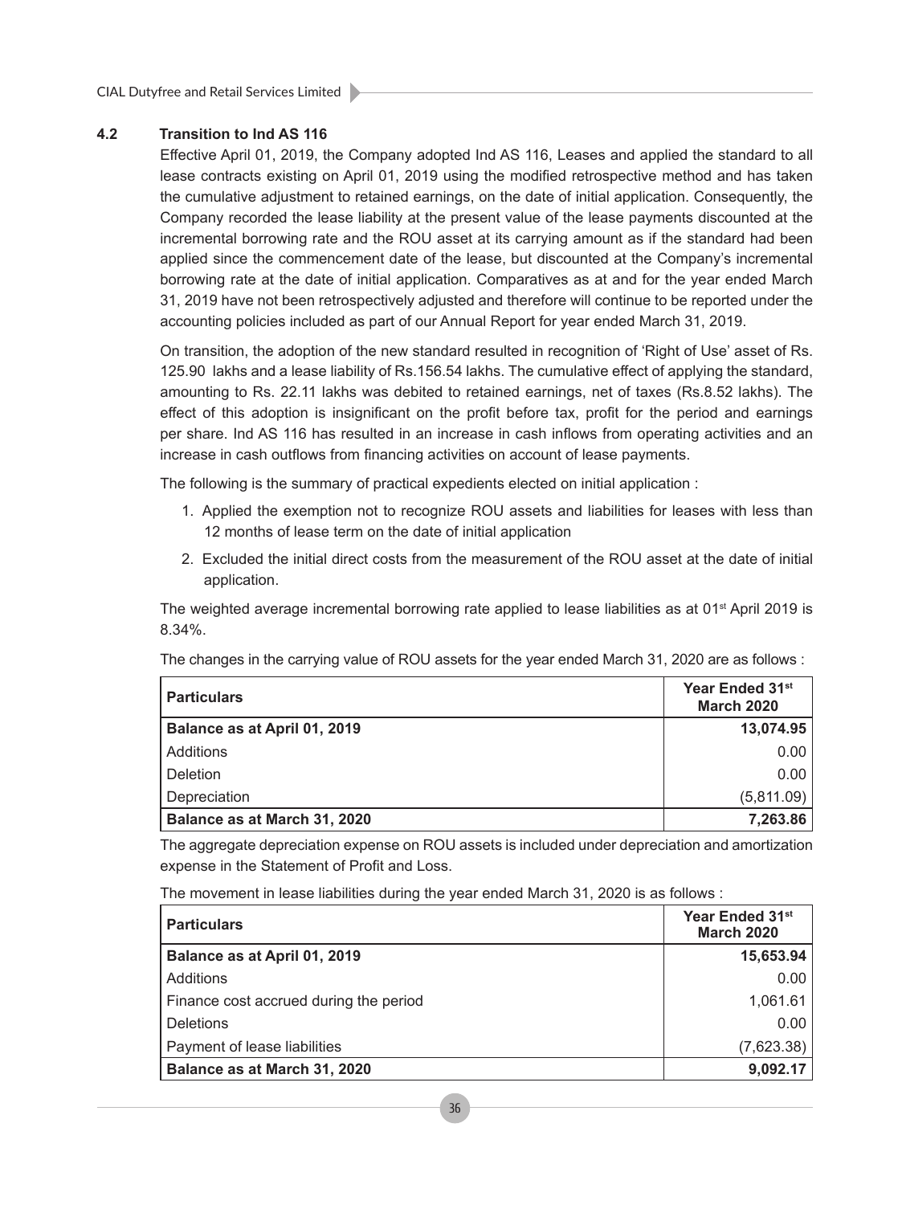### 4.2 Transition to Ind AS 116

Effective April 01, 2019, the Company adopted Ind AS 116, Leases and applied the standard to all lease contracts existing on April 01, 2019 using the modified retrospective method and has taken the cumulative adjustment to retained earnings, on the date of initial application. Consequently, the Company recorded the lease liability at the present value of the lease payments discounted at the incremental borrowing rate and the ROU asset at its carrying amount as if the standard had been applied since the commencement date of the lease, but discounted at the Company's incremental borrowing rate at the date of initial application. Comparatives as at and for the year ended March 31, 2019 have not been retrospectively adjusted and therefore will continue to be reported under the accounting policies included as part of our Annual Report for year ended March 31, 2019.

On transition, the adoption of the new standard resulted in recognition of 'Right of Use' asset of Rs. 125.90 lakhs and a lease liability of Rs.156.54 lakhs. The cumulative effect of applying the standard, amounting to Rs. 22.11 lakhs was debited to retained earnings, net of taxes (Rs.8.52 lakhs). The effect of this adoption is insignificant on the profit before tax, profit for the period and earnings per share. Ind AS 116 has resulted in an increase in cash inflows from operating activities and an increase in cash outflows from financing activities on account of lease payments.

The following is the summary of practical expedients elected on initial application :

1. Applied the exemption not to recognize ROU assets and liabilities for leases with less than 12 months of lease term on the date of initial application
2. Excluded the initial direct costs from the measurement of the ROU asset at the date of initial application.

The weighted average incremental borrowing rate applied to lease liabilities as at 01st April 2019 is 8.34%.

The changes in the carrying value of ROU assets for the year ended March 31, 2020 are as follows :

| Particulars | Year Ended 31st March 2020 |
|---|---|
| **Balance as at April 01, 2019** | **13,074.95** |
| Additions | 0.00 |
| Deletion | 0.00 |
| Depreciation | (5,811.09) |
| **Balance as at March 31, 2020** | **7,263.86** |

The aggregate depreciation expense on ROU assets is included under depreciation and amortization expense in the Statement of Profit and Loss.

The movement in lease liabilities during the year ended March 31, 2020 is as follows :

| Particulars | Year Ended 31st March 2020 |
|---|---|
| **Balance as at April 01, 2019** | **15,653.94** |
| Additions | 0.00 |
| Finance cost accrued during the period | 1,061.61 |
| Deletions | 0.00 |
| Payment of lease liabilities | (7,623.38) |
| **Balance as at March 31, 2020** | **9,092.17** |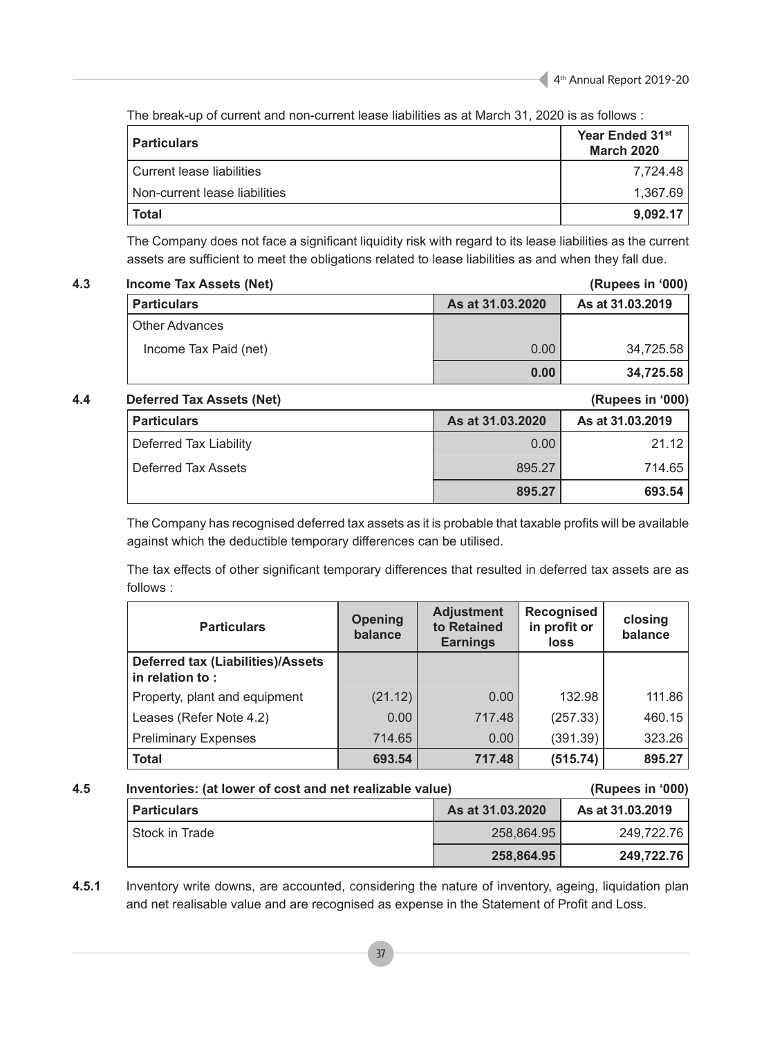The break-up of current and non-current lease liabilities as at March 31, 2020 is as follows :

| Particulars | Year Ended 31st March 2020 |
|---|---|
| Current lease liabilities | 7,724.48 |
| Non-current lease liabilities | 1,367.69 |
| **Total** | **9,092.17** |

The Company does not face a significant liquidity risk with regard to its lease liabilities as the current assets are sufficient to meet the obligations related to lease liabilities as and when they fall due.

### 4.3 Income Tax Assets (Net) (Rupees in '000)

| Particulars | As at 31.03.2020 | As at 31.03.2019 |
|---|---|---|
| Other Advances | | |
| Income Tax Paid (net) | 0.00 | 34,725.58 |
| | **0.00** | **34,725.58** |

### 4.4 Deferred Tax Assets (Net) (Rupees in '000)

| Particulars | As at 31.03.2020 | As at 31.03.2019 |
|---|---|---|
| Deferred Tax Liability | 0.00 | 21.12 |
| Deferred Tax Assets | 895.27 | 714.65 |
| | **895.27** | **693.54** |

The Company has recognised deferred tax assets as it is probable that taxable profits will be available against which the deductible temporary differences can be utilised.

The tax effects of other significant temporary differences that resulted in deferred tax assets are as follows :

| Particulars | Opening balance | Adjustment to Retained Earnings | Recognised in profit or loss | closing balance |
|---|---|---|---|---|
| **Deferred tax (Liabilities)/Assets in relation to :** | | | | |
| Property, plant and equipment | (21.12) | 0.00 | 132.98 | 111.86 |
| Leases (Refer Note 4.2) | 0.00 | 717.48 | (257.33) | 460.15 |
| Preliminary Expenses | 714.65 | 0.00 | (391.39) | 323.26 |
| **Total** | **693.54** | **717.48** | **(515.74)** | **895.27** |

### 4.5 Inventories: (at lower of cost and net realizable value) (Rupees in '000)

| Particulars | As at 31.03.2020 | As at 31.03.2019 |
|---|---|---|
| Stock in Trade | 258,864.95 | 249,722.76 |
| | **258,864.95** | **249,722.76** |

**4.5.1** Inventory write downs, are accounted, considering the nature of inventory, ageing, liquidation plan and net realisable value and are recognised as expense in the Statement of Profit and Loss.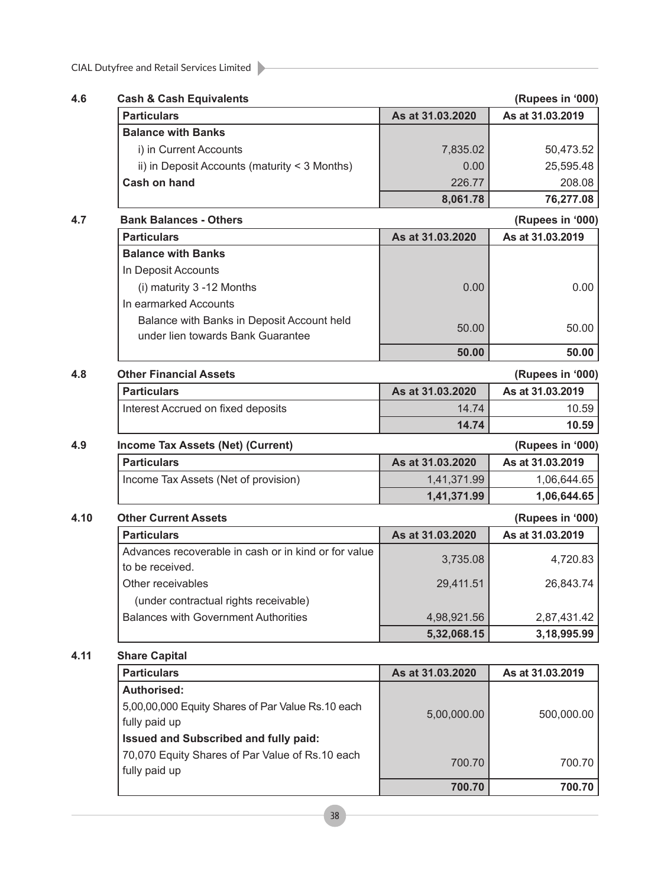### 4.6 Cash & Cash Equivalents

(Rupees in '000)

| Particulars | As at 31.03.2020 | As at 31.03.2019 |
|---|---|---|
| **Balance with Banks** | | |
| i) in Current Accounts | 7,835.02 | 50,473.52 |
| ii) in Deposit Accounts (maturity < 3 Months) | 0.00 | 25,595.48 |
| **Cash on hand** | 226.77 | 208.08 |
| | **8,061.78** | **76,277.08** |

### 4.7 Bank Balances - Others

(Rupees in '000)

| Particulars | As at 31.03.2020 | As at 31.03.2019 |
|---|---|---|
| **Balance with Banks** | | |
| In Deposit Accounts | | |
| (i) maturity 3 -12 Months | 0.00 | 0.00 |
| In earmarked Accounts | | |
| Balance with Banks in Deposit Account held under lien towards Bank Guarantee | 50.00 | 50.00 |
| | **50.00** | **50.00** |

### 4.8 Other Financial Assets

(Rupees in '000)

| Particulars | As at 31.03.2020 | As at 31.03.2019 |
|---|---|---|
| Interest Accrued on fixed deposits | 14.74 | 10.59 |
| | **14.74** | **10.59** |

### 4.9 Income Tax Assets (Net) (Current)

(Rupees in '000)

| Particulars | As at 31.03.2020 | As at 31.03.2019 |
|---|---|---|
| Income Tax Assets (Net of provision) | 1,41,371.99 | 1,06,644.65 |
| | **1,41,371.99** | **1,06,644.65** |

### 4.10 Other Current Assets

(Rupees in '000)

| Particulars | As at 31.03.2020 | As at 31.03.2019 |
|---|---|---|
| Advances recoverable in cash or in kind or for value to be received. | 3,735.08 | 4,720.83 |
| Other receivables (under contractual rights receivable) | 29,411.51 | 26,843.74 |
| Balances with Government Authorities | 4,98,921.56 | 2,87,431.42 |
| | **5,32,068.15** | **3,18,995.99** |

### 4.11 Share Capital

| Particulars | As at 31.03.2020 | As at 31.03.2019 |
|---|---|---|
| **Authorised:** | | |
| 5,00,00,000 Equity Shares of Par Value Rs.10 each fully paid up | 5,00,000.00 | 500,000.00 |
| **Issued and Subscribed and fully paid:** | | |
| 70,070 Equity Shares of Par Value of Rs.10 each fully paid up | 700.70 | 700.70 |
| | **700.70** | **700.70** |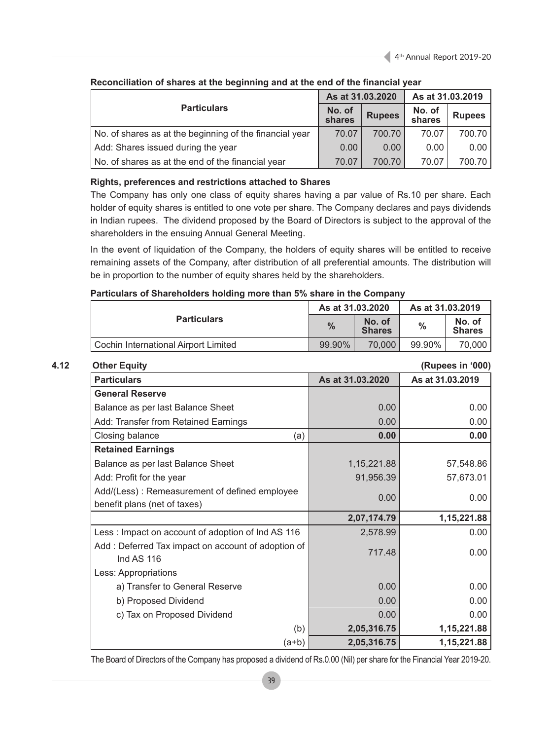**Reconciliation of shares at the beginning and at the end of the financial year**

| Particulars | As at 31.03.2020 | | As at 31.03.2019 | |
|---|---|---|---|---|
| | No. of shares | Rupees | No. of shares | Rupees |
| No. of shares as at the beginning of the financial year | 70.07 | 700.70 | 70.07 | 700.70 |
| Add: Shares issued during the year | 0.00 | 0.00 | 0.00 | 0.00 |
| No. of shares as at the end of the financial year | 70.07 | 700.70 | 70.07 | 700.70 |

**Rights, preferences and restrictions attached to Shares**

The Company has only one class of equity shares having a par value of Rs.10 per share. Each holder of equity shares is entitled to one vote per share. The Company declares and pays dividends in Indian rupees. The dividend proposed by the Board of Directors is subject to the approval of the shareholders in the ensuing Annual General Meeting.

In the event of liquidation of the Company, the holders of equity shares will be entitled to receive remaining assets of the Company, after distribution of all preferential amounts. The distribution will be in proportion to the number of equity shares held by the shareholders.

**Particulars of Shareholders holding more than 5% share in the Company**

| Particulars | As at 31.03.2020 | | As at 31.03.2019 | |
|---|---|---|---|---|
| | % | No. of Shares | % | No. of Shares |
| Cochin International Airport Limited | 99.90% | 70,000 | 99.90% | 70,000 |

## 4.12 Other Equity

**(Rupees in '000)**

| Particulars | As at 31.03.2020 | As at 31.03.2019 |
|---|---|---|
| **General Reserve** | | |
| Balance as per last Balance Sheet | 0.00 | 0.00 |
| Add: Transfer from Retained Earnings | 0.00 | 0.00 |
| Closing balance (a) | **0.00** | **0.00** |
| **Retained Earnings** | | |
| Balance as per last Balance Sheet | 1,15,221.88 | 57,548.86 |
| Add: Profit for the year | 91,956.39 | 57,673.01 |
| Add/(Less) : Remeasurement of defined employee benefit plans (net of taxes) | 0.00 | 0.00 |
| | **2,07,174.79** | **1,15,221.88** |
| Less : Impact on account of adoption of Ind AS 116 | 2,578.99 | 0.00 |
| Add : Deferred Tax impact on account of adoption of Ind AS 116 | 717.48 | 0.00 |
| Less: Appropriations | | |
| a) Transfer to General Reserve | 0.00 | 0.00 |
| b) Proposed Dividend | 0.00 | 0.00 |
| c) Tax on Proposed Dividend | 0.00 | 0.00 |
| (b) | **2,05,316.75** | **1,15,221.88** |
| (a+b) | **2,05,316.75** | **1,15,221.88** |

The Board of Directors of the Company has proposed a dividend of Rs.0.00 (Nil) per share for the Financial Year 2019-20.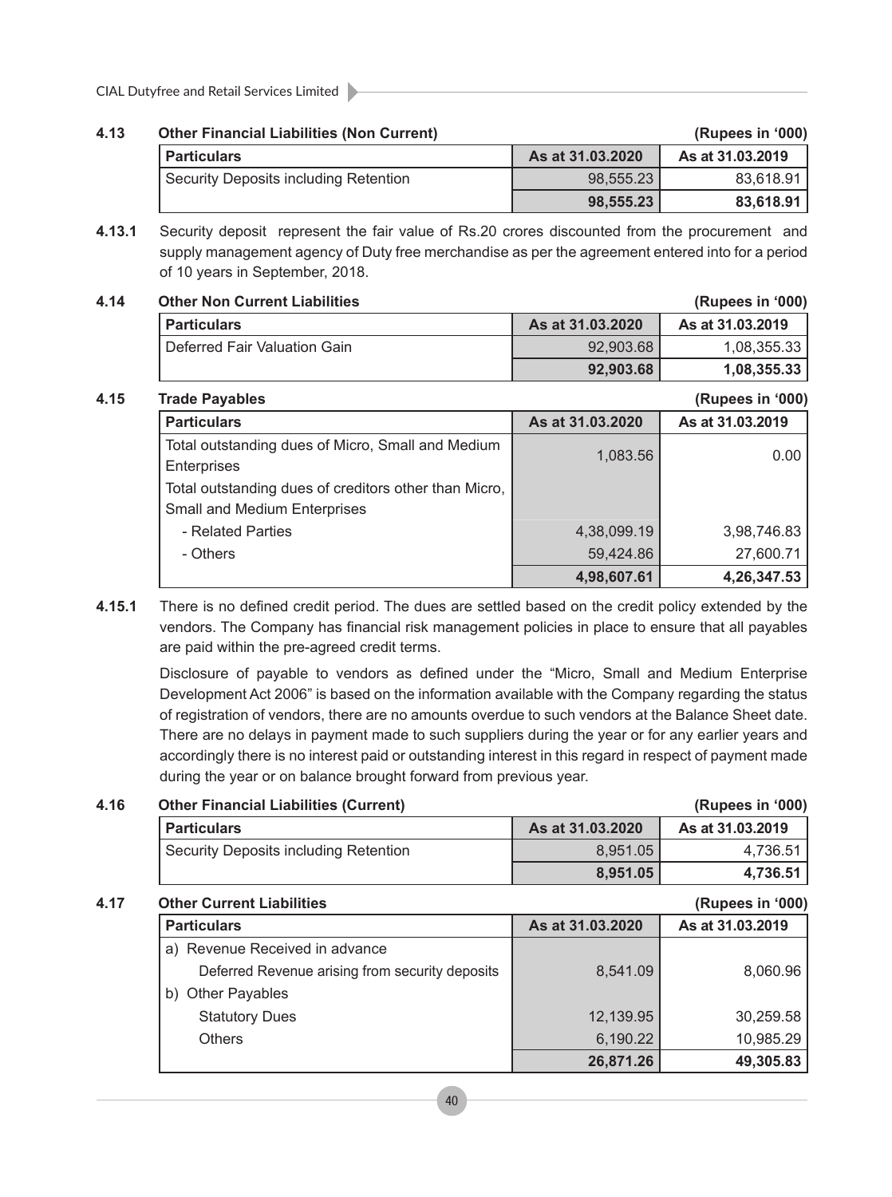### 4.13 Other Financial Liabilities (Non Current)

(Rupees in '000)

| Particulars | As at 31.03.2020 | As at 31.03.2019 |
|---|---|---|
| Security Deposits including Retention | 98,555.23 | 83,618.91 |
| | **98,555.23** | **83,618.91** |

**4.13.1** Security deposit represent the fair value of Rs.20 crores discounted from the procurement and supply management agency of Duty free merchandise as per the agreement entered into for a period of 10 years in September, 2018.

### 4.14 Other Non Current Liabilities

(Rupees in '000)

| Particulars | As at 31.03.2020 | As at 31.03.2019 |
|---|---|---|
| Deferred Fair Valuation Gain | 92,903.68 | 1,08,355.33 |
| | **92,903.68** | **1,08,355.33** |

### 4.15 Trade Payables

(Rupees in '000)

| Particulars | As at 31.03.2020 | As at 31.03.2019 |
|---|---|---|
| Total outstanding dues of Micro, Small and Medium Enterprises | 1,083.56 | 0.00 |
| Total outstanding dues of creditors other than Micro, Small and Medium Enterprises | | |
| - Related Parties | 4,38,099.19 | 3,98,746.83 |
| - Others | 59,424.86 | 27,600.71 |
| | **4,98,607.61** | **4,26,347.53** |

**4.15.1** There is no defined credit period. The dues are settled based on the credit policy extended by the vendors. The Company has financial risk management policies in place to ensure that all payables are paid within the pre-agreed credit terms.

Disclosure of payable to vendors as defined under the "Micro, Small and Medium Enterprise Development Act 2006" is based on the information available with the Company regarding the status of registration of vendors, there are no amounts overdue to such vendors at the Balance Sheet date. There are no delays in payment made to such suppliers during the year or for any earlier years and accordingly there is no interest paid or outstanding interest in this regard in respect of payment made during the year or on balance brought forward from previous year.

### 4.16 Other Financial Liabilities (Current)

(Rupees in '000)

| Particulars | As at 31.03.2020 | As at 31.03.2019 |
|---|---|---|
| Security Deposits including Retention | 8,951.05 | 4,736.51 |
| | **8,951.05** | **4,736.51** |

### 4.17 Other Current Liabilities

(Rupees in '000)

| Particulars | As at 31.03.2020 | As at 31.03.2019 |
|---|---|---|
| a) Revenue Received in advance | | |
| Deferred Revenue arising from security deposits | 8,541.09 | 8,060.96 |
| b) Other Payables | | |
| Statutory Dues | 12,139.95 | 30,259.58 |
| Others | 6,190.22 | 10,985.29 |
| | **26,871.26** | **49,305.83** |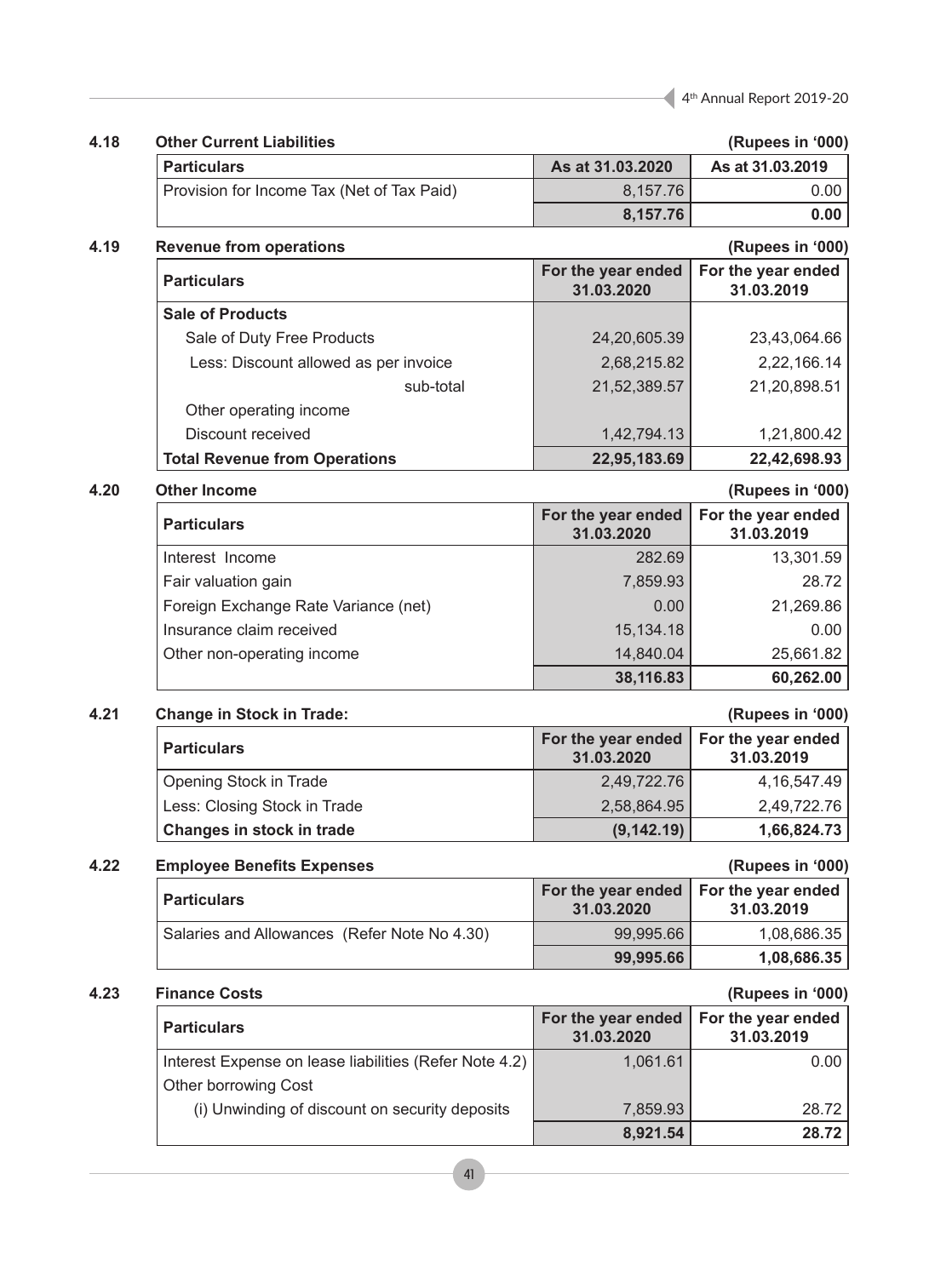### 4.18 Other Current Liabilities

(Rupees in '000)

| Particulars | As at 31.03.2020 | As at 31.03.2019 |
|---|---|---|
| Provision for Income Tax (Net of Tax Paid) | 8,157.76 | 0.00 |
| | **8,157.76** | **0.00** |

### 4.19 Revenue from operations

(Rupees in '000)

| Particulars | For the year ended 31.03.2020 | For the year ended 31.03.2019 |
|---|---|---|
| **Sale of Products** | | |
| Sale of Duty Free Products | 24,20,605.39 | 23,43,064.66 |
| Less: Discount allowed as per invoice | 2,68,215.82 | 2,22,166.14 |
| sub-total | 21,52,389.57 | 21,20,898.51 |
| Other operating income | | |
| Discount received | 1,42,794.13 | 1,21,800.42 |
| **Total Revenue from Operations** | **22,95,183.69** | **22,42,698.93** |

### 4.20 Other Income

(Rupees in '000)

| Particulars | For the year ended 31.03.2020 | For the year ended 31.03.2019 |
|---|---|---|
| Interest Income | 282.69 | 13,301.59 |
| Fair valuation gain | 7,859.93 | 28.72 |
| Foreign Exchange Rate Variance (net) | 0.00 | 21,269.86 |
| Insurance claim received | 15,134.18 | 0.00 |
| Other non-operating income | 14,840.04 | 25,661.82 |
| | **38,116.83** | **60,262.00** |

### 4.21 Change in Stock in Trade:

(Rupees in '000)

| Particulars | For the year ended 31.03.2020 | For the year ended 31.03.2019 |
|---|---|---|
| Opening Stock in Trade | 2,49,722.76 | 4,16,547.49 |
| Less: Closing Stock in Trade | 2,58,864.95 | 2,49,722.76 |
| **Changes in stock in trade** | **(9,142.19)** | **1,66,824.73** |

### 4.22 Employee Benefits Expenses

(Rupees in '000)

| Particulars | For the year ended 31.03.2020 | For the year ended 31.03.2019 |
|---|---|---|
| Salaries and Allowances (Refer Note No 4.30) | 99,995.66 | 1,08,686.35 |
| | **99,995.66** | **1,08,686.35** |

### 4.23 Finance Costs

(Rupees in '000)

| Particulars | For the year ended 31.03.2020 | For the year ended 31.03.2019 |
|---|---|---|
| Interest Expense on lease liabilities (Refer Note 4.2) | 1,061.61 | 0.00 |
| Other borrowing Cost | | |
| (i) Unwinding of discount on security deposits | 7,859.93 | 28.72 |
| | **8,921.54** | **28.72** |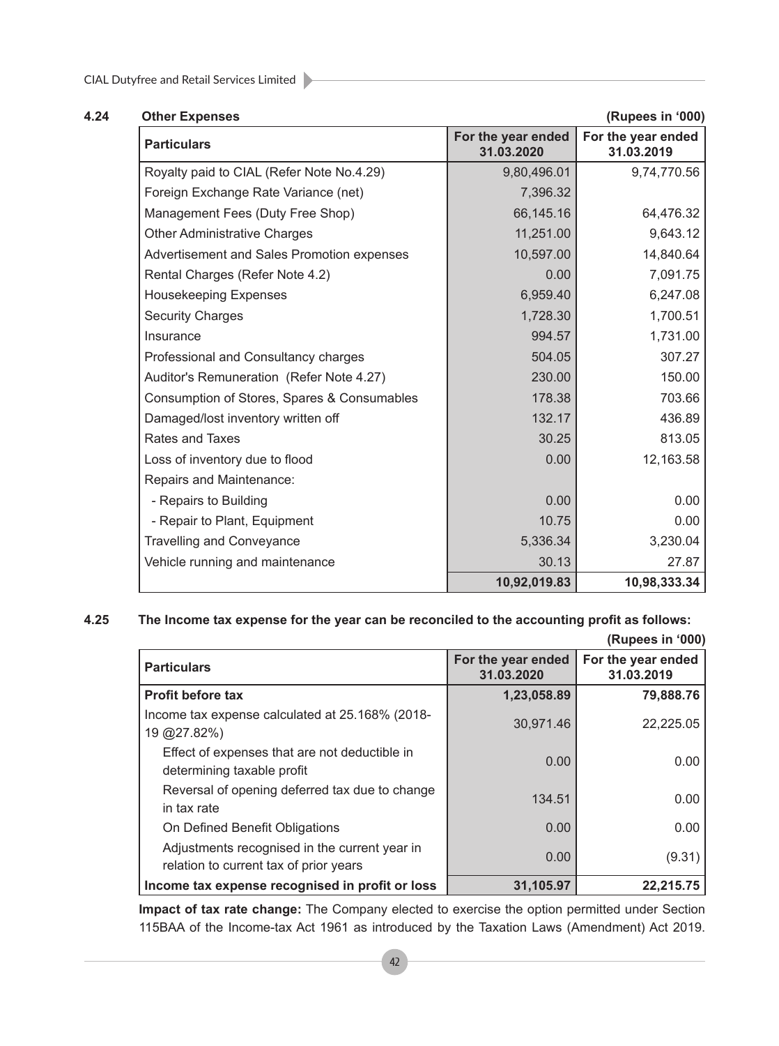### 4.24 Other Expenses

(Rupees in '000)

| Particulars | For the year ended 31.03.2020 | For the year ended 31.03.2019 |
|---|---|---|
| Royalty paid to CIAL (Refer Note No.4.29) | 9,80,496.01 | 9,74,770.56 |
| Foreign Exchange Rate Variance (net) | 7,396.32 | |
| Management Fees (Duty Free Shop) | 66,145.16 | 64,476.32 |
| Other Administrative Charges | 11,251.00 | 9,643.12 |
| Advertisement and Sales Promotion expenses | 10,597.00 | 14,840.64 |
| Rental Charges (Refer Note 4.2) | 0.00 | 7,091.75 |
| Housekeeping Expenses | 6,959.40 | 6,247.08 |
| Security Charges | 1,728.30 | 1,700.51 |
| Insurance | 994.57 | 1,731.00 |
| Professional and Consultancy charges | 504.05 | 307.27 |
| Auditor's Remuneration (Refer Note 4.27) | 230.00 | 150.00 |
| Consumption of Stores, Spares & Consumables | 178.38 | 703.66 |
| Damaged/lost inventory written off | 132.17 | 436.89 |
| Rates and Taxes | 30.25 | 813.05 |
| Loss of inventory due to flood | 0.00 | 12,163.58 |
| Repairs and Maintenance: | | |
| - Repairs to Building | 0.00 | 0.00 |
| - Repair to Plant, Equipment | 10.75 | 0.00 |
| Travelling and Conveyance | 5,336.34 | 3,230.04 |
| Vehicle running and maintenance | 30.13 | 27.87 |
| | **10,92,019.83** | **10,98,333.34** |

### 4.25 The Income tax expense for the year can be reconciled to the accounting profit as follows:

(Rupees in '000)

| Particulars | For the year ended 31.03.2020 | For the year ended 31.03.2019 |
|---|---|---|
| **Profit before tax** | **1,23,058.89** | **79,888.76** |
| Income tax expense calculated at 25.168% (2018-19 @27.82%) | 30,971.46 | 22,225.05 |
| Effect of expenses that are not deductible in determining taxable profit | 0.00 | 0.00 |
| Reversal of opening deferred tax due to change in tax rate | 134.51 | 0.00 |
| On Defined Benefit Obligations | 0.00 | 0.00 |
| Adjustments recognised in the current year in relation to current tax of prior years | 0.00 | (9.31) |
| **Income tax expense recognised in profit or loss** | **31,105.97** | **22,215.75** |

**Impact of tax rate change:** The Company elected to exercise the option permitted under Section 115BAA of the Income-tax Act 1961 as introduced by the Taxation Laws (Amendment) Act 2019.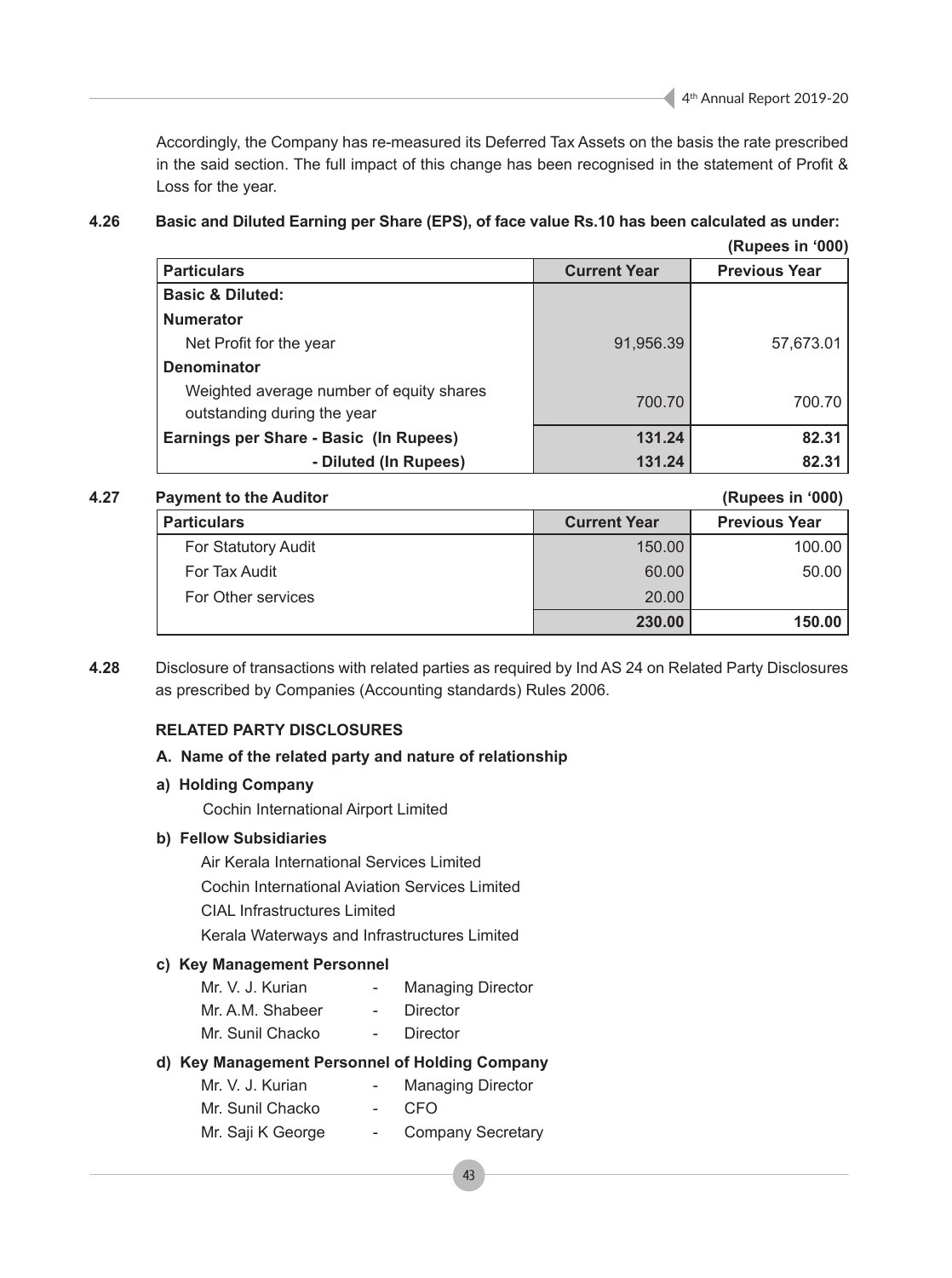Accordingly, the Company has re-measured its Deferred Tax Assets on the basis the rate prescribed in the said section. The full impact of this change has been recognised in the statement of Profit & Loss for the year.

**4.26 Basic and Diluted Earning per Share (EPS), of face value Rs.10 has been calculated as under:**

**(Rupees in '000)**

| Particulars | Current Year | Previous Year |
|---|---|---|
| **Basic & Diluted:** | | |
| **Numerator** | | |
| Net Profit for the year | 91,956.39 | 57,673.01 |
| **Denominator** | | |
| Weighted average number of equity shares outstanding during the year | 700.70 | 700.70 |
| **Earnings per Share - Basic (In Rupees)** | **131.24** | **82.31** |
| **- Diluted (In Rupees)** | **131.24** | **82.31** |

**4.27 Payment to the Auditor** **(Rupees in '000)**

| Particulars | Current Year | Previous Year |
|---|---|---|
| For Statutory Audit | 150.00 | 100.00 |
| For Tax Audit | 60.00 | 50.00 |
| For Other services | 20.00 | |
| | **230.00** | **150.00** |

**4.28** Disclosure of transactions with related parties as required by Ind AS 24 on Related Party Disclosures as prescribed by Companies (Accounting standards) Rules 2006.

**RELATED PARTY DISCLOSURES**

**A. Name of the related party and nature of relationship**

**a) Holding Company**

Cochin International Airport Limited

**b) Fellow Subsidiaries**

Air Kerala International Services Limited

Cochin International Aviation Services Limited

CIAL Infrastructures Limited

Kerala Waterways and Infrastructures Limited

**c) Key Management Personnel**

Mr. V. J. Kurian - Managing Director

Mr. A.M. Shabeer - Director

Mr. Sunil Chacko - Director

**d) Key Management Personnel of Holding Company**

Mr. V. J. Kurian - Managing Director

Mr. Sunil Chacko - CFO

Mr. Saji K George - Company Secretary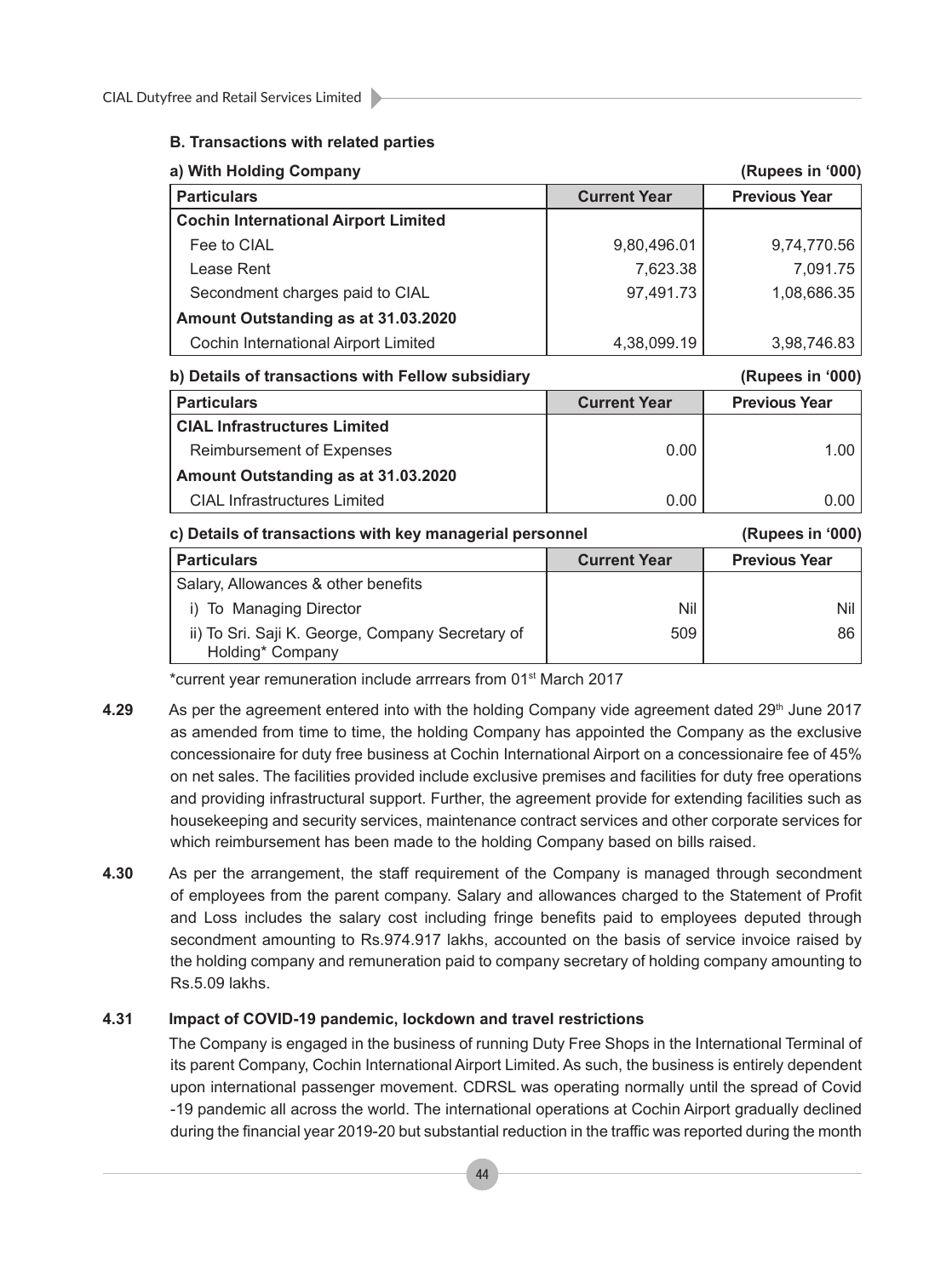**B. Transactions with related parties**

**a) With Holding Company** **(Rupees in '000)**

| Particulars | Current Year | Previous Year |
|---|---|---|
| **Cochin International Airport Limited** | | |
| Fee to CIAL | 9,80,496.01 | 9,74,770.56 |
| Lease Rent | 7,623.38 | 7,091.75 |
| Secondment charges paid to CIAL | 97,491.73 | 1,08,686.35 |
| **Amount Outstanding as at 31.03.2020** | | |
| Cochin International Airport Limited | 4,38,099.19 | 3,98,746.83 |

**b) Details of transactions with Fellow subsidiary** **(Rupees in '000)**

| Particulars | Current Year | Previous Year |
|---|---|---|
| **CIAL Infrastructures Limited** | | |
| Reimbursement of Expenses | 0.00 | 1.00 |
| **Amount Outstanding as at 31.03.2020** | | |
| CIAL Infrastructures Limited | 0.00 | 0.00 |

**c) Details of transactions with key managerial personnel** **(Rupees in '000)**

| Particulars | Current Year | Previous Year |
|---|---|---|
| Salary, Allowances & other benefits | | |
| i) To Managing Director | Nil | Nil |
| ii) To Sri. Saji K. George, Company Secretary of Holding* Company | 509 | 86 |

*current year remuneration include arrrears from 01st March 2017

**4.29** As per the agreement entered into with the holding Company vide agreement dated 29th June 2017 as amended from time to time, the holding Company has appointed the Company as the exclusive concessionaire for duty free business at Cochin International Airport on a concessionaire fee of 45% on net sales. The facilities provided include exclusive premises and facilities for duty free operations and providing infrastructural support. Further, the agreement provide for extending facilities such as housekeeping and security services, maintenance contract services and other corporate services for which reimbursement has been made to the holding Company based on bills raised.

**4.30** As per the arrangement, the staff requirement of the Company is managed through secondment of employees from the parent company. Salary and allowances charged to the Statement of Profit and Loss includes the salary cost including fringe benefits paid to employees deputed through secondment amounting to Rs.974.917 lakhs, accounted on the basis of service invoice raised by the holding company and remuneration paid to company secretary of holding company amounting to Rs.5.09 lakhs.

**4.31** **Impact of COVID-19 pandemic, lockdown and travel restrictions**

The Company is engaged in the business of running Duty Free Shops in the International Terminal of its parent Company, Cochin International Airport Limited. As such, the business is entirely dependent upon international passenger movement. CDRSL was operating normally until the spread of Covid -19 pandemic all across the world. The international operations at Cochin Airport gradually declined during the financial year 2019-20 but substantial reduction in the traffic was reported during the month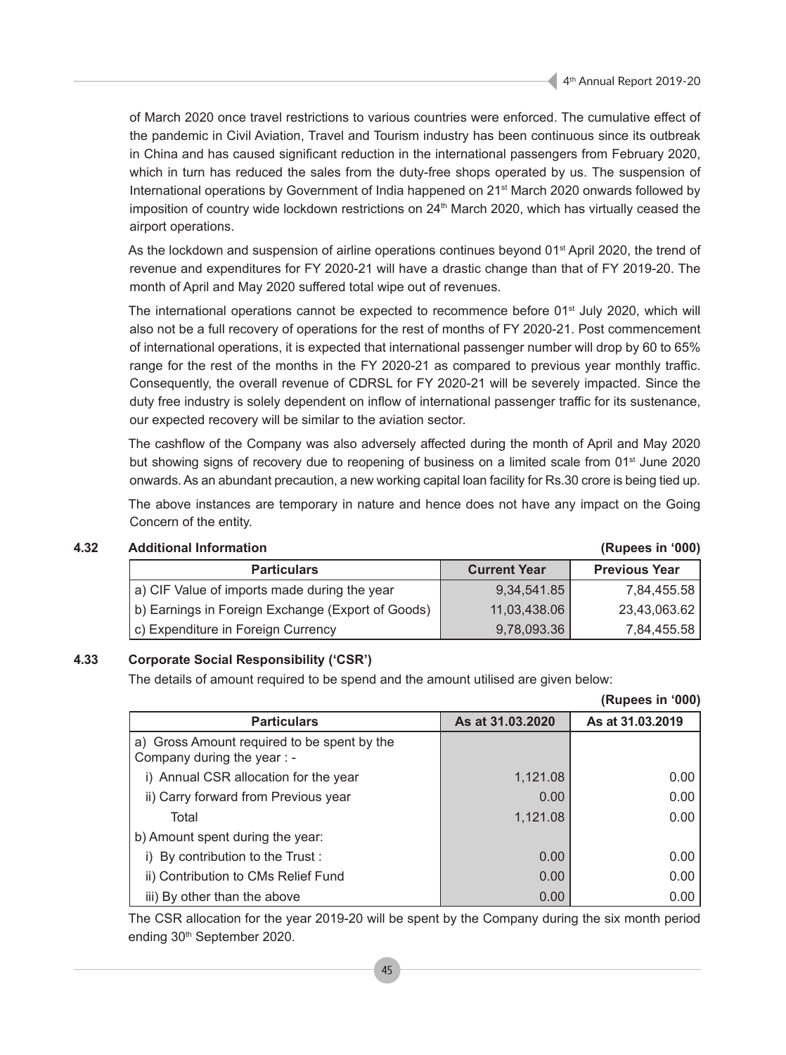of March 2020 once travel restrictions to various countries were enforced. The cumulative effect of the pandemic in Civil Aviation, Travel and Tourism industry has been continuous since its outbreak in China and has caused significant reduction in the international passengers from February 2020, which in turn has reduced the sales from the duty-free shops operated by us. The suspension of International operations by Government of India happened on 21st March 2020 onwards followed by imposition of country wide lockdown restrictions on 24th March 2020, which has virtually ceased the airport operations.

As the lockdown and suspension of airline operations continues beyond 01st April 2020, the trend of revenue and expenditures for FY 2020-21 will have a drastic change than that of FY 2019-20. The month of April and May 2020 suffered total wipe out of revenues.

The international operations cannot be expected to recommence before 01st July 2020, which will also not be a full recovery of operations for the rest of months of FY 2020-21. Post commencement of international operations, it is expected that international passenger number will drop by 60 to 65% range for the rest of the months in the FY 2020-21 as compared to previous year monthly traffic. Consequently, the overall revenue of CDRSL for FY 2020-21 will be severely impacted. Since the duty free industry is solely dependent on inflow of international passenger traffic for its sustenance, our expected recovery will be similar to the aviation sector.

The cashflow of the Company was also adversely affected during the month of April and May 2020 but showing signs of recovery due to reopening of business on a limited scale from 01st June 2020 onwards. As an abundant precaution, a new working capital loan facility for Rs.30 crore is being tied up.

The above instances are temporary in nature and hence does not have any impact on the Going Concern of the entity.

### 4.32 Additional Information

**(Rupees in '000)**

| Particulars | Current Year | Previous Year |
|---|---|---|
| a) CIF Value of imports made during the year | 9,34,541.85 | 7,84,455.58 |
| b) Earnings in Foreign Exchange (Export of Goods) | 11,03,438.06 | 23,43,063.62 |
| c) Expenditure in Foreign Currency | 9,78,093.36 | 7,84,455.58 |

### 4.33 Corporate Social Responsibility ('CSR')

The details of amount required to be spend and the amount utilised are given below:

**(Rupees in '000)**

| Particulars | As at 31.03.2020 | As at 31.03.2019 |
|---|---|---|
| a) Gross Amount required to be spent by the Company during the year : - | | |
| i) Annual CSR allocation for the year | 1,121.08 | 0.00 |
| ii) Carry forward from Previous year | 0.00 | 0.00 |
| Total | 1,121.08 | 0.00 |
| b) Amount spent during the year: | | |
| i) By contribution to the Trust : | 0.00 | 0.00 |
| ii) Contribution to CMs Relief Fund | 0.00 | 0.00 |
| iii) By other than the above | 0.00 | 0.00 |

The CSR allocation for the year 2019-20 will be spent by the Company during the six month period ending 30th September 2020.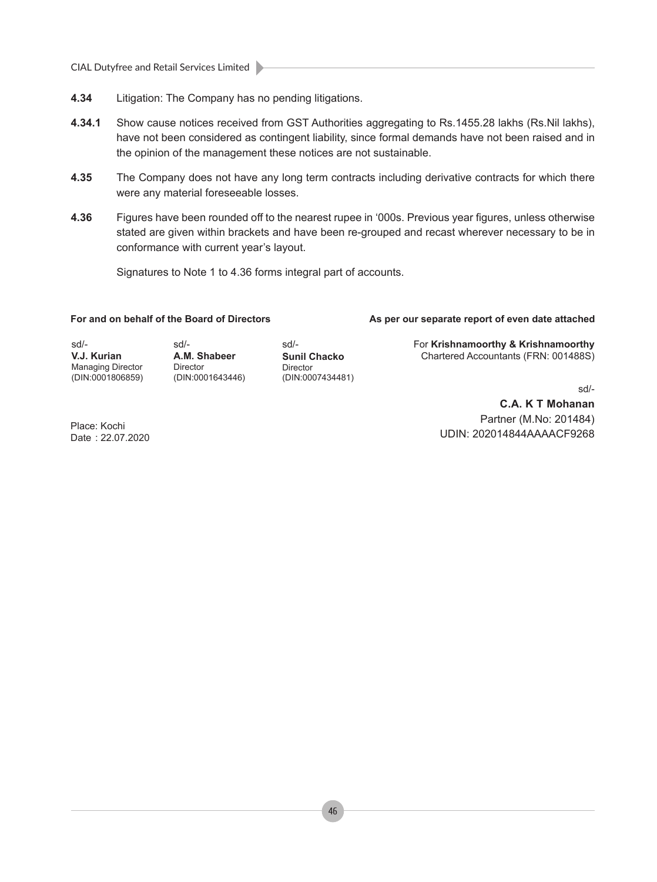**4.34** Litigation: The Company has no pending litigations.

**4.34.1** Show cause notices received from GST Authorities aggregating to Rs.1455.28 lakhs (Rs.Nil lakhs), have not been considered as contingent liability, since formal demands have not been raised and in the opinion of the management these notices are not sustainable.

**4.35** The Company does not have any long term contracts including derivative contracts for which there were any material foreseeable losses.

**4.36** Figures have been rounded off to the nearest rupee in '000s. Previous year figures, unless otherwise stated are given within brackets and have been re-grouped and recast wherever necessary to be in conformance with current year's layout.

Signatures to Note 1 to 4.36 forms integral part of accounts.

**For and on behalf of the Board of Directors**

| sd/- | sd/- | sd/- |
|---|---|---|
| **V.J. Kurian** | **A.M. Shabeer** | **Sunil Chacko** |
| Managing Director | Director | Director |
| (DIN:0001806859) | (DIN:0001643446) | (DIN:0007434481) |

Place: Kochi
Date : 22.07.2020

**As per our separate report of even date attached**

For **Krishnamoorthy & Krishnamoorthy**
Chartered Accountants (FRN: 001488S)

sd/-
**C.A. K T Mohanan**
Partner (M.No: 201484)
UDIN: 202014844AAAACF9268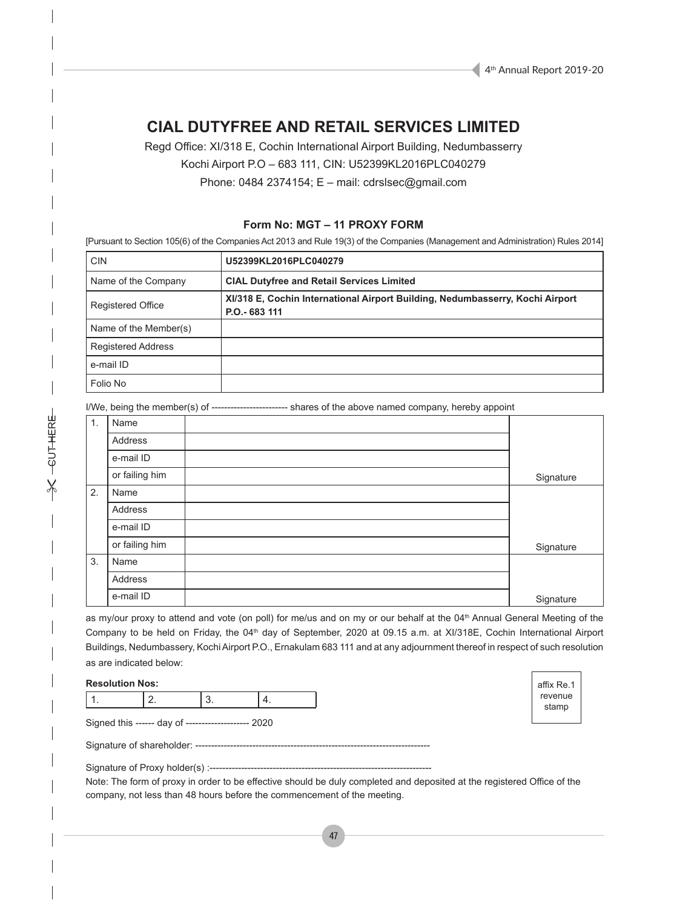# CIAL DUTYFREE AND RETAIL SERVICES LIMITED

Regd Office: XI/318 E, Cochin International Airport Building, Nedumbasserry
Kochi Airport P.O – 683 111, CIN: U52399KL2016PLC040279
Phone: 0484 2374154; E – mail: cdrslsec@gmail.com

## Form No: MGT – 11 PROXY FORM

[Pursuant to Section 105(6) of the Companies Act 2013 and Rule 19(3) of the Companies (Management and Administration) Rules 2014]

| CIN | **U52399KL2016PLC040279** |
|---|---|
| Name of the Company | **CIAL Dutyfree and Retail Services Limited** |
| Registered Office | **XI/318 E, Cochin International Airport Building, Nedumbasserry, Kochi Airport P.O.- 683 111** |
| Name of the Member(s) | |
| Registered Address | |
| e-mail ID | |
| Folio No | |

I/We, being the member(s) of ------------------------ shares of the above named company, hereby appoint

| | | | |
|---|---|---|---|
| 1. | Name | | |
| | Address | | |
| | e-mail ID | | |
| | or failing him | | Signature |
| 2. | Name | | |
| | Address | | |
| | e-mail ID | | |
| | or failing him | | Signature |
| 3. | Name | | |
| | Address | | |
| | e-mail ID | | Signature |

as my/our proxy to attend and vote (on poll) for me/us and on my or our behalf at the 04th Annual General Meeting of the Company to be held on Friday, the 04th day of September, 2020 at 09.15 a.m. at XI/318E, Cochin International Airport Buildings, Nedumbassery, Kochi Airport P.O., Ernakulam 683 111 and at any adjournment thereof in respect of such resolution as are indicated below:

**Resolution Nos:**

| 1. | 2. | 3. | 4. |
|---|---|---|---|

affix Re.1 revenue stamp

Signed this ------ day of -------------------- 2020

Signature of shareholder: ---------------------------------------------------------------------------

Signature of Proxy holder(s) :-----------------------------------------------------------------------

Note: The form of proxy in order to be effective should be duly completed and deposited at the registered Office of the company, not less than 48 hours before the commencement of the meeting.